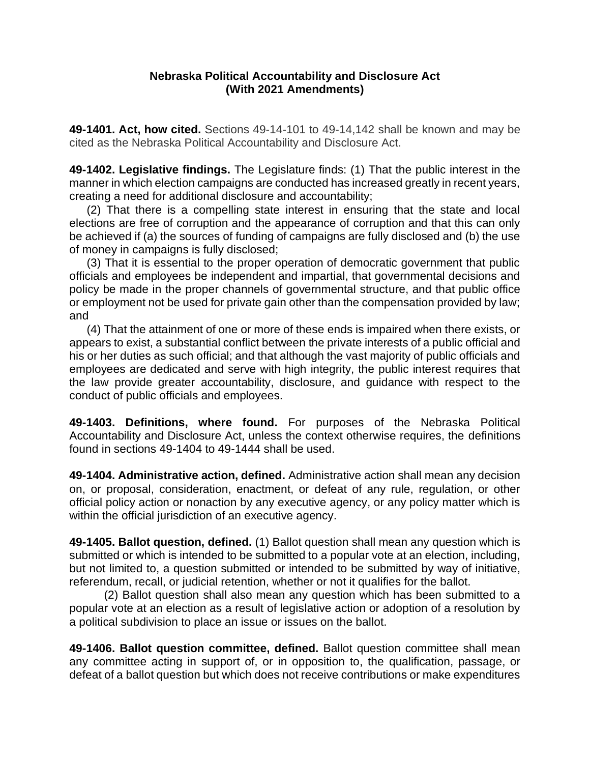**Nebraska Political Accountability and Disclosure Act**
**(With 2021 Amendments)**

**49-1401. Act, how cited.** Sections 49-14-101 to 49-14,142 shall be known and may be cited as the Nebraska Political Accountability and Disclosure Act.

**49-1402. Legislative findings.** The Legislature finds: (1) That the public interest in the manner in which election campaigns are conducted has increased greatly in recent years, creating a need for additional disclosure and accountability;

(2) That there is a compelling state interest in ensuring that the state and local elections are free of corruption and the appearance of corruption and that this can only be achieved if (a) the sources of funding of campaigns are fully disclosed and (b) the use of money in campaigns is fully disclosed;

(3) That it is essential to the proper operation of democratic government that public officials and employees be independent and impartial, that governmental decisions and policy be made in the proper channels of governmental structure, and that public office or employment not be used for private gain other than the compensation provided by law; and

(4) That the attainment of one or more of these ends is impaired when there exists, or appears to exist, a substantial conflict between the private interests of a public official and his or her duties as such official; and that although the vast majority of public officials and employees are dedicated and serve with high integrity, the public interest requires that the law provide greater accountability, disclosure, and guidance with respect to the conduct of public officials and employees.

**49-1403. Definitions, where found.** For purposes of the Nebraska Political Accountability and Disclosure Act, unless the context otherwise requires, the definitions found in sections 49-1404 to 49-1444 shall be used.

**49-1404. Administrative action, defined.** Administrative action shall mean any decision on, or proposal, consideration, enactment, or defeat of any rule, regulation, or other official policy action or nonaction by any executive agency, or any policy matter which is within the official jurisdiction of an executive agency.

**49-1405. Ballot question, defined.** (1) Ballot question shall mean any question which is submitted or which is intended to be submitted to a popular vote at an election, including, but not limited to, a question submitted or intended to be submitted by way of initiative, referendum, recall, or judicial retention, whether or not it qualifies for the ballot.

(2) Ballot question shall also mean any question which has been submitted to a popular vote at an election as a result of legislative action or adoption of a resolution by a political subdivision to place an issue or issues on the ballot.

**49-1406. Ballot question committee, defined.** Ballot question committee shall mean any committee acting in support of, or in opposition to, the qualification, passage, or defeat of a ballot question but which does not receive contributions or make expenditures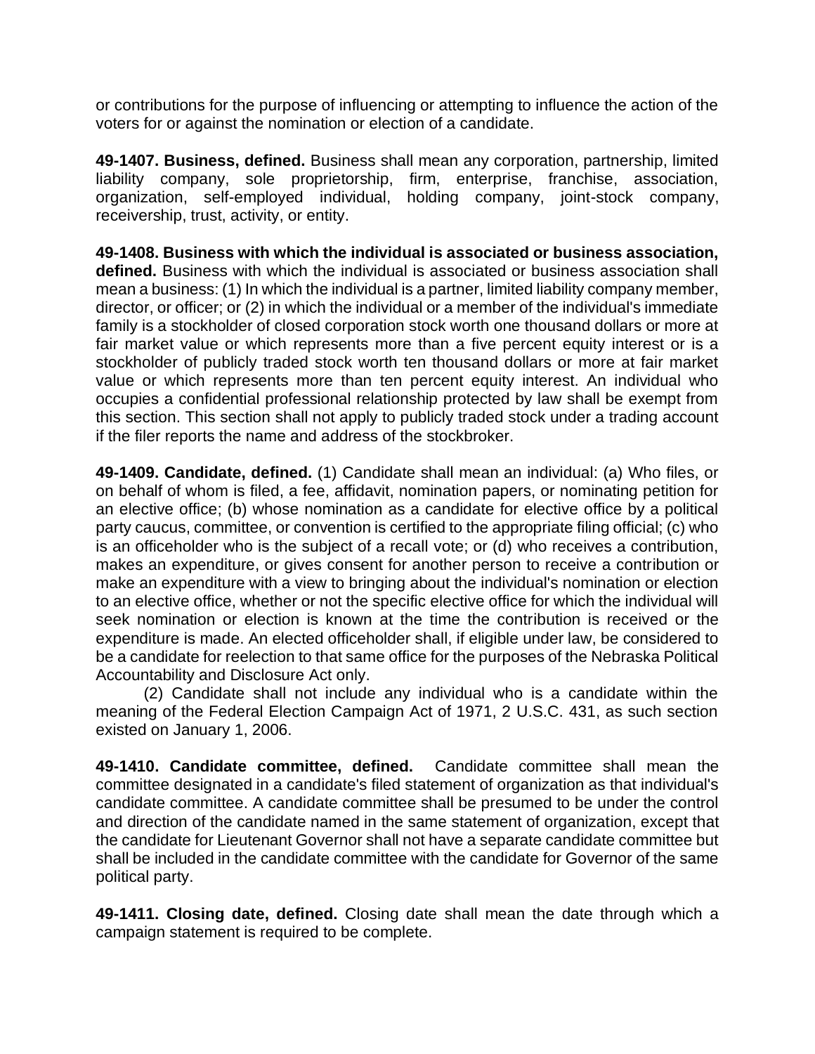or contributions for the purpose of influencing or attempting to influence the action of the voters for or against the nomination or election of a candidate.

**49-1407. Business, defined.** Business shall mean any corporation, partnership, limited liability company, sole proprietorship, firm, enterprise, franchise, association, organization, self-employed individual, holding company, joint-stock company, receivership, trust, activity, or entity.

**49-1408. Business with which the individual is associated or business association, defined.** Business with which the individual is associated or business association shall mean a business: (1) In which the individual is a partner, limited liability company member, director, or officer; or (2) in which the individual or a member of the individual's immediate family is a stockholder of closed corporation stock worth one thousand dollars or more at fair market value or which represents more than a five percent equity interest or is a stockholder of publicly traded stock worth ten thousand dollars or more at fair market value or which represents more than ten percent equity interest. An individual who occupies a confidential professional relationship protected by law shall be exempt from this section. This section shall not apply to publicly traded stock under a trading account if the filer reports the name and address of the stockbroker.

**49-1409. Candidate, defined.** (1) Candidate shall mean an individual: (a) Who files, or on behalf of whom is filed, a fee, affidavit, nomination papers, or nominating petition for an elective office; (b) whose nomination as a candidate for elective office by a political party caucus, committee, or convention is certified to the appropriate filing official; (c) who is an officeholder who is the subject of a recall vote; or (d) who receives a contribution, makes an expenditure, or gives consent for another person to receive a contribution or make an expenditure with a view to bringing about the individual's nomination or election to an elective office, whether or not the specific elective office for which the individual will seek nomination or election is known at the time the contribution is received or the expenditure is made. An elected officeholder shall, if eligible under law, be considered to be a candidate for reelection to that same office for the purposes of the Nebraska Political Accountability and Disclosure Act only.

(2) Candidate shall not include any individual who is a candidate within the meaning of the Federal Election Campaign Act of 1971, 2 U.S.C. 431, as such section existed on January 1, 2006.

**49-1410. Candidate committee, defined.** Candidate committee shall mean the committee designated in a candidate's filed statement of organization as that individual's candidate committee. A candidate committee shall be presumed to be under the control and direction of the candidate named in the same statement of organization, except that the candidate for Lieutenant Governor shall not have a separate candidate committee but shall be included in the candidate committee with the candidate for Governor of the same political party.

**49-1411. Closing date, defined.** Closing date shall mean the date through which a campaign statement is required to be complete.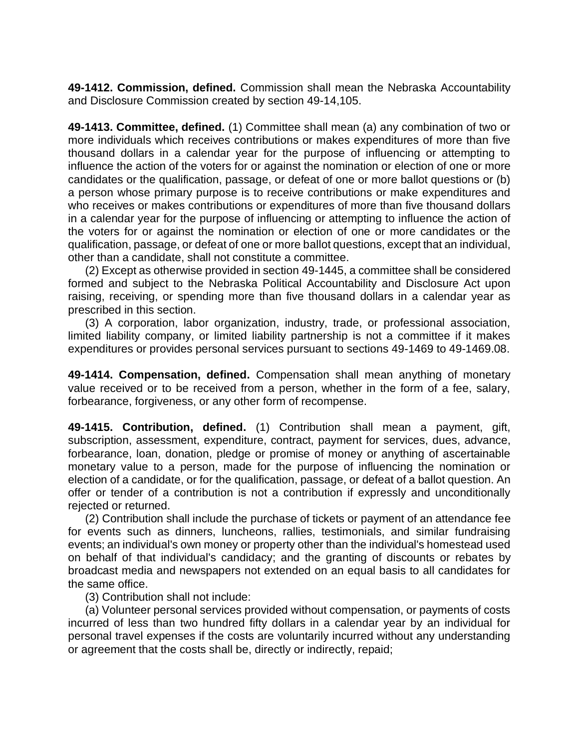**49-1412. Commission, defined.** Commission shall mean the Nebraska Accountability and Disclosure Commission created by section 49-14,105.

**49-1413. Committee, defined.** (1) Committee shall mean (a) any combination of two or more individuals which receives contributions or makes expenditures of more than five thousand dollars in a calendar year for the purpose of influencing or attempting to influence the action of the voters for or against the nomination or election of one or more candidates or the qualification, passage, or defeat of one or more ballot questions or (b) a person whose primary purpose is to receive contributions or make expenditures and who receives or makes contributions or expenditures of more than five thousand dollars in a calendar year for the purpose of influencing or attempting to influence the action of the voters for or against the nomination or election of one or more candidates or the qualification, passage, or defeat of one or more ballot questions, except that an individual, other than a candidate, shall not constitute a committee.

(2) Except as otherwise provided in section 49-1445, a committee shall be considered formed and subject to the Nebraska Political Accountability and Disclosure Act upon raising, receiving, or spending more than five thousand dollars in a calendar year as prescribed in this section.

(3) A corporation, labor organization, industry, trade, or professional association, limited liability company, or limited liability partnership is not a committee if it makes expenditures or provides personal services pursuant to sections 49-1469 to 49-1469.08.

**49-1414. Compensation, defined.** Compensation shall mean anything of monetary value received or to be received from a person, whether in the form of a fee, salary, forbearance, forgiveness, or any other form of recompense.

**49-1415. Contribution, defined.** (1) Contribution shall mean a payment, gift, subscription, assessment, expenditure, contract, payment for services, dues, advance, forbearance, loan, donation, pledge or promise of money or anything of ascertainable monetary value to a person, made for the purpose of influencing the nomination or election of a candidate, or for the qualification, passage, or defeat of a ballot question. An offer or tender of a contribution is not a contribution if expressly and unconditionally rejected or returned.

(2) Contribution shall include the purchase of tickets or payment of an attendance fee for events such as dinners, luncheons, rallies, testimonials, and similar fundraising events; an individual's own money or property other than the individual's homestead used on behalf of that individual's candidacy; and the granting of discounts or rebates by broadcast media and newspapers not extended on an equal basis to all candidates for the same office.

(3) Contribution shall not include:

(a) Volunteer personal services provided without compensation, or payments of costs incurred of less than two hundred fifty dollars in a calendar year by an individual for personal travel expenses if the costs are voluntarily incurred without any understanding or agreement that the costs shall be, directly or indirectly, repaid;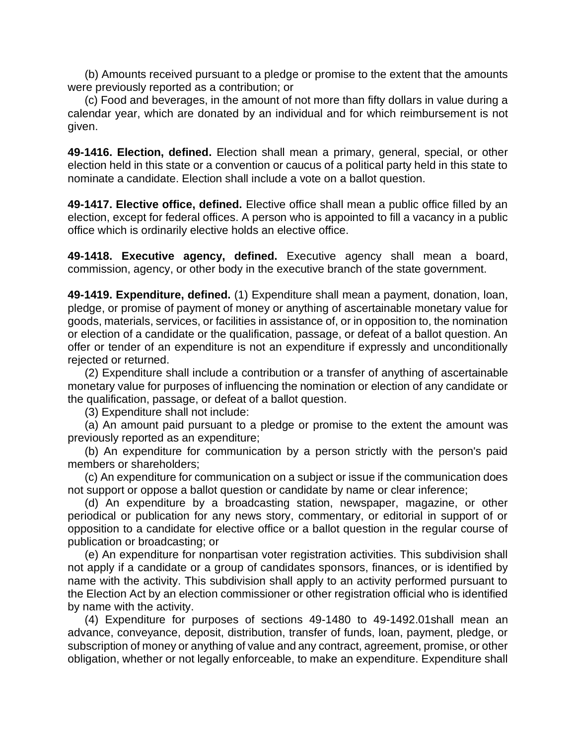(b) Amounts received pursuant to a pledge or promise to the extent that the amounts were previously reported as a contribution; or

(c) Food and beverages, in the amount of not more than fifty dollars in value during a calendar year, which are donated by an individual and for which reimbursement is not given.

**49-1416. Election, defined.** Election shall mean a primary, general, special, or other election held in this state or a convention or caucus of a political party held in this state to nominate a candidate. Election shall include a vote on a ballot question.

**49-1417. Elective office, defined.** Elective office shall mean a public office filled by an election, except for federal offices. A person who is appointed to fill a vacancy in a public office which is ordinarily elective holds an elective office.

**49-1418. Executive agency, defined.** Executive agency shall mean a board, commission, agency, or other body in the executive branch of the state government.

**49-1419. Expenditure, defined.** (1) Expenditure shall mean a payment, donation, loan, pledge, or promise of payment of money or anything of ascertainable monetary value for goods, materials, services, or facilities in assistance of, or in opposition to, the nomination or election of a candidate or the qualification, passage, or defeat of a ballot question. An offer or tender of an expenditure is not an expenditure if expressly and unconditionally rejected or returned.

(2) Expenditure shall include a contribution or a transfer of anything of ascertainable monetary value for purposes of influencing the nomination or election of any candidate or the qualification, passage, or defeat of a ballot question.

(3) Expenditure shall not include:

(a) An amount paid pursuant to a pledge or promise to the extent the amount was previously reported as an expenditure;

(b) An expenditure for communication by a person strictly with the person's paid members or shareholders;

(c) An expenditure for communication on a subject or issue if the communication does not support or oppose a ballot question or candidate by name or clear inference;

(d) An expenditure by a broadcasting station, newspaper, magazine, or other periodical or publication for any news story, commentary, or editorial in support of or opposition to a candidate for elective office or a ballot question in the regular course of publication or broadcasting; or

(e) An expenditure for nonpartisan voter registration activities. This subdivision shall not apply if a candidate or a group of candidates sponsors, finances, or is identified by name with the activity. This subdivision shall apply to an activity performed pursuant to the Election Act by an election commissioner or other registration official who is identified by name with the activity.

(4) Expenditure for purposes of sections 49-1480 to 49-1492.01shall mean an advance, conveyance, deposit, distribution, transfer of funds, loan, payment, pledge, or subscription of money or anything of value and any contract, agreement, promise, or other obligation, whether or not legally enforceable, to make an expenditure. Expenditure shall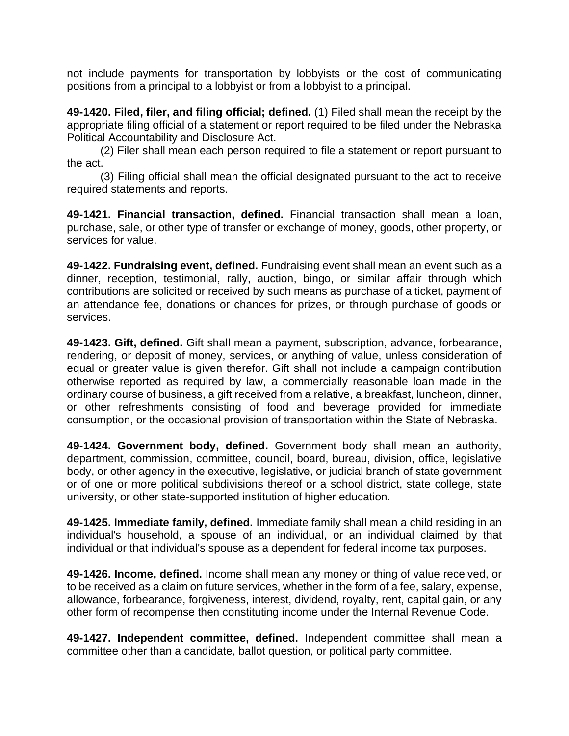not include payments for transportation by lobbyists or the cost of communicating positions from a principal to a lobbyist or from a lobbyist to a principal.

**49-1420. Filed, filer, and filing official; defined.** (1) Filed shall mean the receipt by the appropriate filing official of a statement or report required to be filed under the Nebraska Political Accountability and Disclosure Act.

(2) Filer shall mean each person required to file a statement or report pursuant to the act.

(3) Filing official shall mean the official designated pursuant to the act to receive required statements and reports.

**49-1421. Financial transaction, defined.** Financial transaction shall mean a loan, purchase, sale, or other type of transfer or exchange of money, goods, other property, or services for value.

**49-1422. Fundraising event, defined.** Fundraising event shall mean an event such as a dinner, reception, testimonial, rally, auction, bingo, or similar affair through which contributions are solicited or received by such means as purchase of a ticket, payment of an attendance fee, donations or chances for prizes, or through purchase of goods or services.

**49-1423. Gift, defined.** Gift shall mean a payment, subscription, advance, forbearance, rendering, or deposit of money, services, or anything of value, unless consideration of equal or greater value is given therefor. Gift shall not include a campaign contribution otherwise reported as required by law, a commercially reasonable loan made in the ordinary course of business, a gift received from a relative, a breakfast, luncheon, dinner, or other refreshments consisting of food and beverage provided for immediate consumption, or the occasional provision of transportation within the State of Nebraska.

**49-1424. Government body, defined.** Government body shall mean an authority, department, commission, committee, council, board, bureau, division, office, legislative body, or other agency in the executive, legislative, or judicial branch of state government or of one or more political subdivisions thereof or a school district, state college, state university, or other state-supported institution of higher education.

**49-1425. Immediate family, defined.** Immediate family shall mean a child residing in an individual's household, a spouse of an individual, or an individual claimed by that individual or that individual's spouse as a dependent for federal income tax purposes.

**49-1426. Income, defined.** Income shall mean any money or thing of value received, or to be received as a claim on future services, whether in the form of a fee, salary, expense, allowance, forbearance, forgiveness, interest, dividend, royalty, rent, capital gain, or any other form of recompense then constituting income under the Internal Revenue Code.

**49-1427. Independent committee, defined.** Independent committee shall mean a committee other than a candidate, ballot question, or political party committee.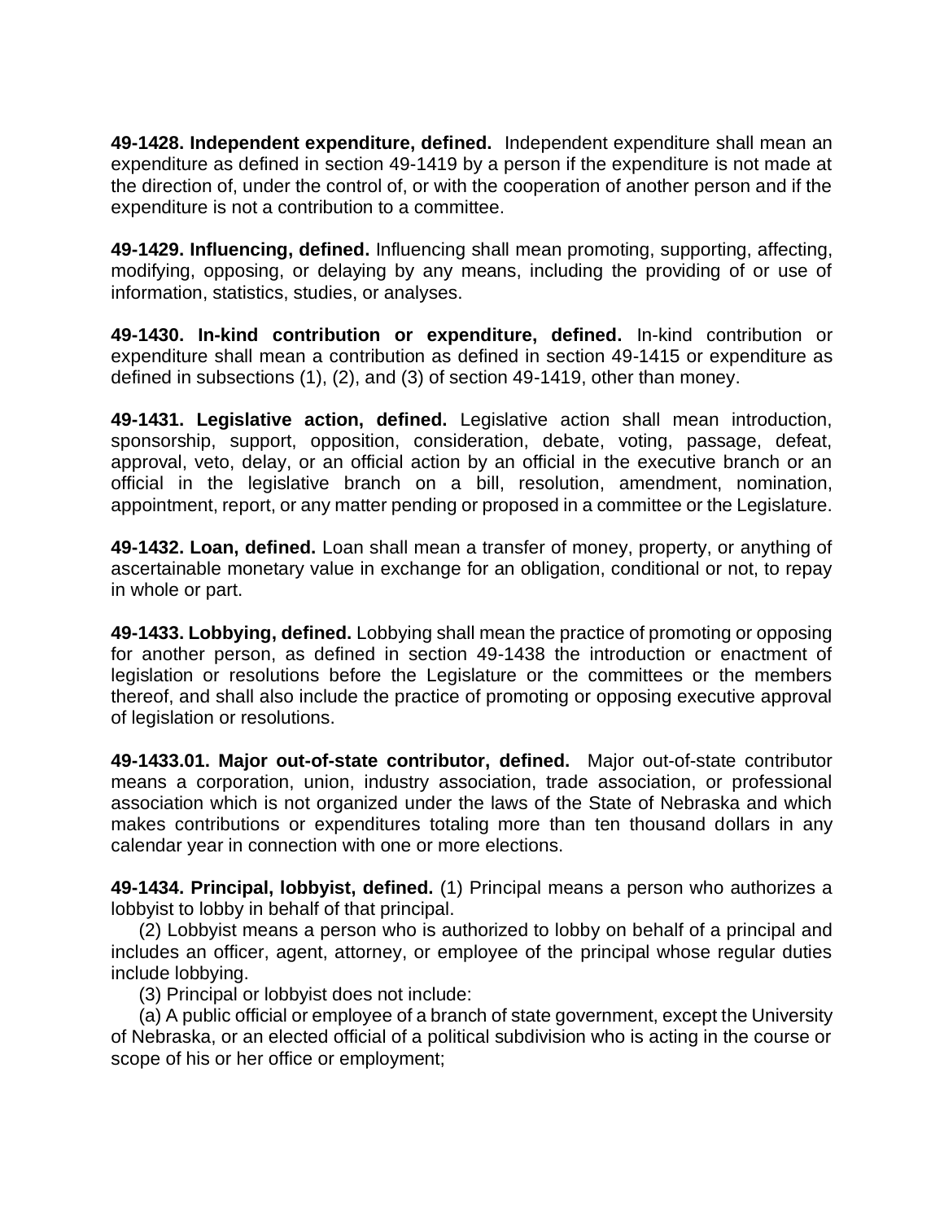**49-1428. Independent expenditure, defined.** Independent expenditure shall mean an expenditure as defined in section 49-1419 by a person if the expenditure is not made at the direction of, under the control of, or with the cooperation of another person and if the expenditure is not a contribution to a committee.

**49-1429. Influencing, defined.** Influencing shall mean promoting, supporting, affecting, modifying, opposing, or delaying by any means, including the providing of or use of information, statistics, studies, or analyses.

**49-1430. In-kind contribution or expenditure, defined.** In-kind contribution or expenditure shall mean a contribution as defined in section 49-1415 or expenditure as defined in subsections (1), (2), and (3) of section 49-1419, other than money.

**49-1431. Legislative action, defined.** Legislative action shall mean introduction, sponsorship, support, opposition, consideration, debate, voting, passage, defeat, approval, veto, delay, or an official action by an official in the executive branch or an official in the legislative branch on a bill, resolution, amendment, nomination, appointment, report, or any matter pending or proposed in a committee or the Legislature.

**49-1432. Loan, defined.** Loan shall mean a transfer of money, property, or anything of ascertainable monetary value in exchange for an obligation, conditional or not, to repay in whole or part.

**49-1433. Lobbying, defined.** Lobbying shall mean the practice of promoting or opposing for another person, as defined in section 49-1438 the introduction or enactment of legislation or resolutions before the Legislature or the committees or the members thereof, and shall also include the practice of promoting or opposing executive approval of legislation or resolutions.

**49-1433.01. Major out-of-state contributor, defined.** Major out-of-state contributor means a corporation, union, industry association, trade association, or professional association which is not organized under the laws of the State of Nebraska and which makes contributions or expenditures totaling more than ten thousand dollars in any calendar year in connection with one or more elections.

**49-1434. Principal, lobbyist, defined.** (1) Principal means a person who authorizes a lobbyist to lobby in behalf of that principal.

(2) Lobbyist means a person who is authorized to lobby on behalf of a principal and includes an officer, agent, attorney, or employee of the principal whose regular duties include lobbying.

(3) Principal or lobbyist does not include:

(a) A public official or employee of a branch of state government, except the University of Nebraska, or an elected official of a political subdivision who is acting in the course or scope of his or her office or employment;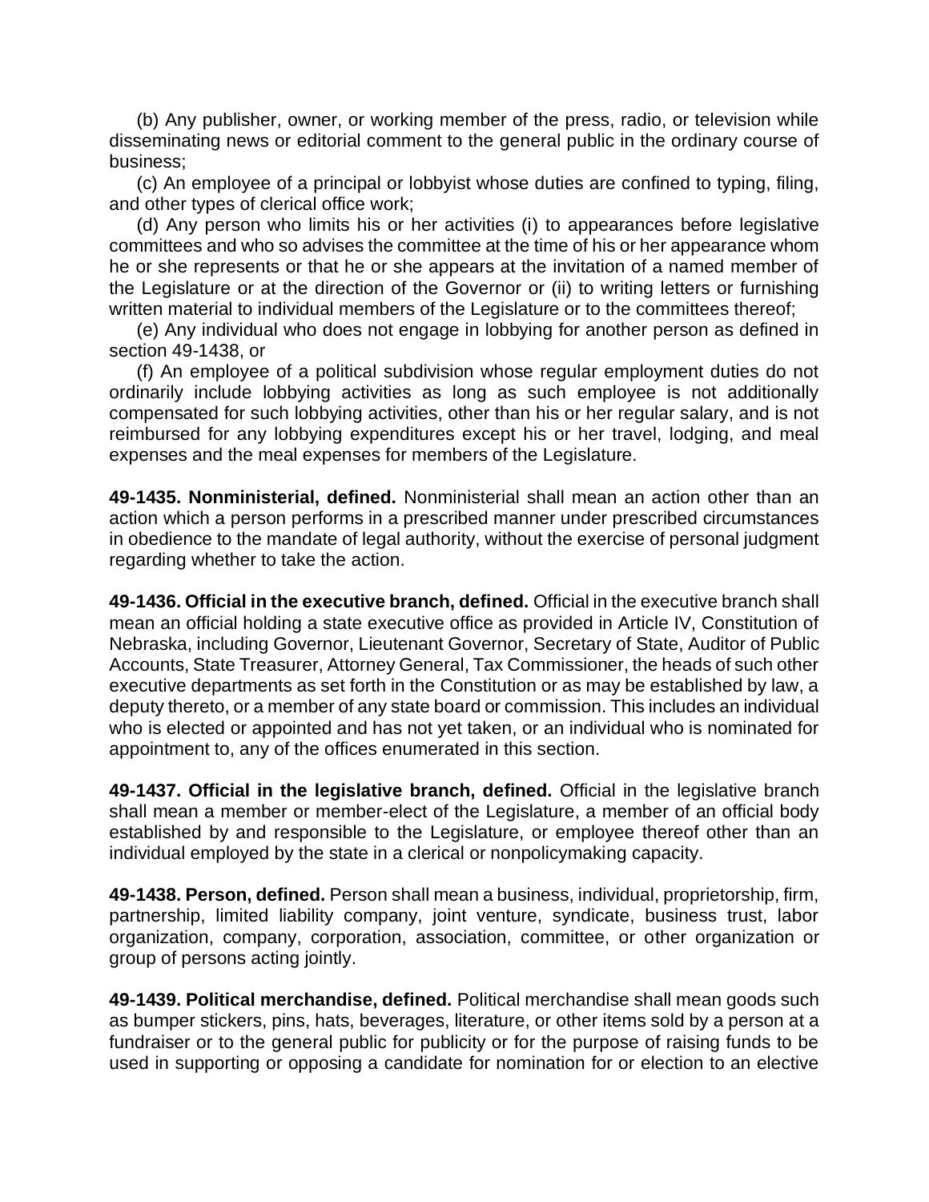(b) Any publisher, owner, or working member of the press, radio, or television while disseminating news or editorial comment to the general public in the ordinary course of business;

(c) An employee of a principal or lobbyist whose duties are confined to typing, filing, and other types of clerical office work;

(d) Any person who limits his or her activities (i) to appearances before legislative committees and who so advises the committee at the time of his or her appearance whom he or she represents or that he or she appears at the invitation of a named member of the Legislature or at the direction of the Governor or (ii) to writing letters or furnishing written material to individual members of the Legislature or to the committees thereof;

(e) Any individual who does not engage in lobbying for another person as defined in section 49-1438, or

(f) An employee of a political subdivision whose regular employment duties do not ordinarily include lobbying activities as long as such employee is not additionally compensated for such lobbying activities, other than his or her regular salary, and is not reimbursed for any lobbying expenditures except his or her travel, lodging, and meal expenses and the meal expenses for members of the Legislature.

**49-1435. Nonministerial, defined.** Nonministerial shall mean an action other than an action which a person performs in a prescribed manner under prescribed circumstances in obedience to the mandate of legal authority, without the exercise of personal judgment regarding whether to take the action.

**49-1436. Official in the executive branch, defined.** Official in the executive branch shall mean an official holding a state executive office as provided in Article IV, Constitution of Nebraska, including Governor, Lieutenant Governor, Secretary of State, Auditor of Public Accounts, State Treasurer, Attorney General, Tax Commissioner, the heads of such other executive departments as set forth in the Constitution or as may be established by law, a deputy thereto, or a member of any state board or commission. This includes an individual who is elected or appointed and has not yet taken, or an individual who is nominated for appointment to, any of the offices enumerated in this section.

**49-1437. Official in the legislative branch, defined.** Official in the legislative branch shall mean a member or member-elect of the Legislature, a member of an official body established by and responsible to the Legislature, or employee thereof other than an individual employed by the state in a clerical or nonpolicymaking capacity.

**49-1438. Person, defined.** Person shall mean a business, individual, proprietorship, firm, partnership, limited liability company, joint venture, syndicate, business trust, labor organization, company, corporation, association, committee, or other organization or group of persons acting jointly.

**49-1439. Political merchandise, defined.** Political merchandise shall mean goods such as bumper stickers, pins, hats, beverages, literature, or other items sold by a person at a fundraiser or to the general public for publicity or for the purpose of raising funds to be used in supporting or opposing a candidate for nomination for or election to an elective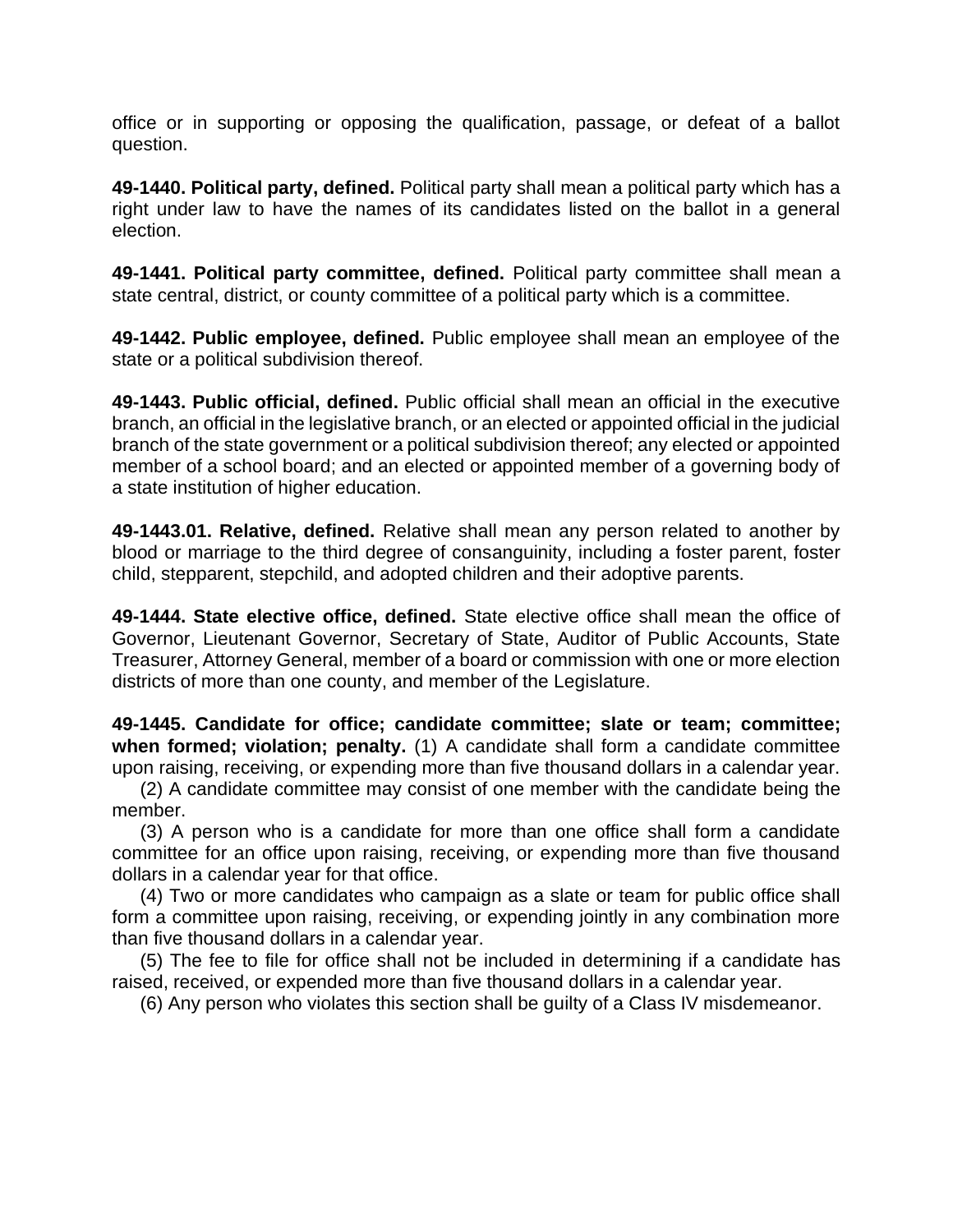office or in supporting or opposing the qualification, passage, or defeat of a ballot question.

**49-1440. Political party, defined.** Political party shall mean a political party which has a right under law to have the names of its candidates listed on the ballot in a general election.

**49-1441. Political party committee, defined.** Political party committee shall mean a state central, district, or county committee of a political party which is a committee.

**49-1442. Public employee, defined.** Public employee shall mean an employee of the state or a political subdivision thereof.

**49-1443. Public official, defined.** Public official shall mean an official in the executive branch, an official in the legislative branch, or an elected or appointed official in the judicial branch of the state government or a political subdivision thereof; any elected or appointed member of a school board; and an elected or appointed member of a governing body of a state institution of higher education.

**49-1443.01. Relative, defined.** Relative shall mean any person related to another by blood or marriage to the third degree of consanguinity, including a foster parent, foster child, stepparent, stepchild, and adopted children and their adoptive parents.

**49-1444. State elective office, defined.** State elective office shall mean the office of Governor, Lieutenant Governor, Secretary of State, Auditor of Public Accounts, State Treasurer, Attorney General, member of a board or commission with one or more election districts of more than one county, and member of the Legislature.

**49-1445. Candidate for office; candidate committee; slate or team; committee; when formed; violation; penalty.** (1) A candidate shall form a candidate committee upon raising, receiving, or expending more than five thousand dollars in a calendar year.

(2) A candidate committee may consist of one member with the candidate being the member.

(3) A person who is a candidate for more than one office shall form a candidate committee for an office upon raising, receiving, or expending more than five thousand dollars in a calendar year for that office.

(4) Two or more candidates who campaign as a slate or team for public office shall form a committee upon raising, receiving, or expending jointly in any combination more than five thousand dollars in a calendar year.

(5) The fee to file for office shall not be included in determining if a candidate has raised, received, or expended more than five thousand dollars in a calendar year.

(6) Any person who violates this section shall be guilty of a Class IV misdemeanor.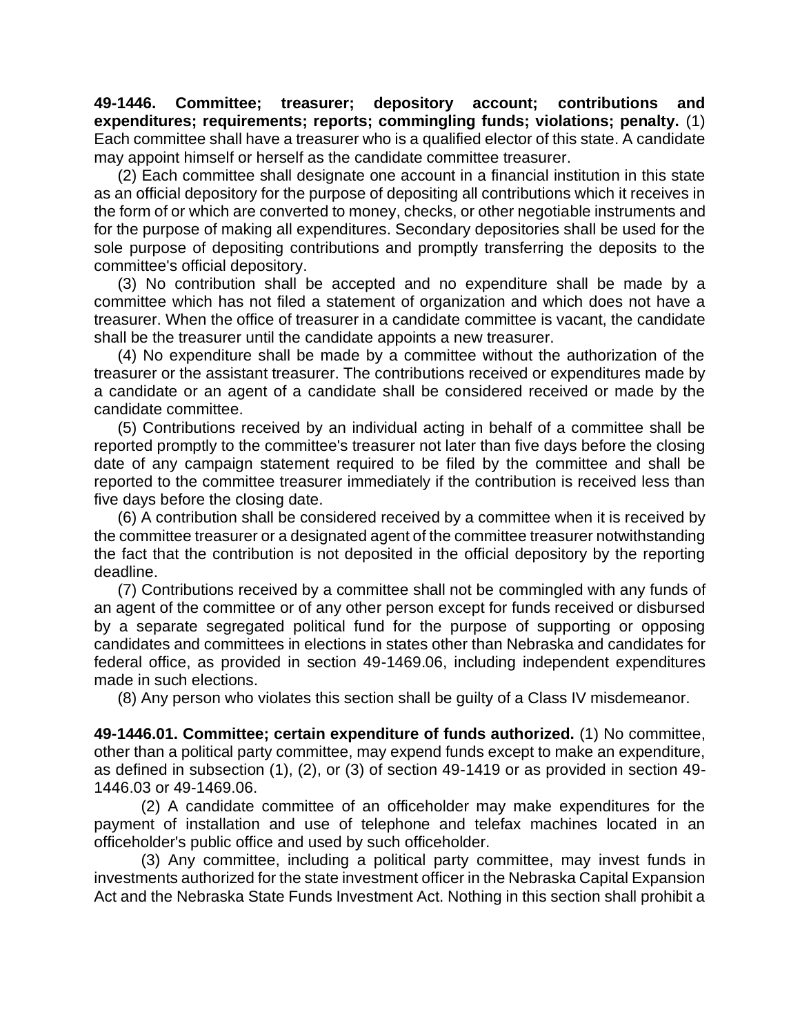**49-1446. Committee; treasurer; depository account; contributions and expenditures; requirements; reports; commingling funds; violations; penalty.** (1) Each committee shall have a treasurer who is a qualified elector of this state. A candidate may appoint himself or herself as the candidate committee treasurer.

(2) Each committee shall designate one account in a financial institution in this state as an official depository for the purpose of depositing all contributions which it receives in the form of or which are converted to money, checks, or other negotiable instruments and for the purpose of making all expenditures. Secondary depositories shall be used for the sole purpose of depositing contributions and promptly transferring the deposits to the committee's official depository.

(3) No contribution shall be accepted and no expenditure shall be made by a committee which has not filed a statement of organization and which does not have a treasurer. When the office of treasurer in a candidate committee is vacant, the candidate shall be the treasurer until the candidate appoints a new treasurer.

(4) No expenditure shall be made by a committee without the authorization of the treasurer or the assistant treasurer. The contributions received or expenditures made by a candidate or an agent of a candidate shall be considered received or made by the candidate committee.

(5) Contributions received by an individual acting in behalf of a committee shall be reported promptly to the committee's treasurer not later than five days before the closing date of any campaign statement required to be filed by the committee and shall be reported to the committee treasurer immediately if the contribution is received less than five days before the closing date.

(6) A contribution shall be considered received by a committee when it is received by the committee treasurer or a designated agent of the committee treasurer notwithstanding the fact that the contribution is not deposited in the official depository by the reporting deadline.

(7) Contributions received by a committee shall not be commingled with any funds of an agent of the committee or of any other person except for funds received or disbursed by a separate segregated political fund for the purpose of supporting or opposing candidates and committees in elections in states other than Nebraska and candidates for federal office, as provided in section 49-1469.06, including independent expenditures made in such elections.

(8) Any person who violates this section shall be guilty of a Class IV misdemeanor.

**49-1446.01. Committee; certain expenditure of funds authorized.** (1) No committee, other than a political party committee, may expend funds except to make an expenditure, as defined in subsection (1), (2), or (3) of section 49-1419 or as provided in section 49-1446.03 or 49-1469.06.

(2) A candidate committee of an officeholder may make expenditures for the payment of installation and use of telephone and telefax machines located in an officeholder's public office and used by such officeholder.

(3) Any committee, including a political party committee, may invest funds in investments authorized for the state investment officer in the Nebraska Capital Expansion Act and the Nebraska State Funds Investment Act. Nothing in this section shall prohibit a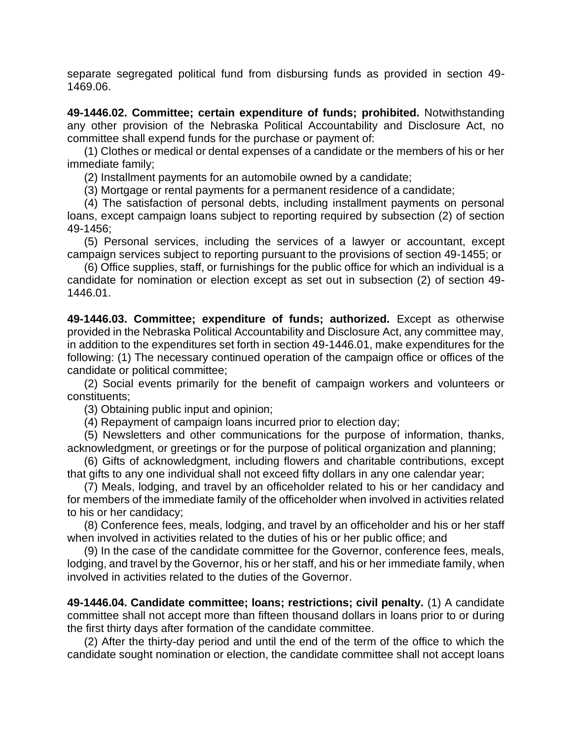separate segregated political fund from disbursing funds as provided in section 49-1469.06.

**49-1446.02. Committee; certain expenditure of funds; prohibited.** Notwithstanding any other provision of the Nebraska Political Accountability and Disclosure Act, no committee shall expend funds for the purchase or payment of:

(1) Clothes or medical or dental expenses of a candidate or the members of his or her immediate family;

(2) Installment payments for an automobile owned by a candidate;

(3) Mortgage or rental payments for a permanent residence of a candidate;

(4) The satisfaction of personal debts, including installment payments on personal loans, except campaign loans subject to reporting required by subsection (2) of section 49-1456;

(5) Personal services, including the services of a lawyer or accountant, except campaign services subject to reporting pursuant to the provisions of section 49-1455; or

(6) Office supplies, staff, or furnishings for the public office for which an individual is a candidate for nomination or election except as set out in subsection (2) of section 49-1446.01.

**49-1446.03. Committee; expenditure of funds; authorized.** Except as otherwise provided in the Nebraska Political Accountability and Disclosure Act, any committee may, in addition to the expenditures set forth in section 49-1446.01, make expenditures for the following: (1) The necessary continued operation of the campaign office or offices of the candidate or political committee;

(2) Social events primarily for the benefit of campaign workers and volunteers or constituents;

(3) Obtaining public input and opinion;

(4) Repayment of campaign loans incurred prior to election day;

(5) Newsletters and other communications for the purpose of information, thanks, acknowledgment, or greetings or for the purpose of political organization and planning;

(6) Gifts of acknowledgment, including flowers and charitable contributions, except that gifts to any one individual shall not exceed fifty dollars in any one calendar year;

(7) Meals, lodging, and travel by an officeholder related to his or her candidacy and for members of the immediate family of the officeholder when involved in activities related to his or her candidacy;

(8) Conference fees, meals, lodging, and travel by an officeholder and his or her staff when involved in activities related to the duties of his or her public office; and

(9) In the case of the candidate committee for the Governor, conference fees, meals, lodging, and travel by the Governor, his or her staff, and his or her immediate family, when involved in activities related to the duties of the Governor.

**49-1446.04. Candidate committee; loans; restrictions; civil penalty.** (1) A candidate committee shall not accept more than fifteen thousand dollars in loans prior to or during the first thirty days after formation of the candidate committee.

(2) After the thirty-day period and until the end of the term of the office to which the candidate sought nomination or election, the candidate committee shall not accept loans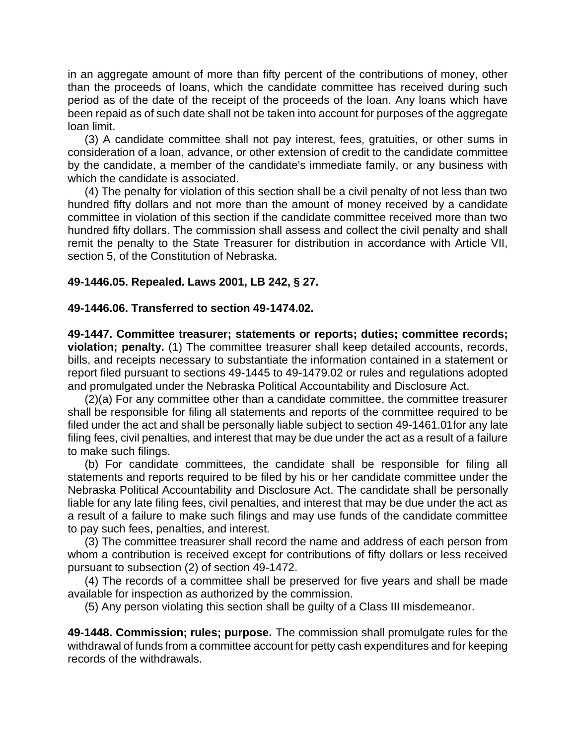in an aggregate amount of more than fifty percent of the contributions of money, other than the proceeds of loans, which the candidate committee has received during such period as of the date of the receipt of the proceeds of the loan. Any loans which have been repaid as of such date shall not be taken into account for purposes of the aggregate loan limit.

(3) A candidate committee shall not pay interest, fees, gratuities, or other sums in consideration of a loan, advance, or other extension of credit to the candidate committee by the candidate, a member of the candidate's immediate family, or any business with which the candidate is associated.

(4) The penalty for violation of this section shall be a civil penalty of not less than two hundred fifty dollars and not more than the amount of money received by a candidate committee in violation of this section if the candidate committee received more than two hundred fifty dollars. The commission shall assess and collect the civil penalty and shall remit the penalty to the State Treasurer for distribution in accordance with Article VII, section 5, of the Constitution of Nebraska.

**49-1446.05. Repealed. Laws 2001, LB 242, § 27.**

**49-1446.06. Transferred to section 49-1474.02.**

**49-1447. Committee treasurer; statements or reports; duties; committee records; violation; penalty.** (1) The committee treasurer shall keep detailed accounts, records, bills, and receipts necessary to substantiate the information contained in a statement or report filed pursuant to sections 49-1445 to 49-1479.02 or rules and regulations adopted and promulgated under the Nebraska Political Accountability and Disclosure Act.

(2)(a) For any committee other than a candidate committee, the committee treasurer shall be responsible for filing all statements and reports of the committee required to be filed under the act and shall be personally liable subject to section 49-1461.01for any late filing fees, civil penalties, and interest that may be due under the act as a result of a failure to make such filings.

(b) For candidate committees, the candidate shall be responsible for filing all statements and reports required to be filed by his or her candidate committee under the Nebraska Political Accountability and Disclosure Act. The candidate shall be personally liable for any late filing fees, civil penalties, and interest that may be due under the act as a result of a failure to make such filings and may use funds of the candidate committee to pay such fees, penalties, and interest.

(3) The committee treasurer shall record the name and address of each person from whom a contribution is received except for contributions of fifty dollars or less received pursuant to subsection (2) of section 49-1472.

(4) The records of a committee shall be preserved for five years and shall be made available for inspection as authorized by the commission.

(5) Any person violating this section shall be guilty of a Class III misdemeanor.

**49-1448. Commission; rules; purpose.** The commission shall promulgate rules for the withdrawal of funds from a committee account for petty cash expenditures and for keeping records of the withdrawals.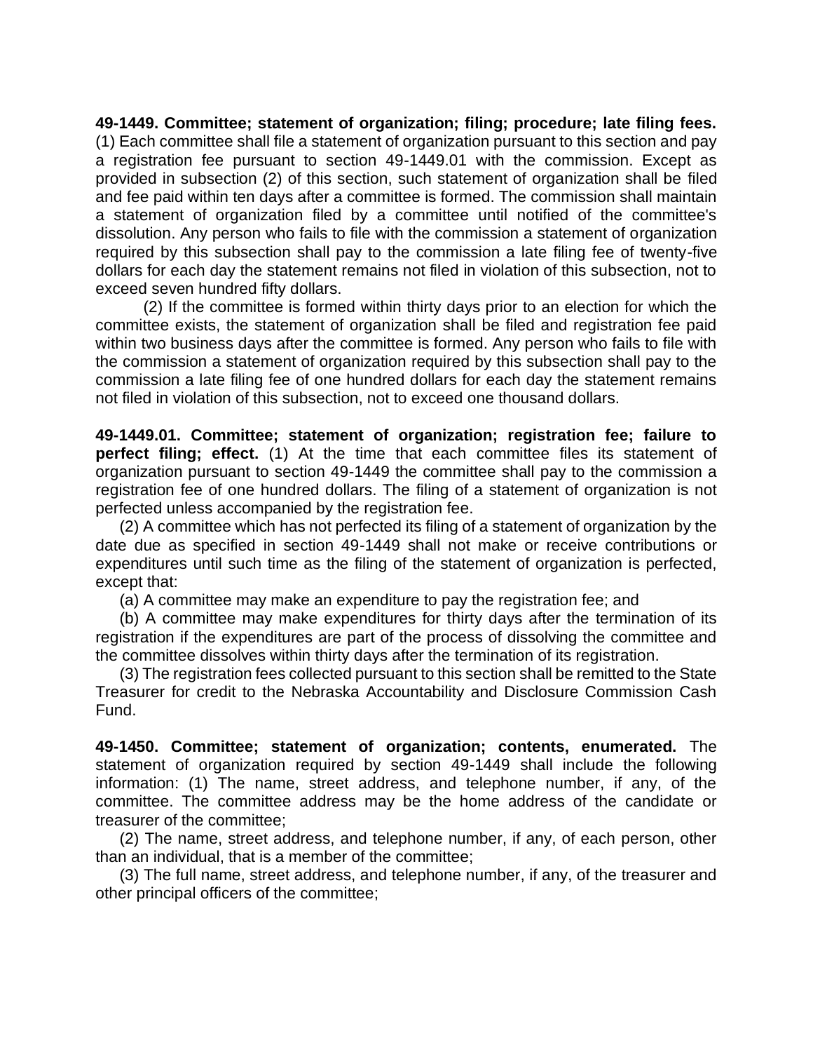**49-1449. Committee; statement of organization; filing; procedure; late filing fees.** (1) Each committee shall file a statement of organization pursuant to this section and pay a registration fee pursuant to section 49-1449.01 with the commission. Except as provided in subsection (2) of this section, such statement of organization shall be filed and fee paid within ten days after a committee is formed. The commission shall maintain a statement of organization filed by a committee until notified of the committee's dissolution. Any person who fails to file with the commission a statement of organization required by this subsection shall pay to the commission a late filing fee of twenty-five dollars for each day the statement remains not filed in violation of this subsection, not to exceed seven hundred fifty dollars.

(2) If the committee is formed within thirty days prior to an election for which the committee exists, the statement of organization shall be filed and registration fee paid within two business days after the committee is formed. Any person who fails to file with the commission a statement of organization required by this subsection shall pay to the commission a late filing fee of one hundred dollars for each day the statement remains not filed in violation of this subsection, not to exceed one thousand dollars.

**49-1449.01. Committee; statement of organization; registration fee; failure to perfect filing; effect.** (1) At the time that each committee files its statement of organization pursuant to section 49-1449 the committee shall pay to the commission a registration fee of one hundred dollars. The filing of a statement of organization is not perfected unless accompanied by the registration fee.

(2) A committee which has not perfected its filing of a statement of organization by the date due as specified in section 49-1449 shall not make or receive contributions or expenditures until such time as the filing of the statement of organization is perfected, except that:

(a) A committee may make an expenditure to pay the registration fee; and

(b) A committee may make expenditures for thirty days after the termination of its registration if the expenditures are part of the process of dissolving the committee and the committee dissolves within thirty days after the termination of its registration.

(3) The registration fees collected pursuant to this section shall be remitted to the State Treasurer for credit to the Nebraska Accountability and Disclosure Commission Cash Fund.

**49-1450. Committee; statement of organization; contents, enumerated.** The statement of organization required by section 49-1449 shall include the following information: (1) The name, street address, and telephone number, if any, of the committee. The committee address may be the home address of the candidate or treasurer of the committee;

(2) The name, street address, and telephone number, if any, of each person, other than an individual, that is a member of the committee;

(3) The full name, street address, and telephone number, if any, of the treasurer and other principal officers of the committee;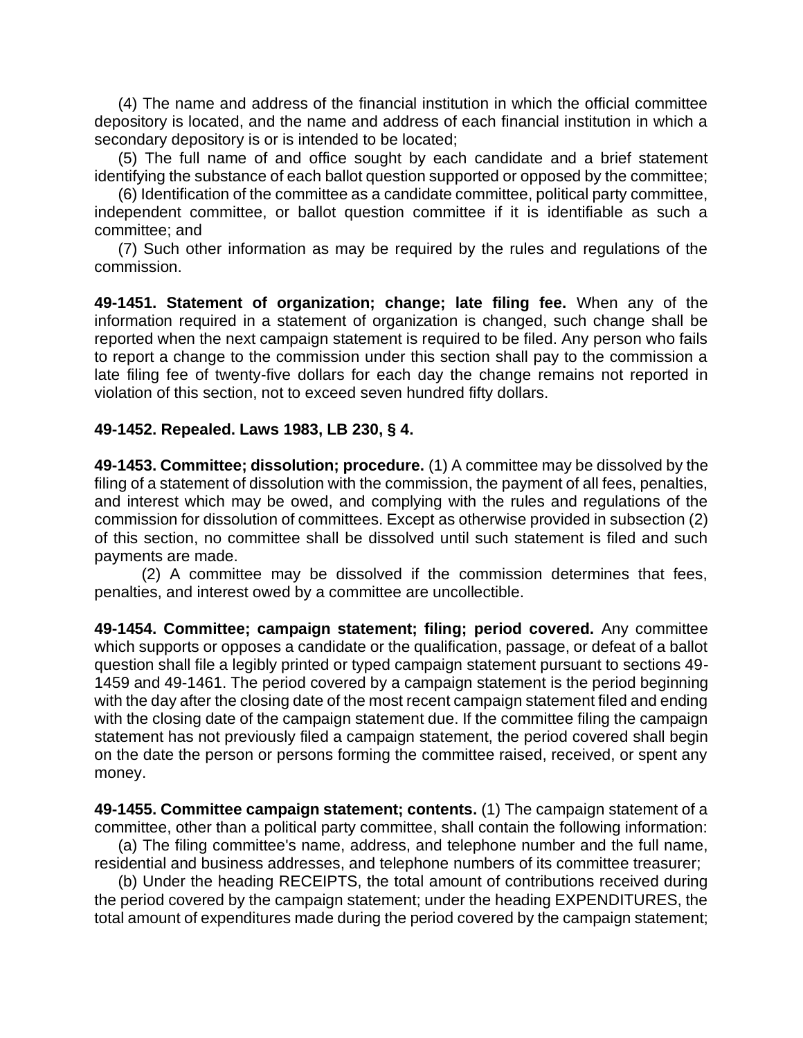(4) The name and address of the financial institution in which the official committee depository is located, and the name and address of each financial institution in which a secondary depository is or is intended to be located;

(5) The full name of and office sought by each candidate and a brief statement identifying the substance of each ballot question supported or opposed by the committee;

(6) Identification of the committee as a candidate committee, political party committee, independent committee, or ballot question committee if it is identifiable as such a committee; and

(7) Such other information as may be required by the rules and regulations of the commission.

**49-1451. Statement of organization; change; late filing fee.** When any of the information required in a statement of organization is changed, such change shall be reported when the next campaign statement is required to be filed. Any person who fails to report a change to the commission under this section shall pay to the commission a late filing fee of twenty-five dollars for each day the change remains not reported in violation of this section, not to exceed seven hundred fifty dollars.

**49-1452. Repealed. Laws 1983, LB 230, § 4.**

**49-1453. Committee; dissolution; procedure.** (1) A committee may be dissolved by the filing of a statement of dissolution with the commission, the payment of all fees, penalties, and interest which may be owed, and complying with the rules and regulations of the commission for dissolution of committees. Except as otherwise provided in subsection (2) of this section, no committee shall be dissolved until such statement is filed and such payments are made.

(2) A committee may be dissolved if the commission determines that fees, penalties, and interest owed by a committee are uncollectible.

**49-1454. Committee; campaign statement; filing; period covered.** Any committee which supports or opposes a candidate or the qualification, passage, or defeat of a ballot question shall file a legibly printed or typed campaign statement pursuant to sections 49-1459 and 49-1461. The period covered by a campaign statement is the period beginning with the day after the closing date of the most recent campaign statement filed and ending with the closing date of the campaign statement due. If the committee filing the campaign statement has not previously filed a campaign statement, the period covered shall begin on the date the person or persons forming the committee raised, received, or spent any money.

**49-1455. Committee campaign statement; contents.** (1) The campaign statement of a committee, other than a political party committee, shall contain the following information:

(a) The filing committee's name, address, and telephone number and the full name, residential and business addresses, and telephone numbers of its committee treasurer;

(b) Under the heading RECEIPTS, the total amount of contributions received during the period covered by the campaign statement; under the heading EXPENDITURES, the total amount of expenditures made during the period covered by the campaign statement;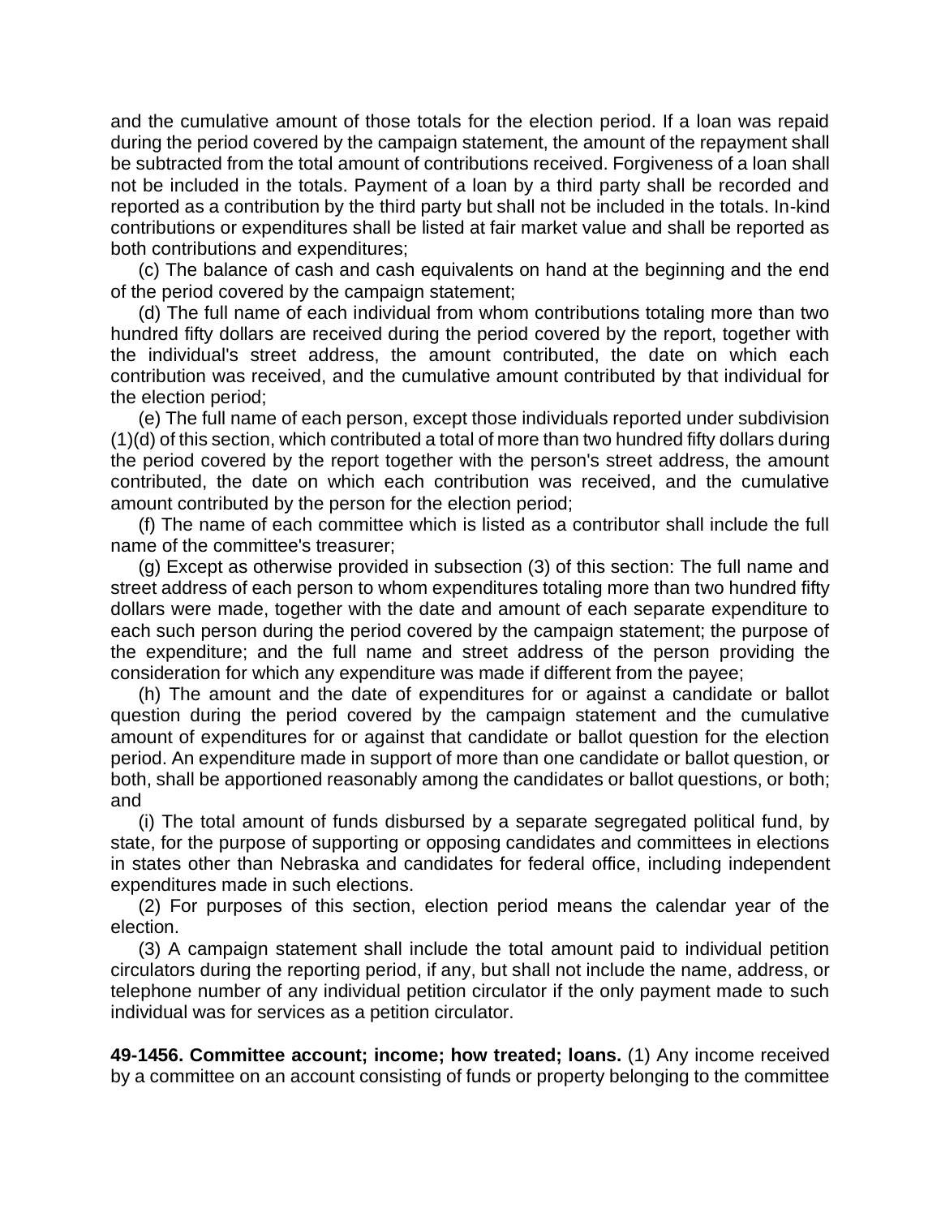and the cumulative amount of those totals for the election period. If a loan was repaid during the period covered by the campaign statement, the amount of the repayment shall be subtracted from the total amount of contributions received. Forgiveness of a loan shall not be included in the totals. Payment of a loan by a third party shall be recorded and reported as a contribution by the third party but shall not be included in the totals. In-kind contributions or expenditures shall be listed at fair market value and shall be reported as both contributions and expenditures;

(c) The balance of cash and cash equivalents on hand at the beginning and the end of the period covered by the campaign statement;

(d) The full name of each individual from whom contributions totaling more than two hundred fifty dollars are received during the period covered by the report, together with the individual's street address, the amount contributed, the date on which each contribution was received, and the cumulative amount contributed by that individual for the election period;

(e) The full name of each person, except those individuals reported under subdivision (1)(d) of this section, which contributed a total of more than two hundred fifty dollars during the period covered by the report together with the person's street address, the amount contributed, the date on which each contribution was received, and the cumulative amount contributed by the person for the election period;

(f) The name of each committee which is listed as a contributor shall include the full name of the committee's treasurer;

(g) Except as otherwise provided in subsection (3) of this section: The full name and street address of each person to whom expenditures totaling more than two hundred fifty dollars were made, together with the date and amount of each separate expenditure to each such person during the period covered by the campaign statement; the purpose of the expenditure; and the full name and street address of the person providing the consideration for which any expenditure was made if different from the payee;

(h) The amount and the date of expenditures for or against a candidate or ballot question during the period covered by the campaign statement and the cumulative amount of expenditures for or against that candidate or ballot question for the election period. An expenditure made in support of more than one candidate or ballot question, or both, shall be apportioned reasonably among the candidates or ballot questions, or both; and

(i) The total amount of funds disbursed by a separate segregated political fund, by state, for the purpose of supporting or opposing candidates and committees in elections in states other than Nebraska and candidates for federal office, including independent expenditures made in such elections.

(2) For purposes of this section, election period means the calendar year of the election.

(3) A campaign statement shall include the total amount paid to individual petition circulators during the reporting period, if any, but shall not include the name, address, or telephone number of any individual petition circulator if the only payment made to such individual was for services as a petition circulator.

**49-1456. Committee account; income; how treated; loans.** (1) Any income received by a committee on an account consisting of funds or property belonging to the committee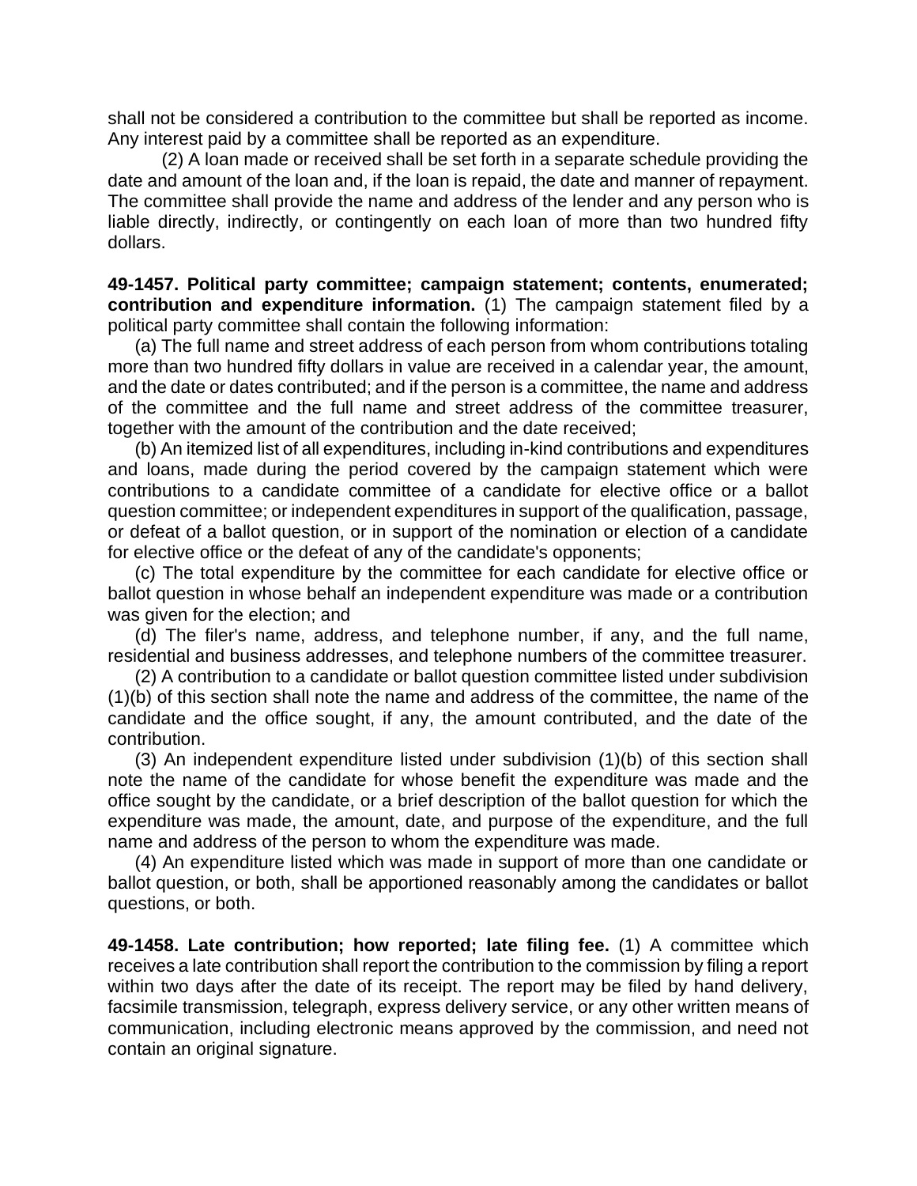shall not be considered a contribution to the committee but shall be reported as income. Any interest paid by a committee shall be reported as an expenditure.

(2) A loan made or received shall be set forth in a separate schedule providing the date and amount of the loan and, if the loan is repaid, the date and manner of repayment. The committee shall provide the name and address of the lender and any person who is liable directly, indirectly, or contingently on each loan of more than two hundred fifty dollars.

**49-1457. Political party committee; campaign statement; contents, enumerated; contribution and expenditure information.** (1) The campaign statement filed by a political party committee shall contain the following information:

(a) The full name and street address of each person from whom contributions totaling more than two hundred fifty dollars in value are received in a calendar year, the amount, and the date or dates contributed; and if the person is a committee, the name and address of the committee and the full name and street address of the committee treasurer, together with the amount of the contribution and the date received;

(b) An itemized list of all expenditures, including in-kind contributions and expenditures and loans, made during the period covered by the campaign statement which were contributions to a candidate committee of a candidate for elective office or a ballot question committee; or independent expenditures in support of the qualification, passage, or defeat of a ballot question, or in support of the nomination or election of a candidate for elective office or the defeat of any of the candidate's opponents;

(c) The total expenditure by the committee for each candidate for elective office or ballot question in whose behalf an independent expenditure was made or a contribution was given for the election; and

(d) The filer's name, address, and telephone number, if any, and the full name, residential and business addresses, and telephone numbers of the committee treasurer.

(2) A contribution to a candidate or ballot question committee listed under subdivision (1)(b) of this section shall note the name and address of the committee, the name of the candidate and the office sought, if any, the amount contributed, and the date of the contribution.

(3) An independent expenditure listed under subdivision (1)(b) of this section shall note the name of the candidate for whose benefit the expenditure was made and the office sought by the candidate, or a brief description of the ballot question for which the expenditure was made, the amount, date, and purpose of the expenditure, and the full name and address of the person to whom the expenditure was made.

(4) An expenditure listed which was made in support of more than one candidate or ballot question, or both, shall be apportioned reasonably among the candidates or ballot questions, or both.

**49-1458. Late contribution; how reported; late filing fee.** (1) A committee which receives a late contribution shall report the contribution to the commission by filing a report within two days after the date of its receipt. The report may be filed by hand delivery, facsimile transmission, telegraph, express delivery service, or any other written means of communication, including electronic means approved by the commission, and need not contain an original signature.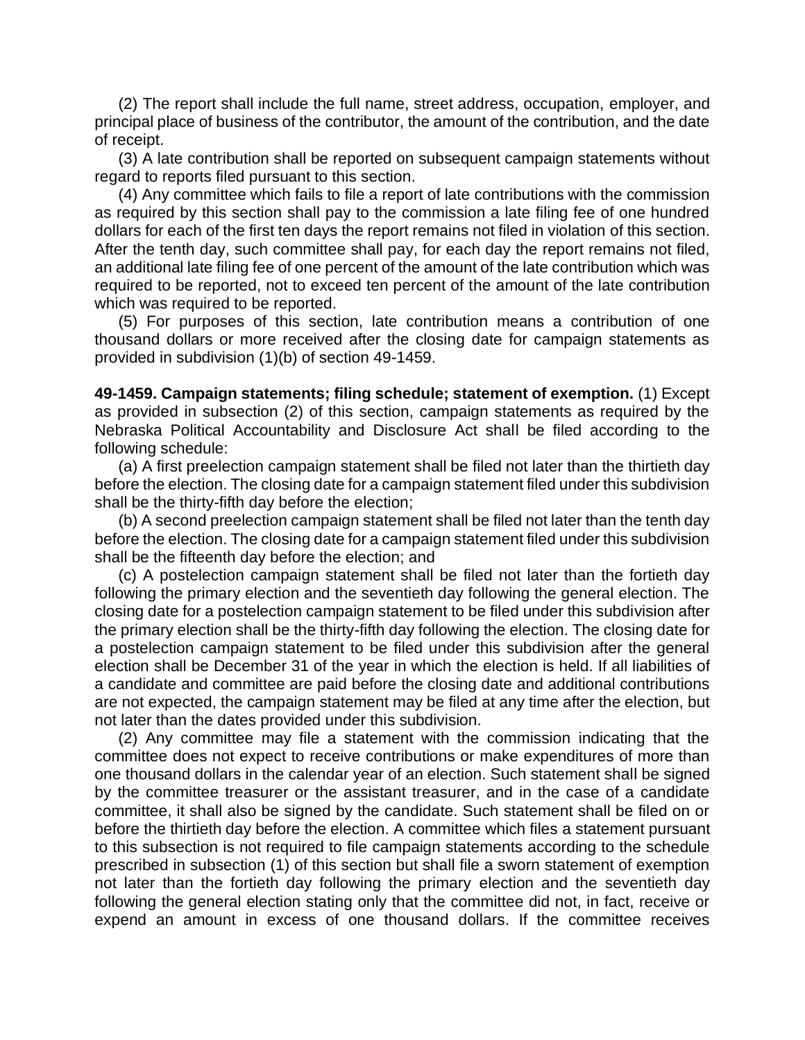(2) The report shall include the full name, street address, occupation, employer, and principal place of business of the contributor, the amount of the contribution, and the date of receipt.

(3) A late contribution shall be reported on subsequent campaign statements without regard to reports filed pursuant to this section.

(4) Any committee which fails to file a report of late contributions with the commission as required by this section shall pay to the commission a late filing fee of one hundred dollars for each of the first ten days the report remains not filed in violation of this section. After the tenth day, such committee shall pay, for each day the report remains not filed, an additional late filing fee of one percent of the amount of the late contribution which was required to be reported, not to exceed ten percent of the amount of the late contribution which was required to be reported.

(5) For purposes of this section, late contribution means a contribution of one thousand dollars or more received after the closing date for campaign statements as provided in subdivision (1)(b) of section 49-1459.

**49-1459. Campaign statements; filing schedule; statement of exemption.** (1) Except as provided in subsection (2) of this section, campaign statements as required by the Nebraska Political Accountability and Disclosure Act shall be filed according to the following schedule:

(a) A first preelection campaign statement shall be filed not later than the thirtieth day before the election. The closing date for a campaign statement filed under this subdivision shall be the thirty-fifth day before the election;

(b) A second preelection campaign statement shall be filed not later than the tenth day before the election. The closing date for a campaign statement filed under this subdivision shall be the fifteenth day before the election; and

(c) A postelection campaign statement shall be filed not later than the fortieth day following the primary election and the seventieth day following the general election. The closing date for a postelection campaign statement to be filed under this subdivision after the primary election shall be the thirty-fifth day following the election. The closing date for a postelection campaign statement to be filed under this subdivision after the general election shall be December 31 of the year in which the election is held. If all liabilities of a candidate and committee are paid before the closing date and additional contributions are not expected, the campaign statement may be filed at any time after the election, but not later than the dates provided under this subdivision.

(2) Any committee may file a statement with the commission indicating that the committee does not expect to receive contributions or make expenditures of more than one thousand dollars in the calendar year of an election. Such statement shall be signed by the committee treasurer or the assistant treasurer, and in the case of a candidate committee, it shall also be signed by the candidate. Such statement shall be filed on or before the thirtieth day before the election. A committee which files a statement pursuant to this subsection is not required to file campaign statements according to the schedule prescribed in subsection (1) of this section but shall file a sworn statement of exemption not later than the fortieth day following the primary election and the seventieth day following the general election stating only that the committee did not, in fact, receive or expend an amount in excess of one thousand dollars. If the committee receives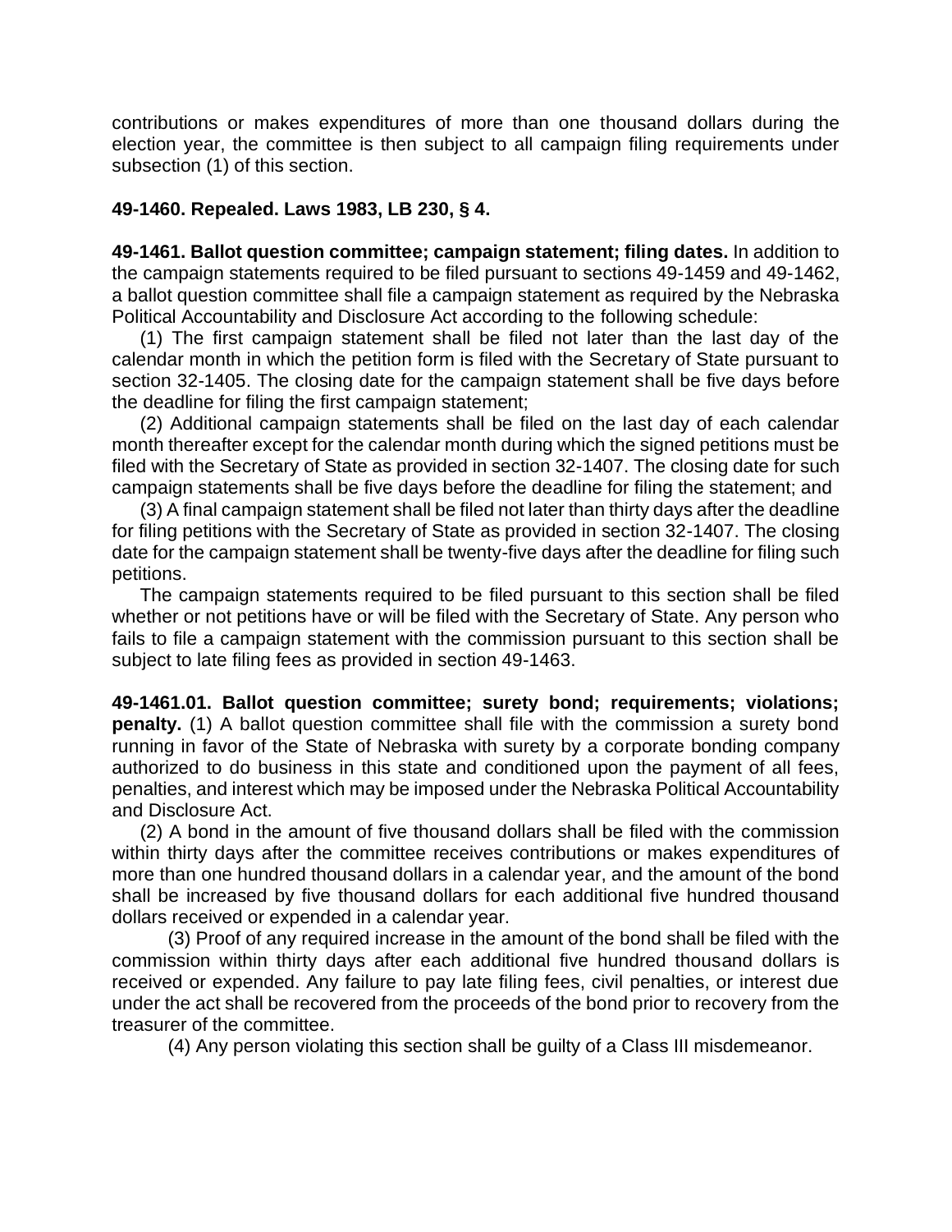contributions or makes expenditures of more than one thousand dollars during the election year, the committee is then subject to all campaign filing requirements under subsection (1) of this section.

**49-1460. Repealed. Laws 1983, LB 230, § 4.**

**49-1461. Ballot question committee; campaign statement; filing dates.** In addition to the campaign statements required to be filed pursuant to sections 49-1459 and 49-1462, a ballot question committee shall file a campaign statement as required by the Nebraska Political Accountability and Disclosure Act according to the following schedule:

(1) The first campaign statement shall be filed not later than the last day of the calendar month in which the petition form is filed with the Secretary of State pursuant to section 32-1405. The closing date for the campaign statement shall be five days before the deadline for filing the first campaign statement;

(2) Additional campaign statements shall be filed on the last day of each calendar month thereafter except for the calendar month during which the signed petitions must be filed with the Secretary of State as provided in section 32-1407. The closing date for such campaign statements shall be five days before the deadline for filing the statement; and

(3) A final campaign statement shall be filed not later than thirty days after the deadline for filing petitions with the Secretary of State as provided in section 32-1407. The closing date for the campaign statement shall be twenty-five days after the deadline for filing such petitions.

The campaign statements required to be filed pursuant to this section shall be filed whether or not petitions have or will be filed with the Secretary of State. Any person who fails to file a campaign statement with the commission pursuant to this section shall be subject to late filing fees as provided in section 49-1463.

**49-1461.01. Ballot question committee; surety bond; requirements; violations; penalty.** (1) A ballot question committee shall file with the commission a surety bond running in favor of the State of Nebraska with surety by a corporate bonding company authorized to do business in this state and conditioned upon the payment of all fees, penalties, and interest which may be imposed under the Nebraska Political Accountability and Disclosure Act.

(2) A bond in the amount of five thousand dollars shall be filed with the commission within thirty days after the committee receives contributions or makes expenditures of more than one hundred thousand dollars in a calendar year, and the amount of the bond shall be increased by five thousand dollars for each additional five hundred thousand dollars received or expended in a calendar year.

(3) Proof of any required increase in the amount of the bond shall be filed with the commission within thirty days after each additional five hundred thousand dollars is received or expended. Any failure to pay late filing fees, civil penalties, or interest due under the act shall be recovered from the proceeds of the bond prior to recovery from the treasurer of the committee.

(4) Any person violating this section shall be guilty of a Class III misdemeanor.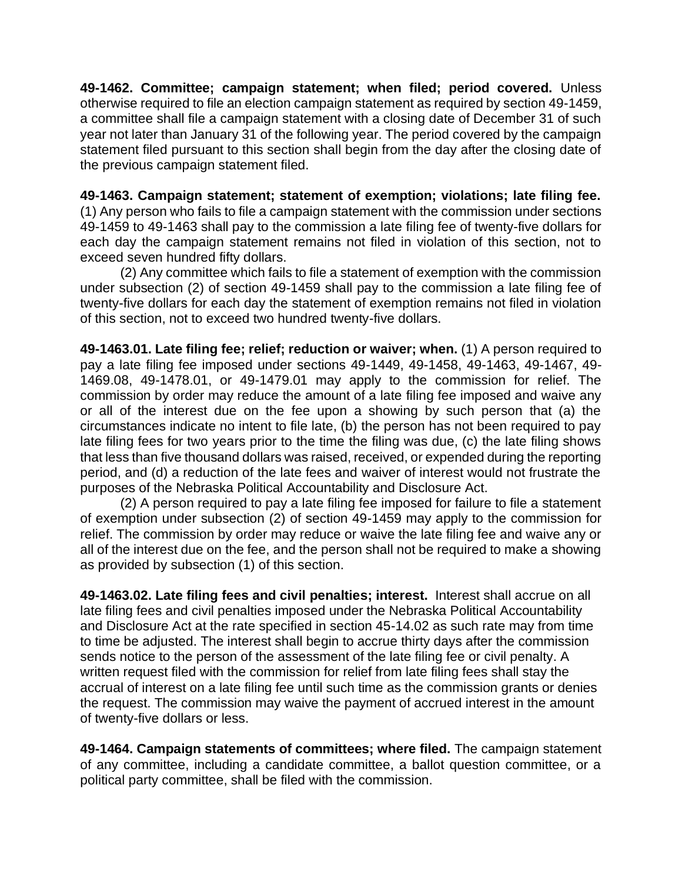**49-1462. Committee; campaign statement; when filed; period covered.** Unless otherwise required to file an election campaign statement as required by section 49-1459, a committee shall file a campaign statement with a closing date of December 31 of such year not later than January 31 of the following year. The period covered by the campaign statement filed pursuant to this section shall begin from the day after the closing date of the previous campaign statement filed.

**49-1463. Campaign statement; statement of exemption; violations; late filing fee.** (1) Any person who fails to file a campaign statement with the commission under sections 49-1459 to 49-1463 shall pay to the commission a late filing fee of twenty-five dollars for each day the campaign statement remains not filed in violation of this section, not to exceed seven hundred fifty dollars.

(2) Any committee which fails to file a statement of exemption with the commission under subsection (2) of section 49-1459 shall pay to the commission a late filing fee of twenty-five dollars for each day the statement of exemption remains not filed in violation of this section, not to exceed two hundred twenty-five dollars.

**49-1463.01. Late filing fee; relief; reduction or waiver; when.** (1) A person required to pay a late filing fee imposed under sections 49-1449, 49-1458, 49-1463, 49-1467, 49-1469.08, 49-1478.01, or 49-1479.01 may apply to the commission for relief. The commission by order may reduce the amount of a late filing fee imposed and waive any or all of the interest due on the fee upon a showing by such person that (a) the circumstances indicate no intent to file late, (b) the person has not been required to pay late filing fees for two years prior to the time the filing was due, (c) the late filing shows that less than five thousand dollars was raised, received, or expended during the reporting period, and (d) a reduction of the late fees and waiver of interest would not frustrate the purposes of the Nebraska Political Accountability and Disclosure Act.

(2) A person required to pay a late filing fee imposed for failure to file a statement of exemption under subsection (2) of section 49-1459 may apply to the commission for relief. The commission by order may reduce or waive the late filing fee and waive any or all of the interest due on the fee, and the person shall not be required to make a showing as provided by subsection (1) of this section.

**49-1463.02. Late filing fees and civil penalties; interest.** Interest shall accrue on all late filing fees and civil penalties imposed under the Nebraska Political Accountability and Disclosure Act at the rate specified in section 45-14.02 as such rate may from time to time be adjusted. The interest shall begin to accrue thirty days after the commission sends notice to the person of the assessment of the late filing fee or civil penalty. A written request filed with the commission for relief from late filing fees shall stay the accrual of interest on a late filing fee until such time as the commission grants or denies the request. The commission may waive the payment of accrued interest in the amount of twenty-five dollars or less.

**49-1464. Campaign statements of committees; where filed.** The campaign statement of any committee, including a candidate committee, a ballot question committee, or a political party committee, shall be filed with the commission.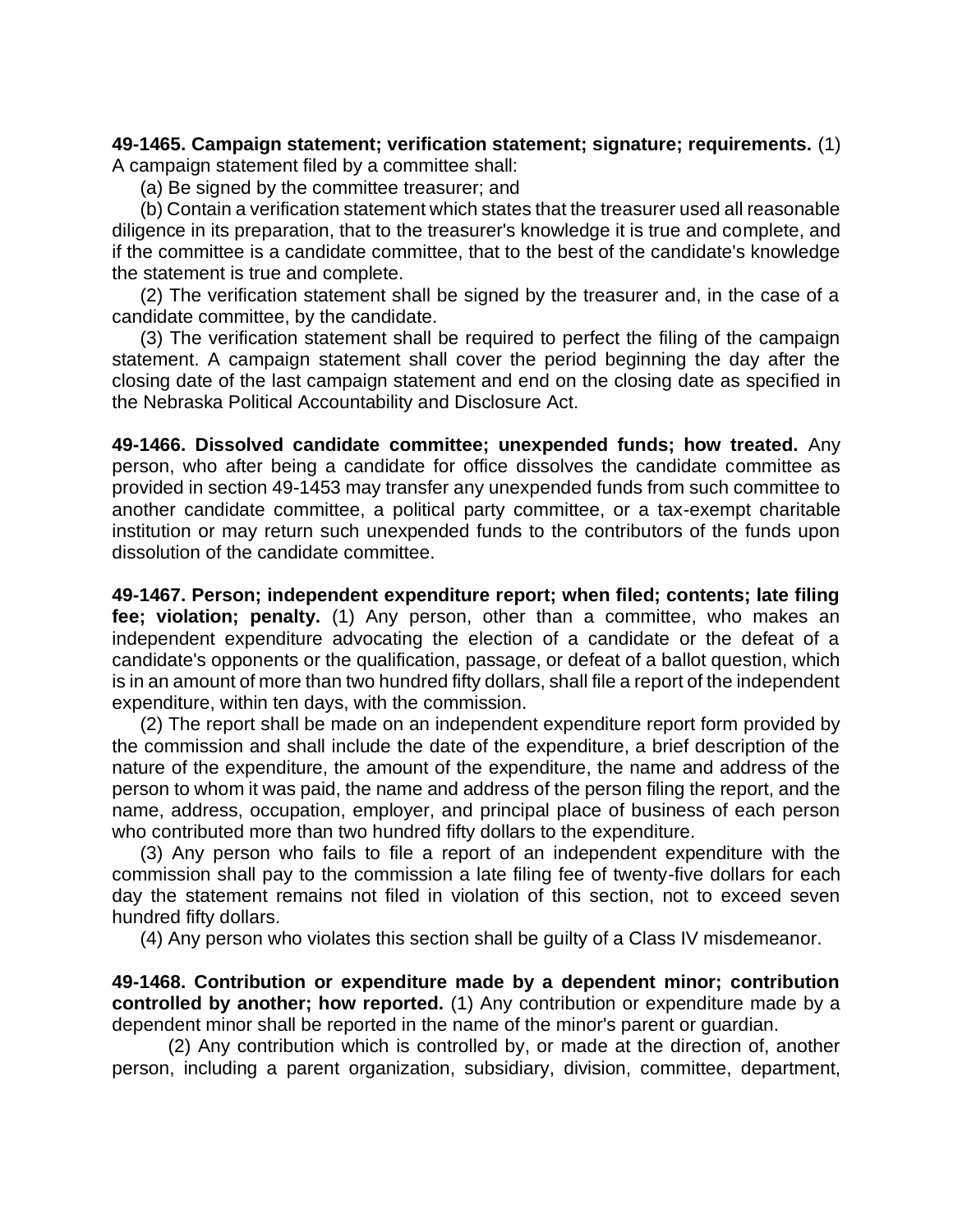**49-1465. Campaign statement; verification statement; signature; requirements.** (1) A campaign statement filed by a committee shall:

(a) Be signed by the committee treasurer; and

(b) Contain a verification statement which states that the treasurer used all reasonable diligence in its preparation, that to the treasurer's knowledge it is true and complete, and if the committee is a candidate committee, that to the best of the candidate's knowledge the statement is true and complete.

(2) The verification statement shall be signed by the treasurer and, in the case of a candidate committee, by the candidate.

(3) The verification statement shall be required to perfect the filing of the campaign statement. A campaign statement shall cover the period beginning the day after the closing date of the last campaign statement and end on the closing date as specified in the Nebraska Political Accountability and Disclosure Act.

**49-1466. Dissolved candidate committee; unexpended funds; how treated.** Any person, who after being a candidate for office dissolves the candidate committee as provided in section 49-1453 may transfer any unexpended funds from such committee to another candidate committee, a political party committee, or a tax-exempt charitable institution or may return such unexpended funds to the contributors of the funds upon dissolution of the candidate committee.

**49-1467. Person; independent expenditure report; when filed; contents; late filing fee; violation; penalty.** (1) Any person, other than a committee, who makes an independent expenditure advocating the election of a candidate or the defeat of a candidate's opponents or the qualification, passage, or defeat of a ballot question, which is in an amount of more than two hundred fifty dollars, shall file a report of the independent expenditure, within ten days, with the commission.

(2) The report shall be made on an independent expenditure report form provided by the commission and shall include the date of the expenditure, a brief description of the nature of the expenditure, the amount of the expenditure, the name and address of the person to whom it was paid, the name and address of the person filing the report, and the name, address, occupation, employer, and principal place of business of each person who contributed more than two hundred fifty dollars to the expenditure.

(3) Any person who fails to file a report of an independent expenditure with the commission shall pay to the commission a late filing fee of twenty-five dollars for each day the statement remains not filed in violation of this section, not to exceed seven hundred fifty dollars.

(4) Any person who violates this section shall be guilty of a Class IV misdemeanor.

**49-1468. Contribution or expenditure made by a dependent minor; contribution controlled by another; how reported.** (1) Any contribution or expenditure made by a dependent minor shall be reported in the name of the minor's parent or guardian.

(2) Any contribution which is controlled by, or made at the direction of, another person, including a parent organization, subsidiary, division, committee, department,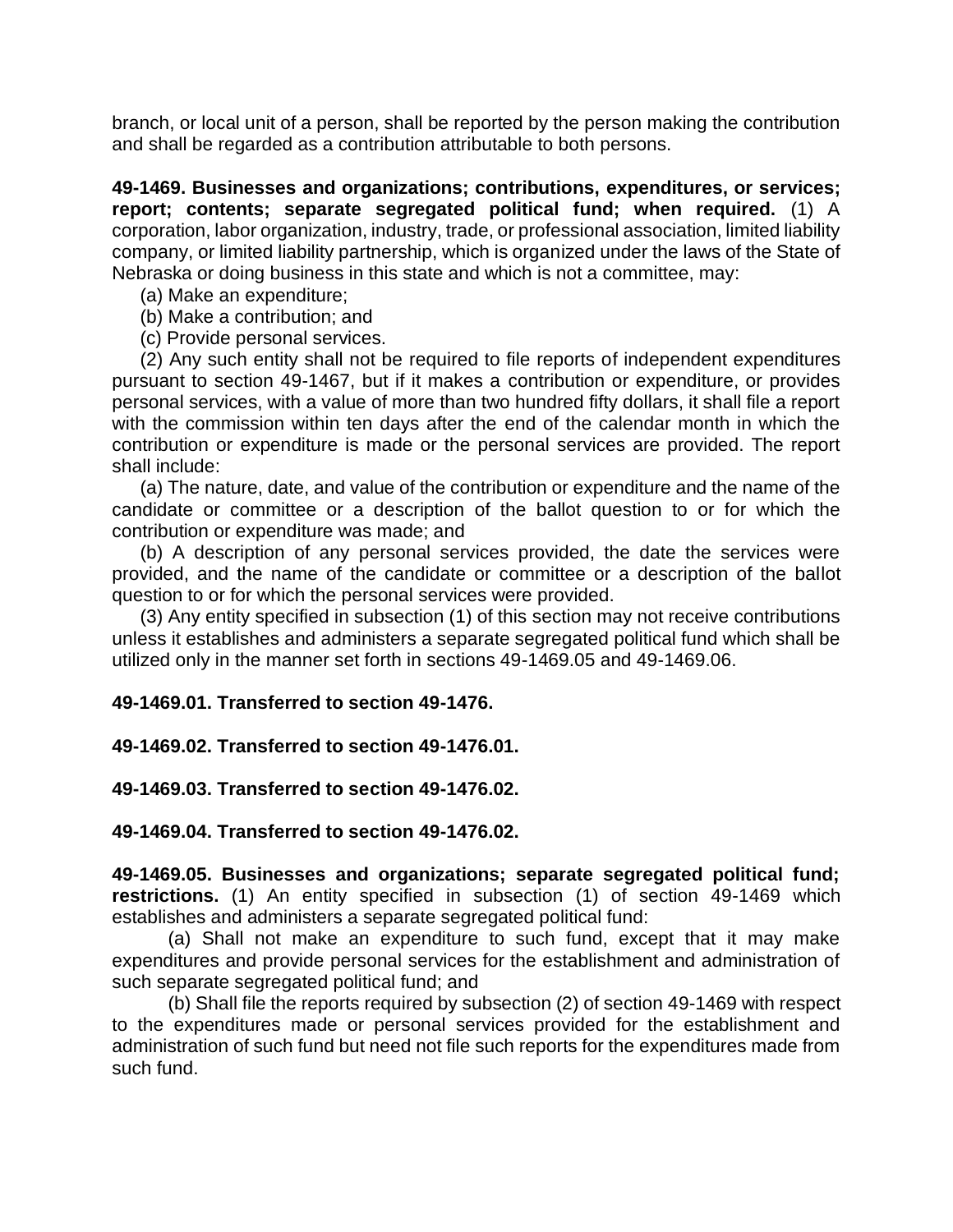branch, or local unit of a person, shall be reported by the person making the contribution and shall be regarded as a contribution attributable to both persons.

**49-1469. Businesses and organizations; contributions, expenditures, or services; report; contents; separate segregated political fund; when required.** (1) A corporation, labor organization, industry, trade, or professional association, limited liability company, or limited liability partnership, which is organized under the laws of the State of Nebraska or doing business in this state and which is not a committee, may:

(a) Make an expenditure;

(b) Make a contribution; and

(c) Provide personal services.

(2) Any such entity shall not be required to file reports of independent expenditures pursuant to section 49-1467, but if it makes a contribution or expenditure, or provides personal services, with a value of more than two hundred fifty dollars, it shall file a report with the commission within ten days after the end of the calendar month in which the contribution or expenditure is made or the personal services are provided. The report shall include:

(a) The nature, date, and value of the contribution or expenditure and the name of the candidate or committee or a description of the ballot question to or for which the contribution or expenditure was made; and

(b) A description of any personal services provided, the date the services were provided, and the name of the candidate or committee or a description of the ballot question to or for which the personal services were provided.

(3) Any entity specified in subsection (1) of this section may not receive contributions unless it establishes and administers a separate segregated political fund which shall be utilized only in the manner set forth in sections 49-1469.05 and 49-1469.06.

**49-1469.01. Transferred to section 49-1476.**

**49-1469.02. Transferred to section 49-1476.01.**

**49-1469.03. Transferred to section 49-1476.02.**

**49-1469.04. Transferred to section 49-1476.02.**

**49-1469.05. Businesses and organizations; separate segregated political fund; restrictions.** (1) An entity specified in subsection (1) of section 49-1469 which establishes and administers a separate segregated political fund:

(a) Shall not make an expenditure to such fund, except that it may make expenditures and provide personal services for the establishment and administration of such separate segregated political fund; and

(b) Shall file the reports required by subsection (2) of section 49-1469 with respect to the expenditures made or personal services provided for the establishment and administration of such fund but need not file such reports for the expenditures made from such fund.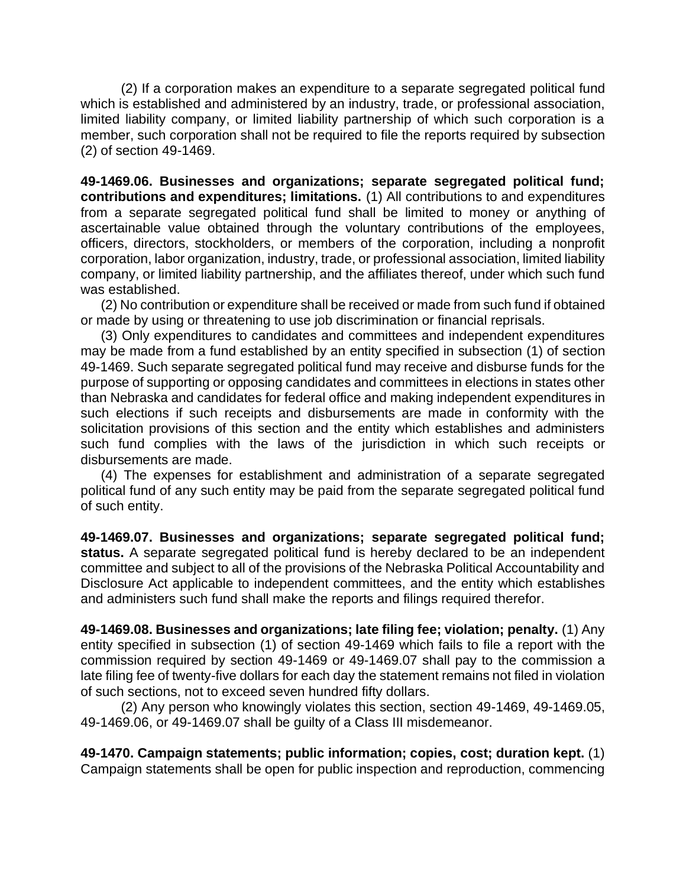(2) If a corporation makes an expenditure to a separate segregated political fund which is established and administered by an industry, trade, or professional association, limited liability company, or limited liability partnership of which such corporation is a member, such corporation shall not be required to file the reports required by subsection (2) of section 49-1469.

**49-1469.06. Businesses and organizations; separate segregated political fund; contributions and expenditures; limitations.** (1) All contributions to and expenditures from a separate segregated political fund shall be limited to money or anything of ascertainable value obtained through the voluntary contributions of the employees, officers, directors, stockholders, or members of the corporation, including a nonprofit corporation, labor organization, industry, trade, or professional association, limited liability company, or limited liability partnership, and the affiliates thereof, under which such fund was established.

(2) No contribution or expenditure shall be received or made from such fund if obtained or made by using or threatening to use job discrimination or financial reprisals.

(3) Only expenditures to candidates and committees and independent expenditures may be made from a fund established by an entity specified in subsection (1) of section 49-1469. Such separate segregated political fund may receive and disburse funds for the purpose of supporting or opposing candidates and committees in elections in states other than Nebraska and candidates for federal office and making independent expenditures in such elections if such receipts and disbursements are made in conformity with the solicitation provisions of this section and the entity which establishes and administers such fund complies with the laws of the jurisdiction in which such receipts or disbursements are made.

(4) The expenses for establishment and administration of a separate segregated political fund of any such entity may be paid from the separate segregated political fund of such entity.

**49-1469.07. Businesses and organizations; separate segregated political fund; status.** A separate segregated political fund is hereby declared to be an independent committee and subject to all of the provisions of the Nebraska Political Accountability and Disclosure Act applicable to independent committees, and the entity which establishes and administers such fund shall make the reports and filings required therefor.

**49-1469.08. Businesses and organizations; late filing fee; violation; penalty.** (1) Any entity specified in subsection (1) of section 49-1469 which fails to file a report with the commission required by section 49-1469 or 49-1469.07 shall pay to the commission a late filing fee of twenty-five dollars for each day the statement remains not filed in violation of such sections, not to exceed seven hundred fifty dollars.

(2) Any person who knowingly violates this section, section 49-1469, 49-1469.05, 49-1469.06, or 49-1469.07 shall be guilty of a Class III misdemeanor.

**49-1470. Campaign statements; public information; copies, cost; duration kept.** (1) Campaign statements shall be open for public inspection and reproduction, commencing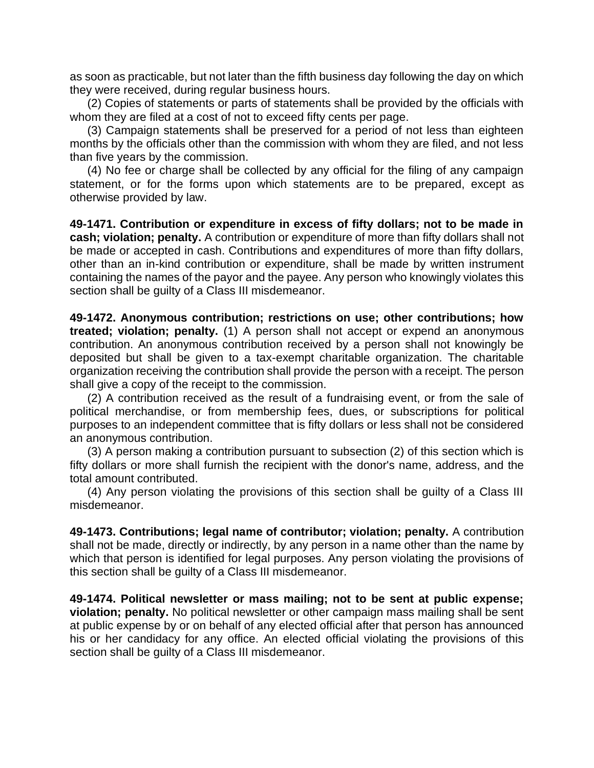as soon as practicable, but not later than the fifth business day following the day on which they were received, during regular business hours.

(2) Copies of statements or parts of statements shall be provided by the officials with whom they are filed at a cost of not to exceed fifty cents per page.

(3) Campaign statements shall be preserved for a period of not less than eighteen months by the officials other than the commission with whom they are filed, and not less than five years by the commission.

(4) No fee or charge shall be collected by any official for the filing of any campaign statement, or for the forms upon which statements are to be prepared, except as otherwise provided by law.

**49-1471. Contribution or expenditure in excess of fifty dollars; not to be made in cash; violation; penalty.** A contribution or expenditure of more than fifty dollars shall not be made or accepted in cash. Contributions and expenditures of more than fifty dollars, other than an in-kind contribution or expenditure, shall be made by written instrument containing the names of the payor and the payee. Any person who knowingly violates this section shall be guilty of a Class III misdemeanor.

**49-1472. Anonymous contribution; restrictions on use; other contributions; how treated; violation; penalty.** (1) A person shall not accept or expend an anonymous contribution. An anonymous contribution received by a person shall not knowingly be deposited but shall be given to a tax-exempt charitable organization. The charitable organization receiving the contribution shall provide the person with a receipt. The person shall give a copy of the receipt to the commission.

(2) A contribution received as the result of a fundraising event, or from the sale of political merchandise, or from membership fees, dues, or subscriptions for political purposes to an independent committee that is fifty dollars or less shall not be considered an anonymous contribution.

(3) A person making a contribution pursuant to subsection (2) of this section which is fifty dollars or more shall furnish the recipient with the donor's name, address, and the total amount contributed.

(4) Any person violating the provisions of this section shall be guilty of a Class III misdemeanor.

**49-1473. Contributions; legal name of contributor; violation; penalty.** A contribution shall not be made, directly or indirectly, by any person in a name other than the name by which that person is identified for legal purposes. Any person violating the provisions of this section shall be guilty of a Class III misdemeanor.

**49-1474. Political newsletter or mass mailing; not to be sent at public expense; violation; penalty.** No political newsletter or other campaign mass mailing shall be sent at public expense by or on behalf of any elected official after that person has announced his or her candidacy for any office. An elected official violating the provisions of this section shall be guilty of a Class III misdemeanor.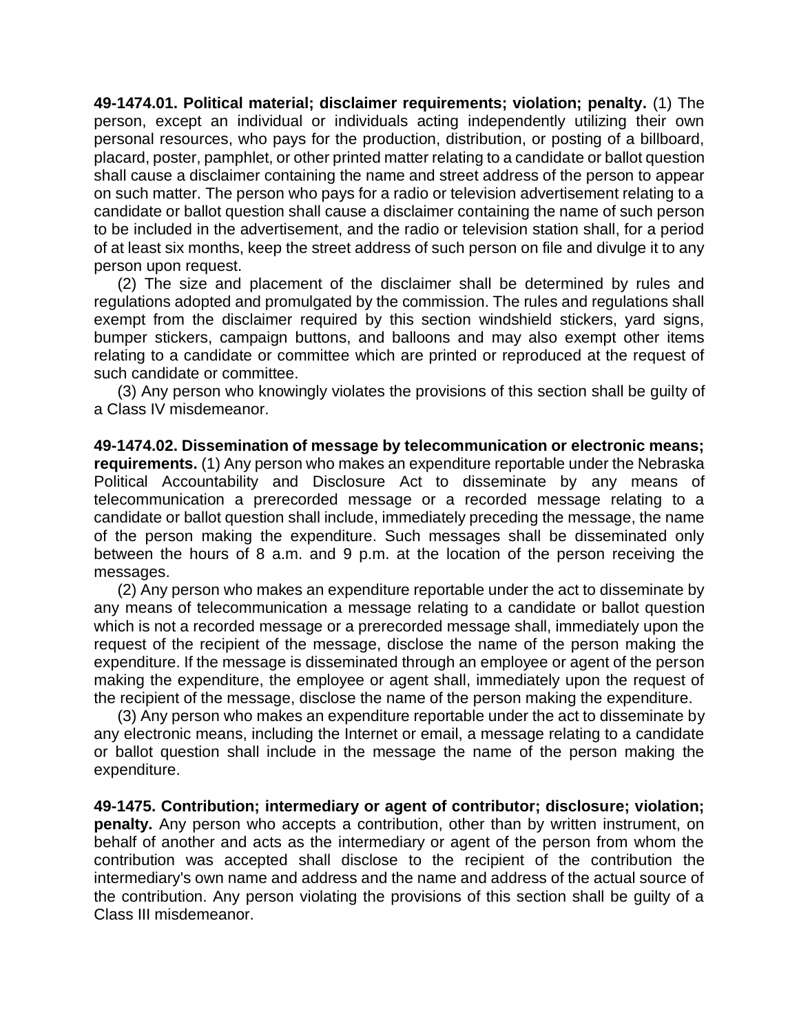**49-1474.01. Political material; disclaimer requirements; violation; penalty.** (1) The person, except an individual or individuals acting independently utilizing their own personal resources, who pays for the production, distribution, or posting of a billboard, placard, poster, pamphlet, or other printed matter relating to a candidate or ballot question shall cause a disclaimer containing the name and street address of the person to appear on such matter. The person who pays for a radio or television advertisement relating to a candidate or ballot question shall cause a disclaimer containing the name of such person to be included in the advertisement, and the radio or television station shall, for a period of at least six months, keep the street address of such person on file and divulge it to any person upon request.

(2) The size and placement of the disclaimer shall be determined by rules and regulations adopted and promulgated by the commission. The rules and regulations shall exempt from the disclaimer required by this section windshield stickers, yard signs, bumper stickers, campaign buttons, and balloons and may also exempt other items relating to a candidate or committee which are printed or reproduced at the request of such candidate or committee.

(3) Any person who knowingly violates the provisions of this section shall be guilty of a Class IV misdemeanor.

**49-1474.02. Dissemination of message by telecommunication or electronic means; requirements.** (1) Any person who makes an expenditure reportable under the Nebraska Political Accountability and Disclosure Act to disseminate by any means of telecommunication a prerecorded message or a recorded message relating to a candidate or ballot question shall include, immediately preceding the message, the name of the person making the expenditure. Such messages shall be disseminated only between the hours of 8 a.m. and 9 p.m. at the location of the person receiving the messages.

(2) Any person who makes an expenditure reportable under the act to disseminate by any means of telecommunication a message relating to a candidate or ballot question which is not a recorded message or a prerecorded message shall, immediately upon the request of the recipient of the message, disclose the name of the person making the expenditure. If the message is disseminated through an employee or agent of the person making the expenditure, the employee or agent shall, immediately upon the request of the recipient of the message, disclose the name of the person making the expenditure.

(3) Any person who makes an expenditure reportable under the act to disseminate by any electronic means, including the Internet or email, a message relating to a candidate or ballot question shall include in the message the name of the person making the expenditure.

**49-1475. Contribution; intermediary or agent of contributor; disclosure; violation; penalty.** Any person who accepts a contribution, other than by written instrument, on behalf of another and acts as the intermediary or agent of the person from whom the contribution was accepted shall disclose to the recipient of the contribution the intermediary's own name and address and the name and address of the actual source of the contribution. Any person violating the provisions of this section shall be guilty of a Class III misdemeanor.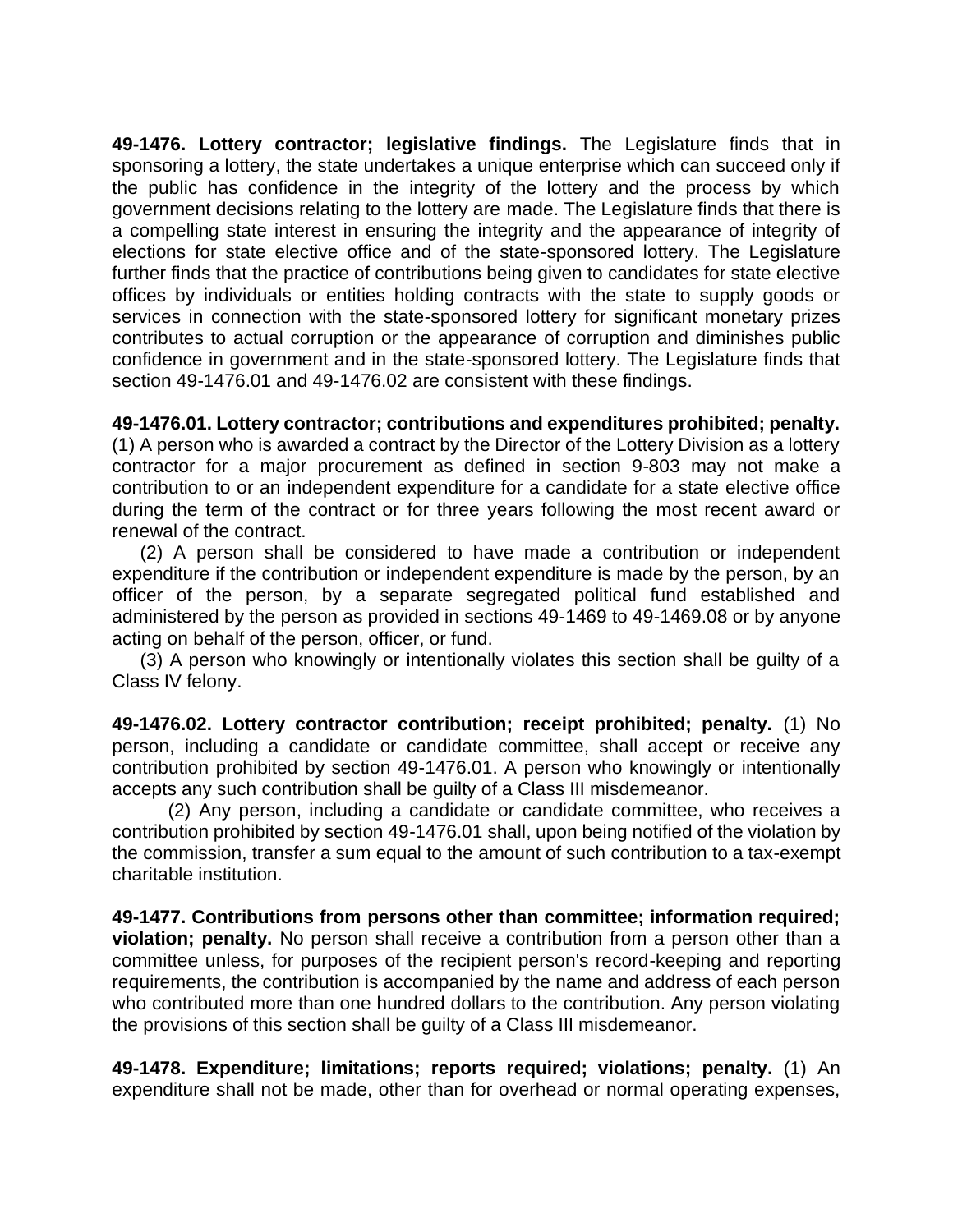**49-1476. Lottery contractor; legislative findings.** The Legislature finds that in sponsoring a lottery, the state undertakes a unique enterprise which can succeed only if the public has confidence in the integrity of the lottery and the process by which government decisions relating to the lottery are made. The Legislature finds that there is a compelling state interest in ensuring the integrity and the appearance of integrity of elections for state elective office and of the state-sponsored lottery. The Legislature further finds that the practice of contributions being given to candidates for state elective offices by individuals or entities holding contracts with the state to supply goods or services in connection with the state-sponsored lottery for significant monetary prizes contributes to actual corruption or the appearance of corruption and diminishes public confidence in government and in the state-sponsored lottery. The Legislature finds that section 49-1476.01 and 49-1476.02 are consistent with these findings.

**49-1476.01. Lottery contractor; contributions and expenditures prohibited; penalty.** (1) A person who is awarded a contract by the Director of the Lottery Division as a lottery contractor for a major procurement as defined in section 9-803 may not make a contribution to or an independent expenditure for a candidate for a state elective office during the term of the contract or for three years following the most recent award or renewal of the contract.

(2) A person shall be considered to have made a contribution or independent expenditure if the contribution or independent expenditure is made by the person, by an officer of the person, by a separate segregated political fund established and administered by the person as provided in sections 49-1469 to 49-1469.08 or by anyone acting on behalf of the person, officer, or fund.

(3) A person who knowingly or intentionally violates this section shall be guilty of a Class IV felony.

**49-1476.02. Lottery contractor contribution; receipt prohibited; penalty.** (1) No person, including a candidate or candidate committee, shall accept or receive any contribution prohibited by section 49-1476.01. A person who knowingly or intentionally accepts any such contribution shall be guilty of a Class III misdemeanor.

(2) Any person, including a candidate or candidate committee, who receives a contribution prohibited by section 49-1476.01 shall, upon being notified of the violation by the commission, transfer a sum equal to the amount of such contribution to a tax-exempt charitable institution.

**49-1477. Contributions from persons other than committee; information required; violation; penalty.** No person shall receive a contribution from a person other than a committee unless, for purposes of the recipient person's record-keeping and reporting requirements, the contribution is accompanied by the name and address of each person who contributed more than one hundred dollars to the contribution. Any person violating the provisions of this section shall be guilty of a Class III misdemeanor.

**49-1478. Expenditure; limitations; reports required; violations; penalty.** (1) An expenditure shall not be made, other than for overhead or normal operating expenses,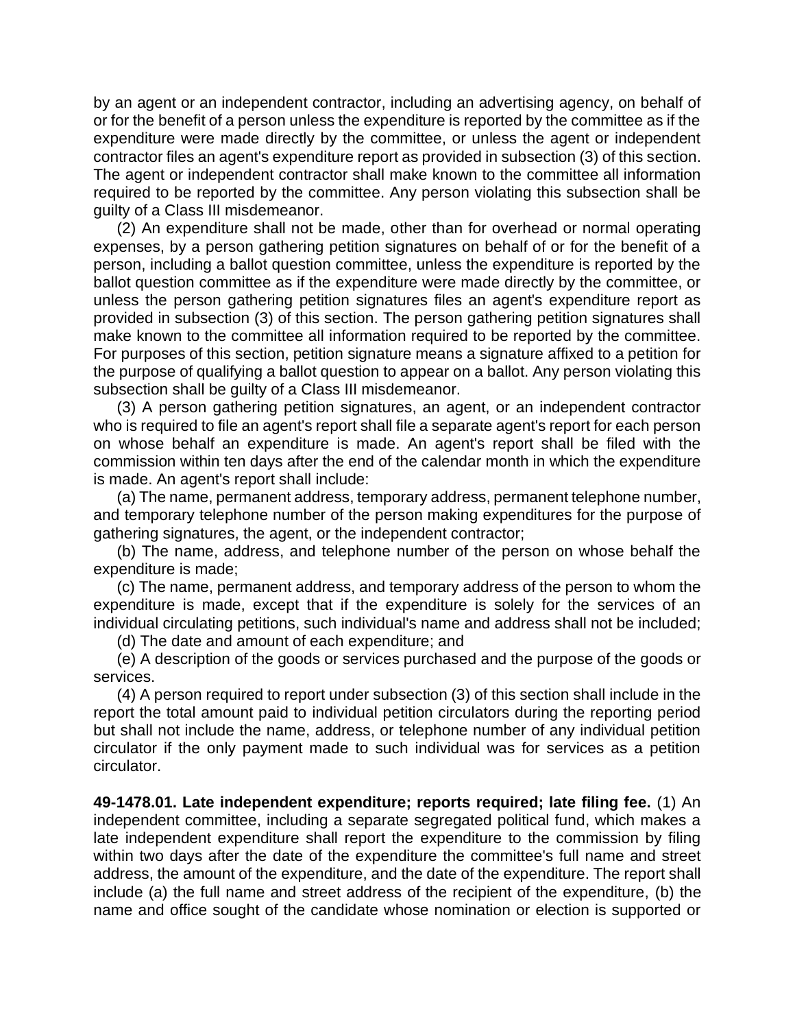by an agent or an independent contractor, including an advertising agency, on behalf of or for the benefit of a person unless the expenditure is reported by the committee as if the expenditure were made directly by the committee, or unless the agent or independent contractor files an agent's expenditure report as provided in subsection (3) of this section. The agent or independent contractor shall make known to the committee all information required to be reported by the committee. Any person violating this subsection shall be guilty of a Class III misdemeanor.

(2) An expenditure shall not be made, other than for overhead or normal operating expenses, by a person gathering petition signatures on behalf of or for the benefit of a person, including a ballot question committee, unless the expenditure is reported by the ballot question committee as if the expenditure were made directly by the committee, or unless the person gathering petition signatures files an agent's expenditure report as provided in subsection (3) of this section. The person gathering petition signatures shall make known to the committee all information required to be reported by the committee. For purposes of this section, petition signature means a signature affixed to a petition for the purpose of qualifying a ballot question to appear on a ballot. Any person violating this subsection shall be guilty of a Class III misdemeanor.

(3) A person gathering petition signatures, an agent, or an independent contractor who is required to file an agent's report shall file a separate agent's report for each person on whose behalf an expenditure is made. An agent's report shall be filed with the commission within ten days after the end of the calendar month in which the expenditure is made. An agent's report shall include:

(a) The name, permanent address, temporary address, permanent telephone number, and temporary telephone number of the person making expenditures for the purpose of gathering signatures, the agent, or the independent contractor;

(b) The name, address, and telephone number of the person on whose behalf the expenditure is made;

(c) The name, permanent address, and temporary address of the person to whom the expenditure is made, except that if the expenditure is solely for the services of an individual circulating petitions, such individual's name and address shall not be included;

(d) The date and amount of each expenditure; and

(e) A description of the goods or services purchased and the purpose of the goods or services.

(4) A person required to report under subsection (3) of this section shall include in the report the total amount paid to individual petition circulators during the reporting period but shall not include the name, address, or telephone number of any individual petition circulator if the only payment made to such individual was for services as a petition circulator.

**49-1478.01. Late independent expenditure; reports required; late filing fee.** (1) An independent committee, including a separate segregated political fund, which makes a late independent expenditure shall report the expenditure to the commission by filing within two days after the date of the expenditure the committee's full name and street address, the amount of the expenditure, and the date of the expenditure. The report shall include (a) the full name and street address of the recipient of the expenditure, (b) the name and office sought of the candidate whose nomination or election is supported or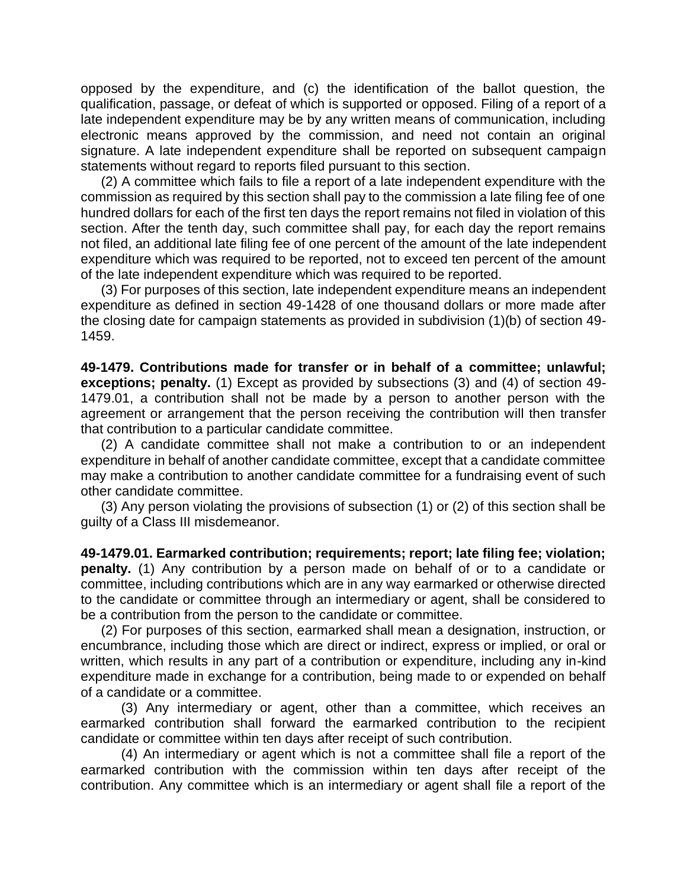opposed by the expenditure, and (c) the identification of the ballot question, the qualification, passage, or defeat of which is supported or opposed. Filing of a report of a late independent expenditure may be by any written means of communication, including electronic means approved by the commission, and need not contain an original signature. A late independent expenditure shall be reported on subsequent campaign statements without regard to reports filed pursuant to this section.

(2) A committee which fails to file a report of a late independent expenditure with the commission as required by this section shall pay to the commission a late filing fee of one hundred dollars for each of the first ten days the report remains not filed in violation of this section. After the tenth day, such committee shall pay, for each day the report remains not filed, an additional late filing fee of one percent of the amount of the late independent expenditure which was required to be reported, not to exceed ten percent of the amount of the late independent expenditure which was required to be reported.

(3) For purposes of this section, late independent expenditure means an independent expenditure as defined in section 49-1428 of one thousand dollars or more made after the closing date for campaign statements as provided in subdivision (1)(b) of section 49-1459.

**49-1479. Contributions made for transfer or in behalf of a committee; unlawful; exceptions; penalty.** (1) Except as provided by subsections (3) and (4) of section 49-1479.01, a contribution shall not be made by a person to another person with the agreement or arrangement that the person receiving the contribution will then transfer that contribution to a particular candidate committee.

(2) A candidate committee shall not make a contribution to or an independent expenditure in behalf of another candidate committee, except that a candidate committee may make a contribution to another candidate committee for a fundraising event of such other candidate committee.

(3) Any person violating the provisions of subsection (1) or (2) of this section shall be guilty of a Class III misdemeanor.

**49-1479.01. Earmarked contribution; requirements; report; late filing fee; violation; penalty.** (1) Any contribution by a person made on behalf of or to a candidate or committee, including contributions which are in any way earmarked or otherwise directed to the candidate or committee through an intermediary or agent, shall be considered to be a contribution from the person to the candidate or committee.

(2) For purposes of this section, earmarked shall mean a designation, instruction, or encumbrance, including those which are direct or indirect, express or implied, or oral or written, which results in any part of a contribution or expenditure, including any in-kind expenditure made in exchange for a contribution, being made to or expended on behalf of a candidate or a committee.

(3) Any intermediary or agent, other than a committee, which receives an earmarked contribution shall forward the earmarked contribution to the recipient candidate or committee within ten days after receipt of such contribution.

(4) An intermediary or agent which is not a committee shall file a report of the earmarked contribution with the commission within ten days after receipt of the contribution. Any committee which is an intermediary or agent shall file a report of the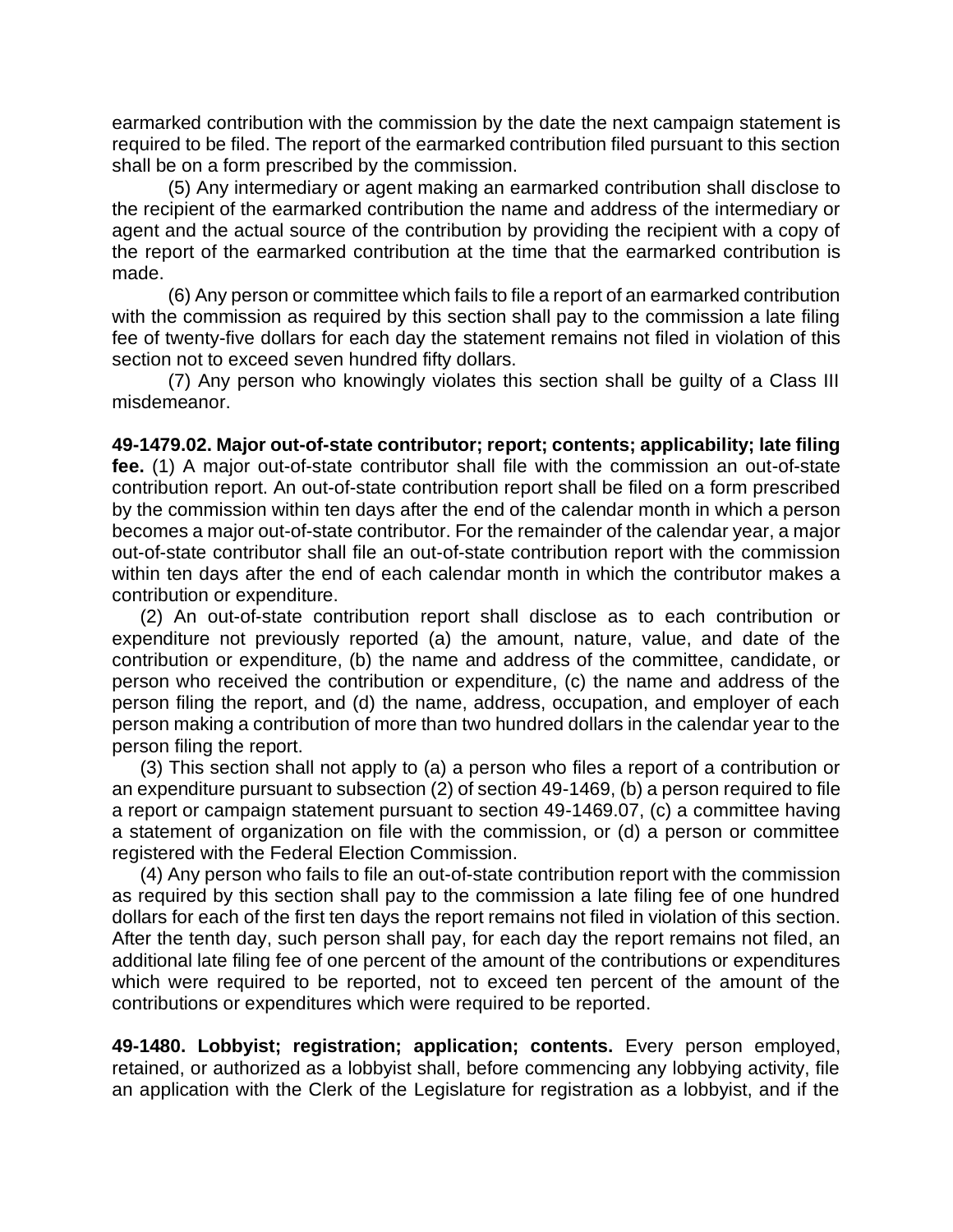earmarked contribution with the commission by the date the next campaign statement is required to be filed. The report of the earmarked contribution filed pursuant to this section shall be on a form prescribed by the commission.

(5) Any intermediary or agent making an earmarked contribution shall disclose to the recipient of the earmarked contribution the name and address of the intermediary or agent and the actual source of the contribution by providing the recipient with a copy of the report of the earmarked contribution at the time that the earmarked contribution is made.

(6) Any person or committee which fails to file a report of an earmarked contribution with the commission as required by this section shall pay to the commission a late filing fee of twenty-five dollars for each day the statement remains not filed in violation of this section not to exceed seven hundred fifty dollars.

(7) Any person who knowingly violates this section shall be guilty of a Class III misdemeanor.

**49-1479.02. Major out-of-state contributor; report; contents; applicability; late filing fee.** (1) A major out-of-state contributor shall file with the commission an out-of-state contribution report. An out-of-state contribution report shall be filed on a form prescribed by the commission within ten days after the end of the calendar month in which a person becomes a major out-of-state contributor. For the remainder of the calendar year, a major out-of-state contributor shall file an out-of-state contribution report with the commission within ten days after the end of each calendar month in which the contributor makes a contribution or expenditure.

(2) An out-of-state contribution report shall disclose as to each contribution or expenditure not previously reported (a) the amount, nature, value, and date of the contribution or expenditure, (b) the name and address of the committee, candidate, or person who received the contribution or expenditure, (c) the name and address of the person filing the report, and (d) the name, address, occupation, and employer of each person making a contribution of more than two hundred dollars in the calendar year to the person filing the report.

(3) This section shall not apply to (a) a person who files a report of a contribution or an expenditure pursuant to subsection (2) of section 49-1469, (b) a person required to file a report or campaign statement pursuant to section 49-1469.07, (c) a committee having a statement of organization on file with the commission, or (d) a person or committee registered with the Federal Election Commission.

(4) Any person who fails to file an out-of-state contribution report with the commission as required by this section shall pay to the commission a late filing fee of one hundred dollars for each of the first ten days the report remains not filed in violation of this section. After the tenth day, such person shall pay, for each day the report remains not filed, an additional late filing fee of one percent of the amount of the contributions or expenditures which were required to be reported, not to exceed ten percent of the amount of the contributions or expenditures which were required to be reported.

**49-1480. Lobbyist; registration; application; contents.** Every person employed, retained, or authorized as a lobbyist shall, before commencing any lobbying activity, file an application with the Clerk of the Legislature for registration as a lobbyist, and if the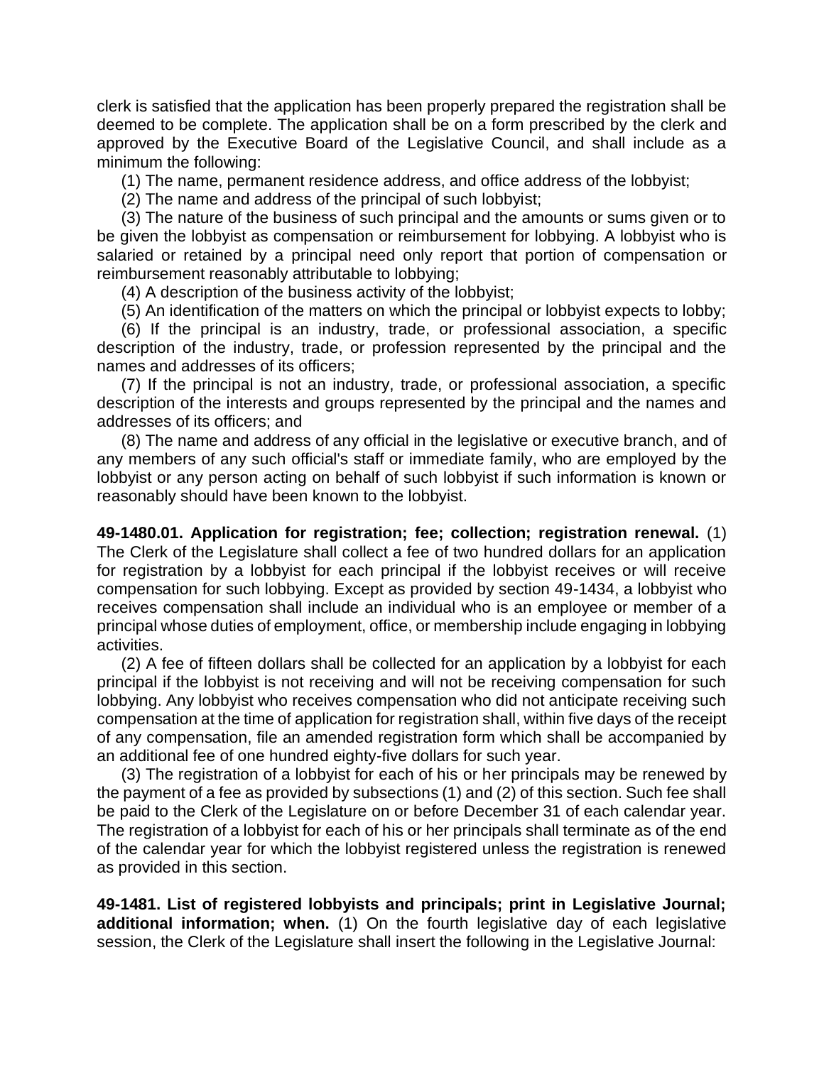clerk is satisfied that the application has been properly prepared the registration shall be deemed to be complete. The application shall be on a form prescribed by the clerk and approved by the Executive Board of the Legislative Council, and shall include as a minimum the following:

(1) The name, permanent residence address, and office address of the lobbyist;

(2) The name and address of the principal of such lobbyist;

(3) The nature of the business of such principal and the amounts or sums given or to be given the lobbyist as compensation or reimbursement for lobbying. A lobbyist who is salaried or retained by a principal need only report that portion of compensation or reimbursement reasonably attributable to lobbying;

(4) A description of the business activity of the lobbyist;

(5) An identification of the matters on which the principal or lobbyist expects to lobby;

(6) If the principal is an industry, trade, or professional association, a specific description of the industry, trade, or profession represented by the principal and the names and addresses of its officers;

(7) If the principal is not an industry, trade, or professional association, a specific description of the interests and groups represented by the principal and the names and addresses of its officers; and

(8) The name and address of any official in the legislative or executive branch, and of any members of any such official's staff or immediate family, who are employed by the lobbyist or any person acting on behalf of such lobbyist if such information is known or reasonably should have been known to the lobbyist.

**49-1480.01. Application for registration; fee; collection; registration renewal.** (1) The Clerk of the Legislature shall collect a fee of two hundred dollars for an application for registration by a lobbyist for each principal if the lobbyist receives or will receive compensation for such lobbying. Except as provided by section 49-1434, a lobbyist who receives compensation shall include an individual who is an employee or member of a principal whose duties of employment, office, or membership include engaging in lobbying activities.

(2) A fee of fifteen dollars shall be collected for an application by a lobbyist for each principal if the lobbyist is not receiving and will not be receiving compensation for such lobbying. Any lobbyist who receives compensation who did not anticipate receiving such compensation at the time of application for registration shall, within five days of the receipt of any compensation, file an amended registration form which shall be accompanied by an additional fee of one hundred eighty-five dollars for such year.

(3) The registration of a lobbyist for each of his or her principals may be renewed by the payment of a fee as provided by subsections (1) and (2) of this section. Such fee shall be paid to the Clerk of the Legislature on or before December 31 of each calendar year. The registration of a lobbyist for each of his or her principals shall terminate as of the end of the calendar year for which the lobbyist registered unless the registration is renewed as provided in this section.

**49-1481. List of registered lobbyists and principals; print in Legislative Journal; additional information; when.** (1) On the fourth legislative day of each legislative session, the Clerk of the Legislature shall insert the following in the Legislative Journal: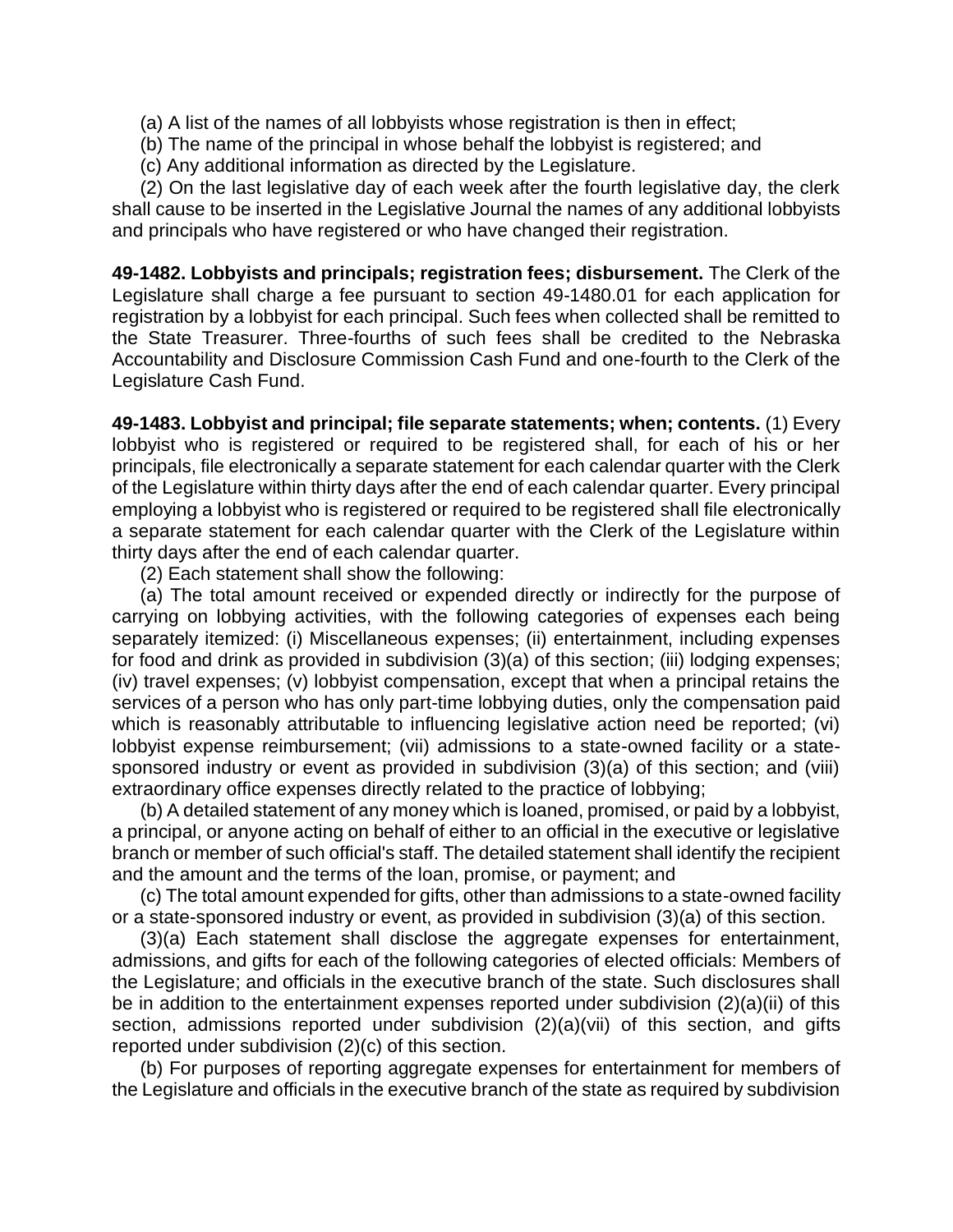(a) A list of the names of all lobbyists whose registration is then in effect;

(b) The name of the principal in whose behalf the lobbyist is registered; and

(c) Any additional information as directed by the Legislature.

(2) On the last legislative day of each week after the fourth legislative day, the clerk shall cause to be inserted in the Legislative Journal the names of any additional lobbyists and principals who have registered or who have changed their registration.

**49-1482. Lobbyists and principals; registration fees; disbursement.** The Clerk of the Legislature shall charge a fee pursuant to section 49-1480.01 for each application for registration by a lobbyist for each principal. Such fees when collected shall be remitted to the State Treasurer. Three-fourths of such fees shall be credited to the Nebraska Accountability and Disclosure Commission Cash Fund and one-fourth to the Clerk of the Legislature Cash Fund.

**49-1483. Lobbyist and principal; file separate statements; when; contents.** (1) Every lobbyist who is registered or required to be registered shall, for each of his or her principals, file electronically a separate statement for each calendar quarter with the Clerk of the Legislature within thirty days after the end of each calendar quarter. Every principal employing a lobbyist who is registered or required to be registered shall file electronically a separate statement for each calendar quarter with the Clerk of the Legislature within thirty days after the end of each calendar quarter.

(2) Each statement shall show the following:

(a) The total amount received or expended directly or indirectly for the purpose of carrying on lobbying activities, with the following categories of expenses each being separately itemized: (i) Miscellaneous expenses; (ii) entertainment, including expenses for food and drink as provided in subdivision (3)(a) of this section; (iii) lodging expenses; (iv) travel expenses; (v) lobbyist compensation, except that when a principal retains the services of a person who has only part-time lobbying duties, only the compensation paid which is reasonably attributable to influencing legislative action need be reported; (vi) lobbyist expense reimbursement; (vii) admissions to a state-owned facility or a state-sponsored industry or event as provided in subdivision (3)(a) of this section; and (viii) extraordinary office expenses directly related to the practice of lobbying;

(b) A detailed statement of any money which is loaned, promised, or paid by a lobbyist, a principal, or anyone acting on behalf of either to an official in the executive or legislative branch or member of such official's staff. The detailed statement shall identify the recipient and the amount and the terms of the loan, promise, or payment; and

(c) The total amount expended for gifts, other than admissions to a state-owned facility or a state-sponsored industry or event, as provided in subdivision (3)(a) of this section.

(3)(a) Each statement shall disclose the aggregate expenses for entertainment, admissions, and gifts for each of the following categories of elected officials: Members of the Legislature; and officials in the executive branch of the state. Such disclosures shall be in addition to the entertainment expenses reported under subdivision (2)(a)(ii) of this section, admissions reported under subdivision (2)(a)(vii) of this section, and gifts reported under subdivision (2)(c) of this section.

(b) For purposes of reporting aggregate expenses for entertainment for members of the Legislature and officials in the executive branch of the state as required by subdivision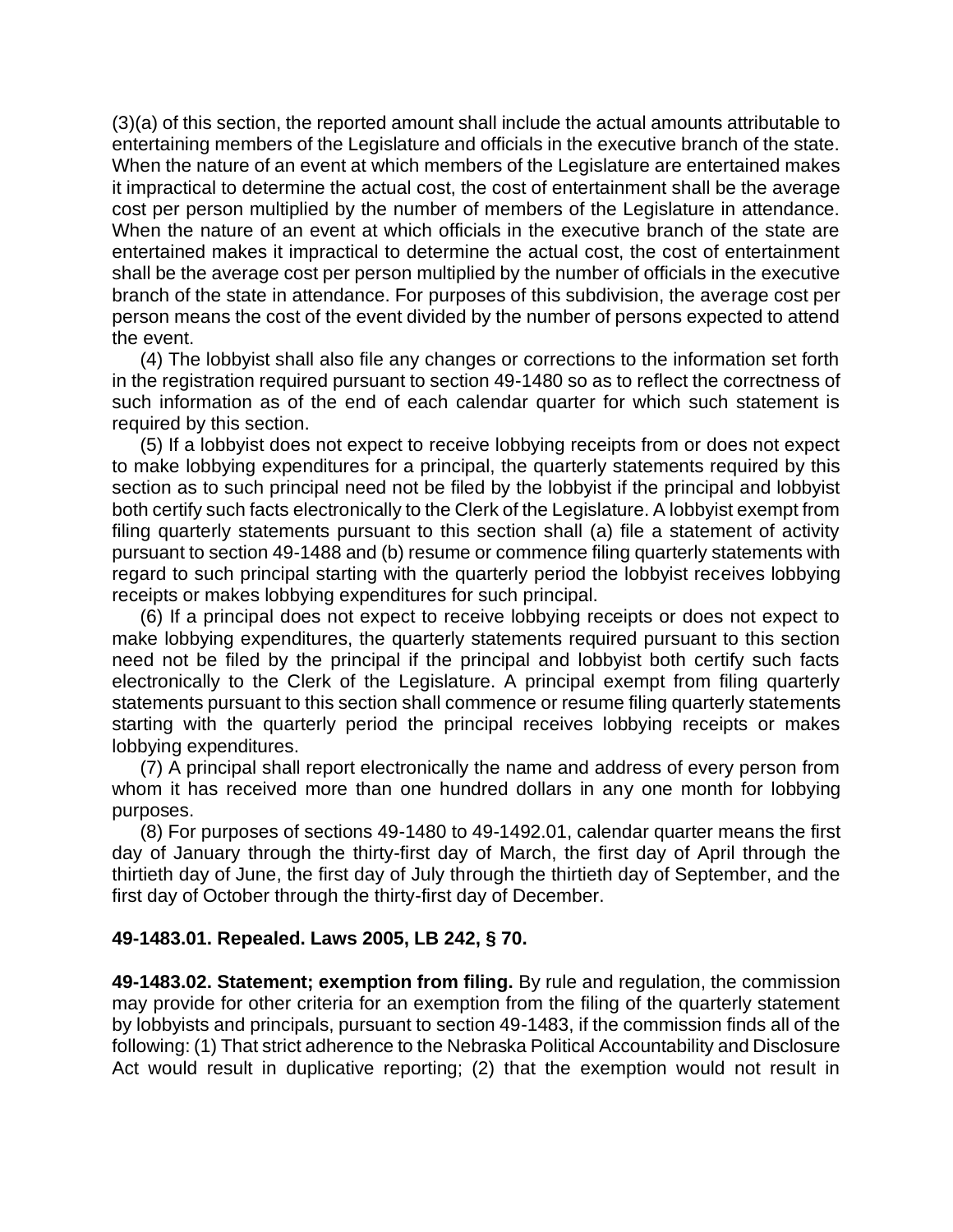(3)(a) of this section, the reported amount shall include the actual amounts attributable to entertaining members of the Legislature and officials in the executive branch of the state. When the nature of an event at which members of the Legislature are entertained makes it impractical to determine the actual cost, the cost of entertainment shall be the average cost per person multiplied by the number of members of the Legislature in attendance. When the nature of an event at which officials in the executive branch of the state are entertained makes it impractical to determine the actual cost, the cost of entertainment shall be the average cost per person multiplied by the number of officials in the executive branch of the state in attendance. For purposes of this subdivision, the average cost per person means the cost of the event divided by the number of persons expected to attend the event.

(4) The lobbyist shall also file any changes or corrections to the information set forth in the registration required pursuant to section 49-1480 so as to reflect the correctness of such information as of the end of each calendar quarter for which such statement is required by this section.

(5) If a lobbyist does not expect to receive lobbying receipts from or does not expect to make lobbying expenditures for a principal, the quarterly statements required by this section as to such principal need not be filed by the lobbyist if the principal and lobbyist both certify such facts electronically to the Clerk of the Legislature. A lobbyist exempt from filing quarterly statements pursuant to this section shall (a) file a statement of activity pursuant to section 49-1488 and (b) resume or commence filing quarterly statements with regard to such principal starting with the quarterly period the lobbyist receives lobbying receipts or makes lobbying expenditures for such principal.

(6) If a principal does not expect to receive lobbying receipts or does not expect to make lobbying expenditures, the quarterly statements required pursuant to this section need not be filed by the principal if the principal and lobbyist both certify such facts electronically to the Clerk of the Legislature. A principal exempt from filing quarterly statements pursuant to this section shall commence or resume filing quarterly statements starting with the quarterly period the principal receives lobbying receipts or makes lobbying expenditures.

(7) A principal shall report electronically the name and address of every person from whom it has received more than one hundred dollars in any one month for lobbying purposes.

(8) For purposes of sections 49-1480 to 49-1492.01, calendar quarter means the first day of January through the thirty-first day of March, the first day of April through the thirtieth day of June, the first day of July through the thirtieth day of September, and the first day of October through the thirty-first day of December.

**49-1483.01. Repealed. Laws 2005, LB 242, § 70.**

**49-1483.02. Statement; exemption from filing.** By rule and regulation, the commission may provide for other criteria for an exemption from the filing of the quarterly statement by lobbyists and principals, pursuant to section 49-1483, if the commission finds all of the following: (1) That strict adherence to the Nebraska Political Accountability and Disclosure Act would result in duplicative reporting; (2) that the exemption would not result in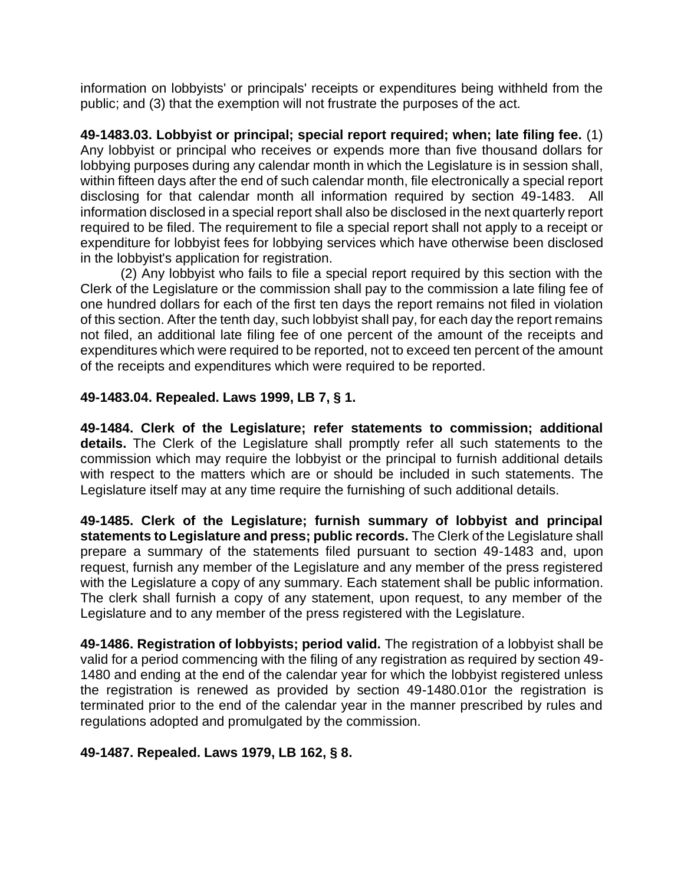information on lobbyists' or principals' receipts or expenditures being withheld from the public; and (3) that the exemption will not frustrate the purposes of the act.

**49-1483.03. Lobbyist or principal; special report required; when; late filing fee.** (1) Any lobbyist or principal who receives or expends more than five thousand dollars for lobbying purposes during any calendar month in which the Legislature is in session shall, within fifteen days after the end of such calendar month, file electronically a special report disclosing for that calendar month all information required by section 49-1483. All information disclosed in a special report shall also be disclosed in the next quarterly report required to be filed. The requirement to file a special report shall not apply to a receipt or expenditure for lobbyist fees for lobbying services which have otherwise been disclosed in the lobbyist's application for registration.

(2) Any lobbyist who fails to file a special report required by this section with the Clerk of the Legislature or the commission shall pay to the commission a late filing fee of one hundred dollars for each of the first ten days the report remains not filed in violation of this section. After the tenth day, such lobbyist shall pay, for each day the report remains not filed, an additional late filing fee of one percent of the amount of the receipts and expenditures which were required to be reported, not to exceed ten percent of the amount of the receipts and expenditures which were required to be reported.

**49-1483.04. Repealed. Laws 1999, LB 7, § 1.**

**49-1484. Clerk of the Legislature; refer statements to commission; additional details.** The Clerk of the Legislature shall promptly refer all such statements to the commission which may require the lobbyist or the principal to furnish additional details with respect to the matters which are or should be included in such statements. The Legislature itself may at any time require the furnishing of such additional details.

**49-1485. Clerk of the Legislature; furnish summary of lobbyist and principal statements to Legislature and press; public records.** The Clerk of the Legislature shall prepare a summary of the statements filed pursuant to section 49-1483 and, upon request, furnish any member of the Legislature and any member of the press registered with the Legislature a copy of any summary. Each statement shall be public information. The clerk shall furnish a copy of any statement, upon request, to any member of the Legislature and to any member of the press registered with the Legislature.

**49-1486. Registration of lobbyists; period valid.** The registration of a lobbyist shall be valid for a period commencing with the filing of any registration as required by section 49-1480 and ending at the end of the calendar year for which the lobbyist registered unless the registration is renewed as provided by section 49-1480.01or the registration is terminated prior to the end of the calendar year in the manner prescribed by rules and regulations adopted and promulgated by the commission.

**49-1487. Repealed. Laws 1979, LB 162, § 8.**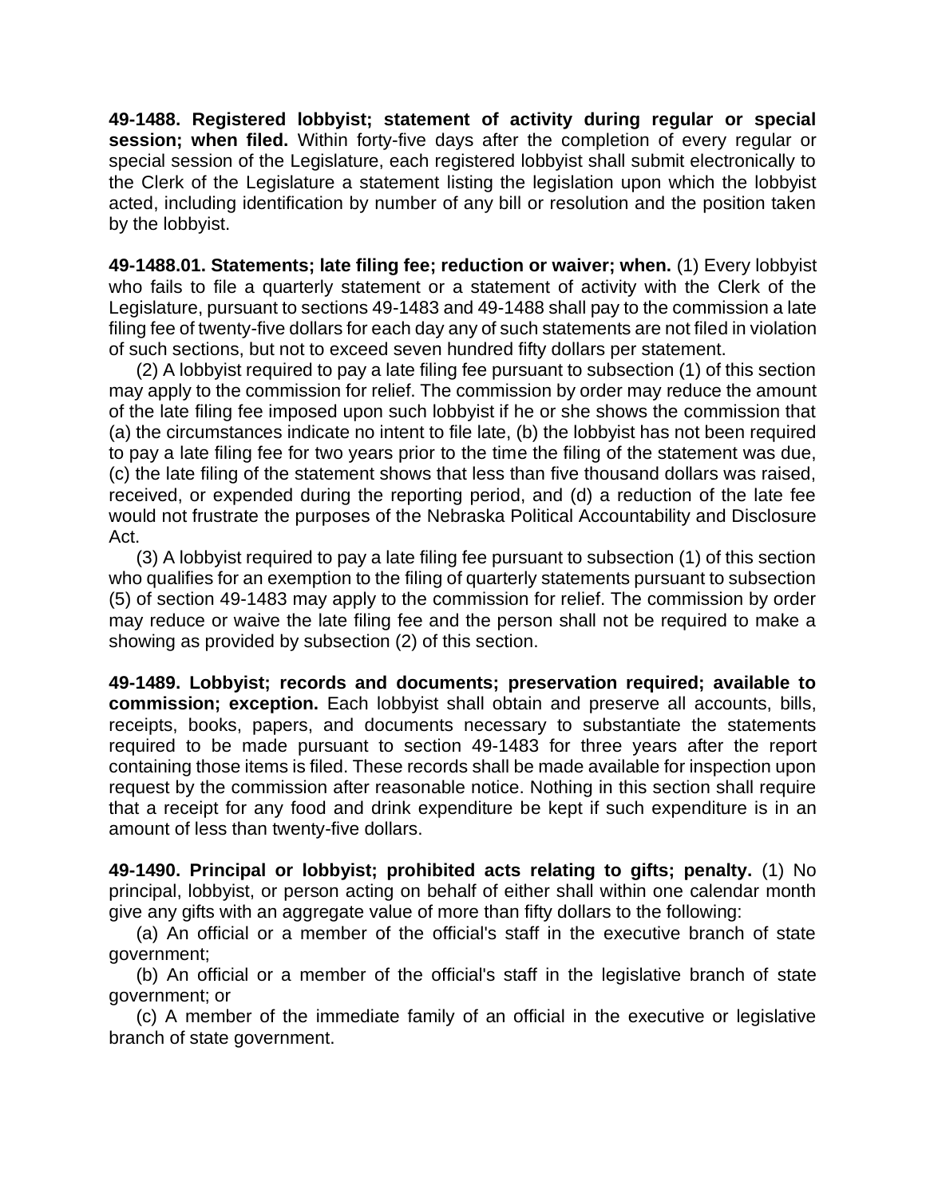**49-1488. Registered lobbyist; statement of activity during regular or special session; when filed.** Within forty-five days after the completion of every regular or special session of the Legislature, each registered lobbyist shall submit electronically to the Clerk of the Legislature a statement listing the legislation upon which the lobbyist acted, including identification by number of any bill or resolution and the position taken by the lobbyist.

**49-1488.01. Statements; late filing fee; reduction or waiver; when.** (1) Every lobbyist who fails to file a quarterly statement or a statement of activity with the Clerk of the Legislature, pursuant to sections 49-1483 and 49-1488 shall pay to the commission a late filing fee of twenty-five dollars for each day any of such statements are not filed in violation of such sections, but not to exceed seven hundred fifty dollars per statement.

(2) A lobbyist required to pay a late filing fee pursuant to subsection (1) of this section may apply to the commission for relief. The commission by order may reduce the amount of the late filing fee imposed upon such lobbyist if he or she shows the commission that (a) the circumstances indicate no intent to file late, (b) the lobbyist has not been required to pay a late filing fee for two years prior to the time the filing of the statement was due, (c) the late filing of the statement shows that less than five thousand dollars was raised, received, or expended during the reporting period, and (d) a reduction of the late fee would not frustrate the purposes of the Nebraska Political Accountability and Disclosure Act.

(3) A lobbyist required to pay a late filing fee pursuant to subsection (1) of this section who qualifies for an exemption to the filing of quarterly statements pursuant to subsection (5) of section 49-1483 may apply to the commission for relief. The commission by order may reduce or waive the late filing fee and the person shall not be required to make a showing as provided by subsection (2) of this section.

**49-1489. Lobbyist; records and documents; preservation required; available to commission; exception.** Each lobbyist shall obtain and preserve all accounts, bills, receipts, books, papers, and documents necessary to substantiate the statements required to be made pursuant to section 49-1483 for three years after the report containing those items is filed. These records shall be made available for inspection upon request by the commission after reasonable notice. Nothing in this section shall require that a receipt for any food and drink expenditure be kept if such expenditure is in an amount of less than twenty-five dollars.

**49-1490. Principal or lobbyist; prohibited acts relating to gifts; penalty.** (1) No principal, lobbyist, or person acting on behalf of either shall within one calendar month give any gifts with an aggregate value of more than fifty dollars to the following:

(a) An official or a member of the official's staff in the executive branch of state government;

(b) An official or a member of the official's staff in the legislative branch of state government; or

(c) A member of the immediate family of an official in the executive or legislative branch of state government.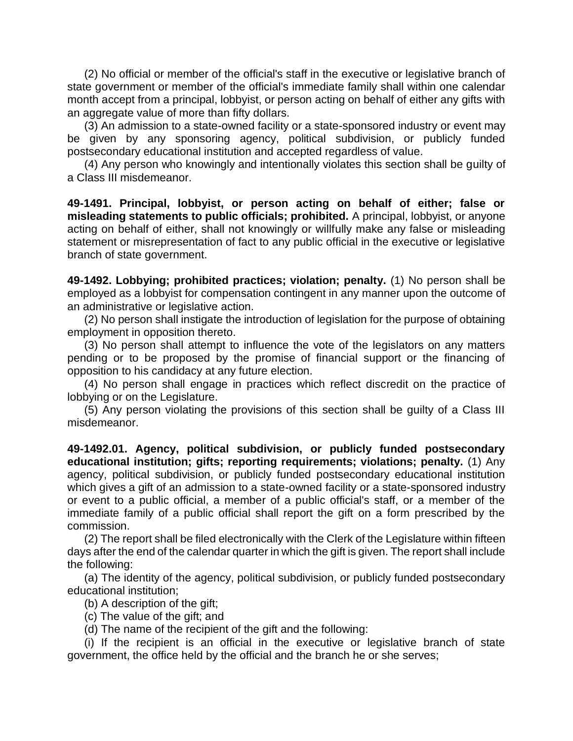(2) No official or member of the official's staff in the executive or legislative branch of state government or member of the official's immediate family shall within one calendar month accept from a principal, lobbyist, or person acting on behalf of either any gifts with an aggregate value of more than fifty dollars.

(3) An admission to a state-owned facility or a state-sponsored industry or event may be given by any sponsoring agency, political subdivision, or publicly funded postsecondary educational institution and accepted regardless of value.

(4) Any person who knowingly and intentionally violates this section shall be guilty of a Class III misdemeanor.

**49-1491. Principal, lobbyist, or person acting on behalf of either; false or misleading statements to public officials; prohibited.** A principal, lobbyist, or anyone acting on behalf of either, shall not knowingly or willfully make any false or misleading statement or misrepresentation of fact to any public official in the executive or legislative branch of state government.

**49-1492. Lobbying; prohibited practices; violation; penalty.** (1) No person shall be employed as a lobbyist for compensation contingent in any manner upon the outcome of an administrative or legislative action.

(2) No person shall instigate the introduction of legislation for the purpose of obtaining employment in opposition thereto.

(3) No person shall attempt to influence the vote of the legislators on any matters pending or to be proposed by the promise of financial support or the financing of opposition to his candidacy at any future election.

(4) No person shall engage in practices which reflect discredit on the practice of lobbying or on the Legislature.

(5) Any person violating the provisions of this section shall be guilty of a Class III misdemeanor.

**49-1492.01. Agency, political subdivision, or publicly funded postsecondary educational institution; gifts; reporting requirements; violations; penalty.** (1) Any agency, political subdivision, or publicly funded postsecondary educational institution which gives a gift of an admission to a state-owned facility or a state-sponsored industry or event to a public official, a member of a public official's staff, or a member of the immediate family of a public official shall report the gift on a form prescribed by the commission.

(2) The report shall be filed electronically with the Clerk of the Legislature within fifteen days after the end of the calendar quarter in which the gift is given. The report shall include the following:

(a) The identity of the agency, political subdivision, or publicly funded postsecondary educational institution;

(b) A description of the gift;

(c) The value of the gift; and

(d) The name of the recipient of the gift and the following:

(i) If the recipient is an official in the executive or legislative branch of state government, the office held by the official and the branch he or she serves;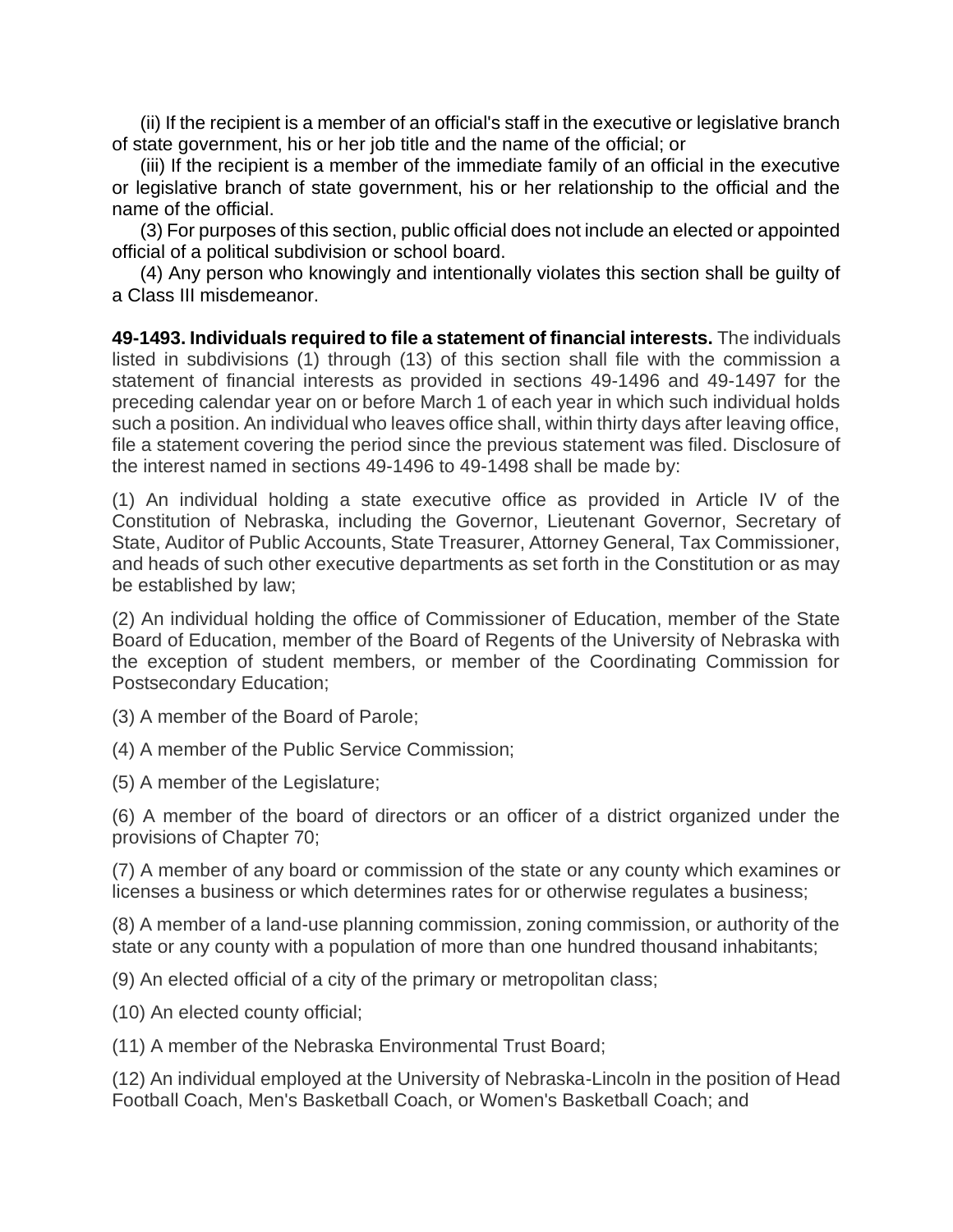(ii) If the recipient is a member of an official's staff in the executive or legislative branch of state government, his or her job title and the name of the official; or

(iii) If the recipient is a member of the immediate family of an official in the executive or legislative branch of state government, his or her relationship to the official and the name of the official.

(3) For purposes of this section, public official does not include an elected or appointed official of a political subdivision or school board.

(4) Any person who knowingly and intentionally violates this section shall be guilty of a Class III misdemeanor.

**49-1493. Individuals required to file a statement of financial interests.** The individuals listed in subdivisions (1) through (13) of this section shall file with the commission a statement of financial interests as provided in sections 49-1496 and 49-1497 for the preceding calendar year on or before March 1 of each year in which such individual holds such a position. An individual who leaves office shall, within thirty days after leaving office, file a statement covering the period since the previous statement was filed. Disclosure of the interest named in sections 49-1496 to 49-1498 shall be made by:

(1) An individual holding a state executive office as provided in Article IV of the Constitution of Nebraska, including the Governor, Lieutenant Governor, Secretary of State, Auditor of Public Accounts, State Treasurer, Attorney General, Tax Commissioner, and heads of such other executive departments as set forth in the Constitution or as may be established by law;

(2) An individual holding the office of Commissioner of Education, member of the State Board of Education, member of the Board of Regents of the University of Nebraska with the exception of student members, or member of the Coordinating Commission for Postsecondary Education;

(3) A member of the Board of Parole;

(4) A member of the Public Service Commission;

(5) A member of the Legislature;

(6) A member of the board of directors or an officer of a district organized under the provisions of Chapter 70;

(7) A member of any board or commission of the state or any county which examines or licenses a business or which determines rates for or otherwise regulates a business;

(8) A member of a land-use planning commission, zoning commission, or authority of the state or any county with a population of more than one hundred thousand inhabitants;

(9) An elected official of a city of the primary or metropolitan class;

(10) An elected county official;

(11) A member of the Nebraska Environmental Trust Board;

(12) An individual employed at the University of Nebraska-Lincoln in the position of Head Football Coach, Men's Basketball Coach, or Women's Basketball Coach; and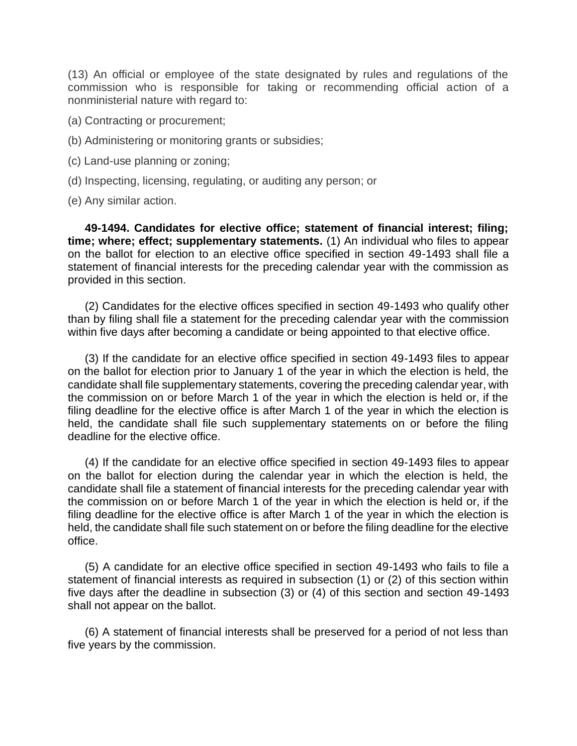(13) An official or employee of the state designated by rules and regulations of the commission who is responsible for taking or recommending official action of a nonministerial nature with regard to:

(a) Contracting or procurement;

(b) Administering or monitoring grants or subsidies;

(c) Land-use planning or zoning;

(d) Inspecting, licensing, regulating, or auditing any person; or

(e) Any similar action.

**49-1494. Candidates for elective office; statement of financial interest; filing; time; where; effect; supplementary statements.** (1) An individual who files to appear on the ballot for election to an elective office specified in section 49-1493 shall file a statement of financial interests for the preceding calendar year with the commission as provided in this section.

(2) Candidates for the elective offices specified in section 49-1493 who qualify other than by filing shall file a statement for the preceding calendar year with the commission within five days after becoming a candidate or being appointed to that elective office.

(3) If the candidate for an elective office specified in section 49-1493 files to appear on the ballot for election prior to January 1 of the year in which the election is held, the candidate shall file supplementary statements, covering the preceding calendar year, with the commission on or before March 1 of the year in which the election is held or, if the filing deadline for the elective office is after March 1 of the year in which the election is held, the candidate shall file such supplementary statements on or before the filing deadline for the elective office.

(4) If the candidate for an elective office specified in section 49-1493 files to appear on the ballot for election during the calendar year in which the election is held, the candidate shall file a statement of financial interests for the preceding calendar year with the commission on or before March 1 of the year in which the election is held or, if the filing deadline for the elective office is after March 1 of the year in which the election is held, the candidate shall file such statement on or before the filing deadline for the elective office.

(5) A candidate for an elective office specified in section 49-1493 who fails to file a statement of financial interests as required in subsection (1) or (2) of this section within five days after the deadline in subsection (3) or (4) of this section and section 49-1493 shall not appear on the ballot.

(6) A statement of financial interests shall be preserved for a period of not less than five years by the commission.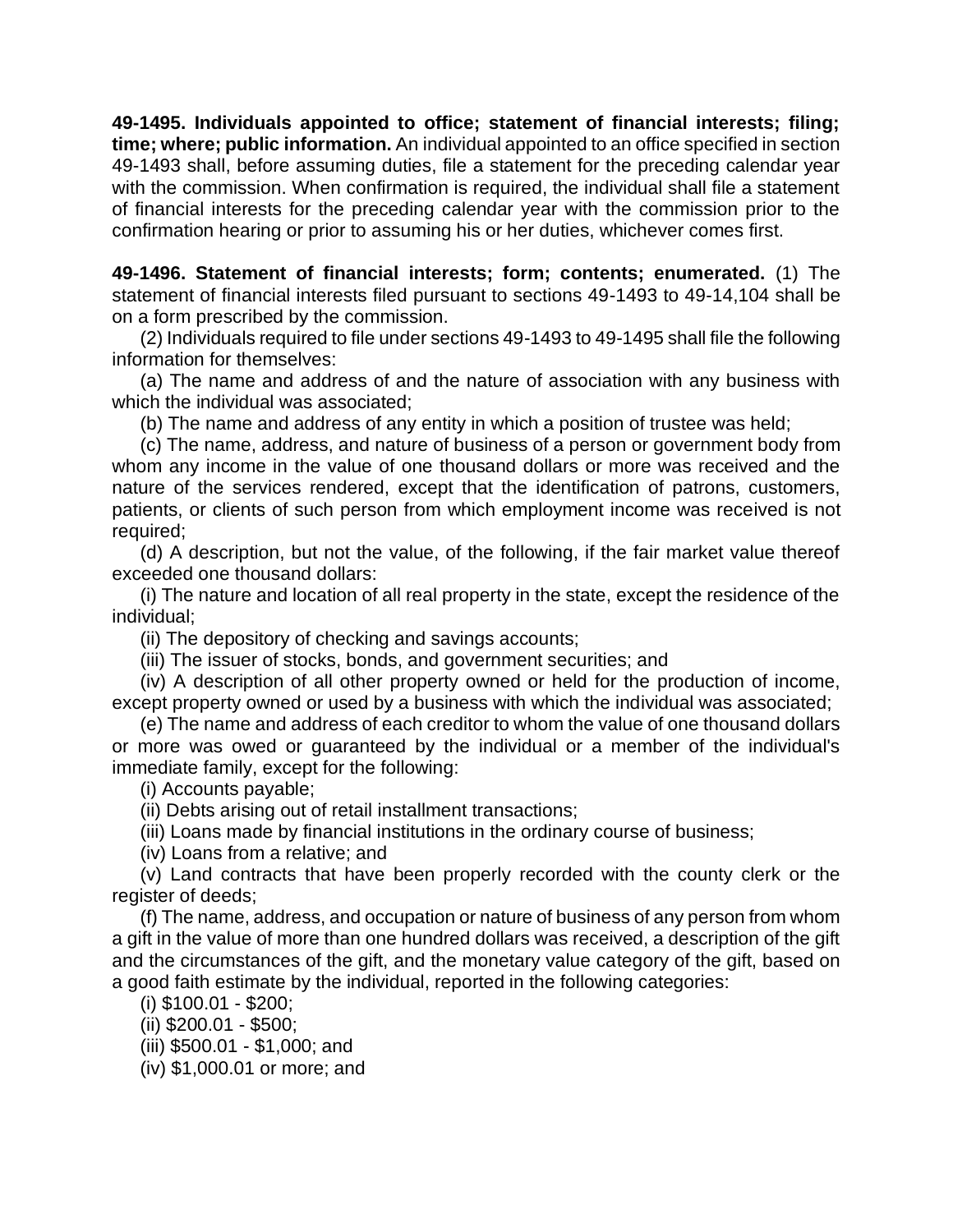**49-1495. Individuals appointed to office; statement of financial interests; filing; time; where; public information.** An individual appointed to an office specified in section 49-1493 shall, before assuming duties, file a statement for the preceding calendar year with the commission. When confirmation is required, the individual shall file a statement of financial interests for the preceding calendar year with the commission prior to the confirmation hearing or prior to assuming his or her duties, whichever comes first.

**49-1496. Statement of financial interests; form; contents; enumerated.** (1) The statement of financial interests filed pursuant to sections 49-1493 to 49-14,104 shall be on a form prescribed by the commission.

(2) Individuals required to file under sections 49-1493 to 49-1495 shall file the following information for themselves:

(a) The name and address of and the nature of association with any business with which the individual was associated;

(b) The name and address of any entity in which a position of trustee was held;

(c) The name, address, and nature of business of a person or government body from whom any income in the value of one thousand dollars or more was received and the nature of the services rendered, except that the identification of patrons, customers, patients, or clients of such person from which employment income was received is not required;

(d) A description, but not the value, of the following, if the fair market value thereof exceeded one thousand dollars:

(i) The nature and location of all real property in the state, except the residence of the individual;

(ii) The depository of checking and savings accounts;

(iii) The issuer of stocks, bonds, and government securities; and

(iv) A description of all other property owned or held for the production of income, except property owned or used by a business with which the individual was associated;

(e) The name and address of each creditor to whom the value of one thousand dollars or more was owed or guaranteed by the individual or a member of the individual's immediate family, except for the following:

(i) Accounts payable;

(ii) Debts arising out of retail installment transactions;

(iii) Loans made by financial institutions in the ordinary course of business;

(iv) Loans from a relative; and

(v) Land contracts that have been properly recorded with the county clerk or the register of deeds;

(f) The name, address, and occupation or nature of business of any person from whom a gift in the value of more than one hundred dollars was received, a description of the gift and the circumstances of the gift, and the monetary value category of the gift, based on a good faith estimate by the individual, reported in the following categories:

(i) $100.01 - $200;

(ii) $200.01 - $500;

(iii) $500.01 - $1,000; and

(iv) $1,000.01 or more; and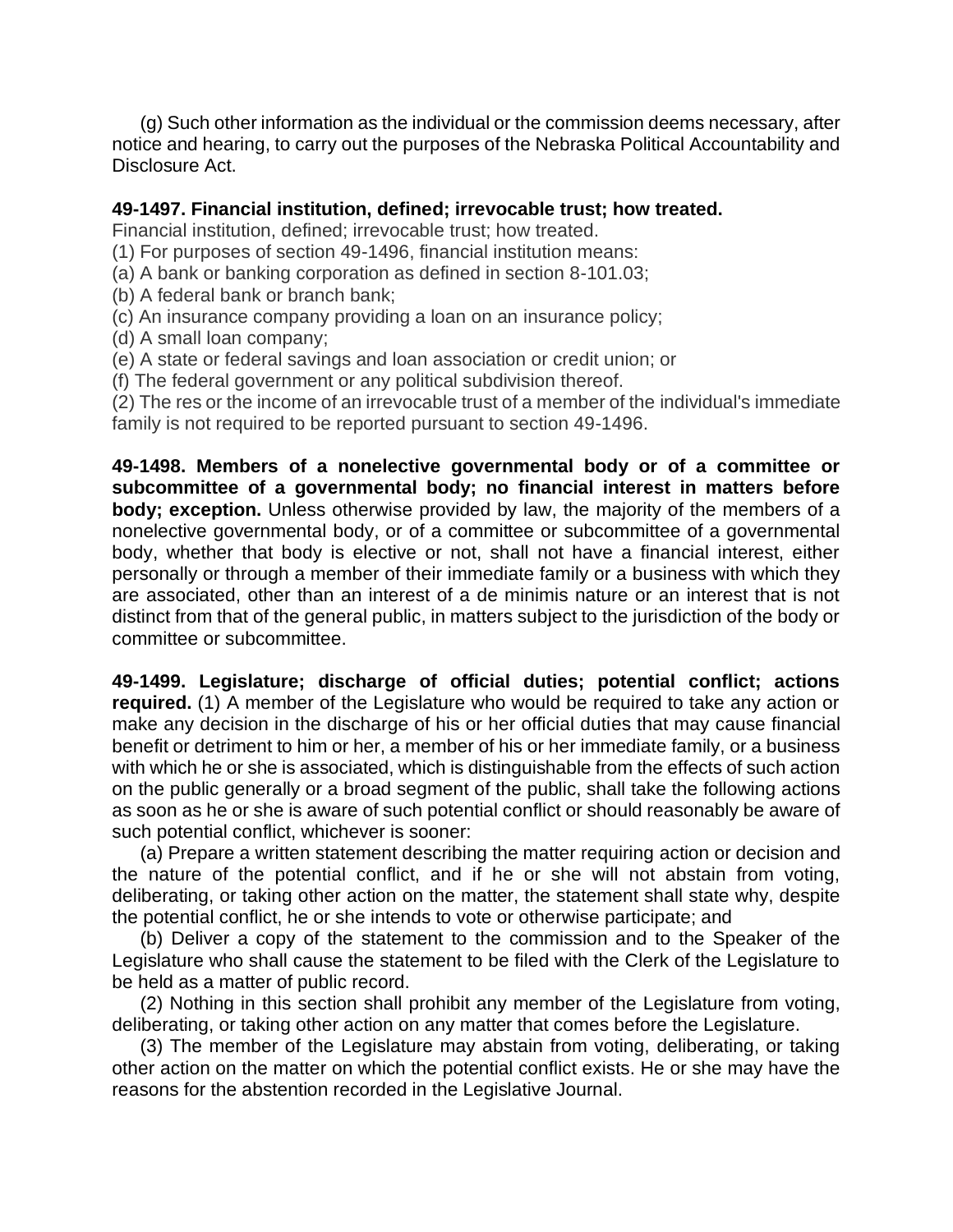(g) Such other information as the individual or the commission deems necessary, after notice and hearing, to carry out the purposes of the Nebraska Political Accountability and Disclosure Act.

**49-1497. Financial institution, defined; irrevocable trust; how treated.**

Financial institution, defined; irrevocable trust; how treated.

(1) For purposes of section 49-1496, financial institution means:

(a) A bank or banking corporation as defined in section 8-101.03;

(b) A federal bank or branch bank;

(c) An insurance company providing a loan on an insurance policy;

(d) A small loan company;

(e) A state or federal savings and loan association or credit union; or

(f) The federal government or any political subdivision thereof.

(2) The res or the income of an irrevocable trust of a member of the individual's immediate family is not required to be reported pursuant to section 49-1496.

**49-1498. Members of a nonelective governmental body or of a committee or subcommittee of a governmental body; no financial interest in matters before body; exception.** Unless otherwise provided by law, the majority of the members of a nonelective governmental body, or of a committee or subcommittee of a governmental body, whether that body is elective or not, shall not have a financial interest, either personally or through a member of their immediate family or a business with which they are associated, other than an interest of a de minimis nature or an interest that is not distinct from that of the general public, in matters subject to the jurisdiction of the body or committee or subcommittee.

**49-1499. Legislature; discharge of official duties; potential conflict; actions required.** (1) A member of the Legislature who would be required to take any action or make any decision in the discharge of his or her official duties that may cause financial benefit or detriment to him or her, a member of his or her immediate family, or a business with which he or she is associated, which is distinguishable from the effects of such action on the public generally or a broad segment of the public, shall take the following actions as soon as he or she is aware of such potential conflict or should reasonably be aware of such potential conflict, whichever is sooner:

(a) Prepare a written statement describing the matter requiring action or decision and the nature of the potential conflict, and if he or she will not abstain from voting, deliberating, or taking other action on the matter, the statement shall state why, despite the potential conflict, he or she intends to vote or otherwise participate; and

(b) Deliver a copy of the statement to the commission and to the Speaker of the Legislature who shall cause the statement to be filed with the Clerk of the Legislature to be held as a matter of public record.

(2) Nothing in this section shall prohibit any member of the Legislature from voting, deliberating, or taking other action on any matter that comes before the Legislature.

(3) The member of the Legislature may abstain from voting, deliberating, or taking other action on the matter on which the potential conflict exists. He or she may have the reasons for the abstention recorded in the Legislative Journal.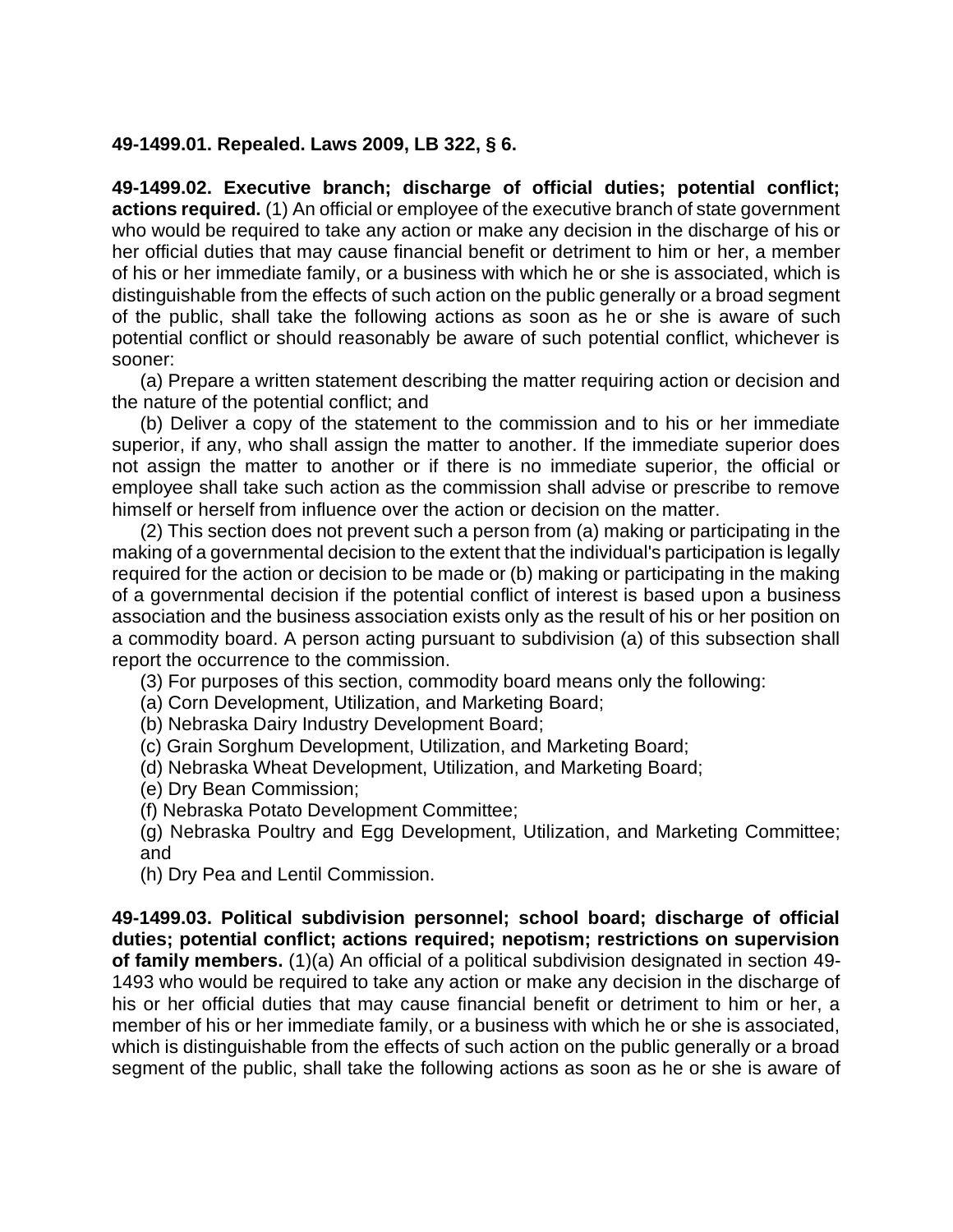**49-1499.01. Repealed. Laws 2009, LB 322, § 6.**

**49-1499.02. Executive branch; discharge of official duties; potential conflict; actions required.** (1) An official or employee of the executive branch of state government who would be required to take any action or make any decision in the discharge of his or her official duties that may cause financial benefit or detriment to him or her, a member of his or her immediate family, or a business with which he or she is associated, which is distinguishable from the effects of such action on the public generally or a broad segment of the public, shall take the following actions as soon as he or she is aware of such potential conflict or should reasonably be aware of such potential conflict, whichever is sooner:

(a) Prepare a written statement describing the matter requiring action or decision and the nature of the potential conflict; and

(b) Deliver a copy of the statement to the commission and to his or her immediate superior, if any, who shall assign the matter to another. If the immediate superior does not assign the matter to another or if there is no immediate superior, the official or employee shall take such action as the commission shall advise or prescribe to remove himself or herself from influence over the action or decision on the matter.

(2) This section does not prevent such a person from (a) making or participating in the making of a governmental decision to the extent that the individual's participation is legally required for the action or decision to be made or (b) making or participating in the making of a governmental decision if the potential conflict of interest is based upon a business association and the business association exists only as the result of his or her position on a commodity board. A person acting pursuant to subdivision (a) of this subsection shall report the occurrence to the commission.

(3) For purposes of this section, commodity board means only the following:

(a) Corn Development, Utilization, and Marketing Board;

(b) Nebraska Dairy Industry Development Board;

(c) Grain Sorghum Development, Utilization, and Marketing Board;

(d) Nebraska Wheat Development, Utilization, and Marketing Board;

(e) Dry Bean Commission;

(f) Nebraska Potato Development Committee;

(g) Nebraska Poultry and Egg Development, Utilization, and Marketing Committee; and

(h) Dry Pea and Lentil Commission.

**49-1499.03. Political subdivision personnel; school board; discharge of official duties; potential conflict; actions required; nepotism; restrictions on supervision of family members.** (1)(a) An official of a political subdivision designated in section 49-1493 who would be required to take any action or make any decision in the discharge of his or her official duties that may cause financial benefit or detriment to him or her, a member of his or her immediate family, or a business with which he or she is associated, which is distinguishable from the effects of such action on the public generally or a broad segment of the public, shall take the following actions as soon as he or she is aware of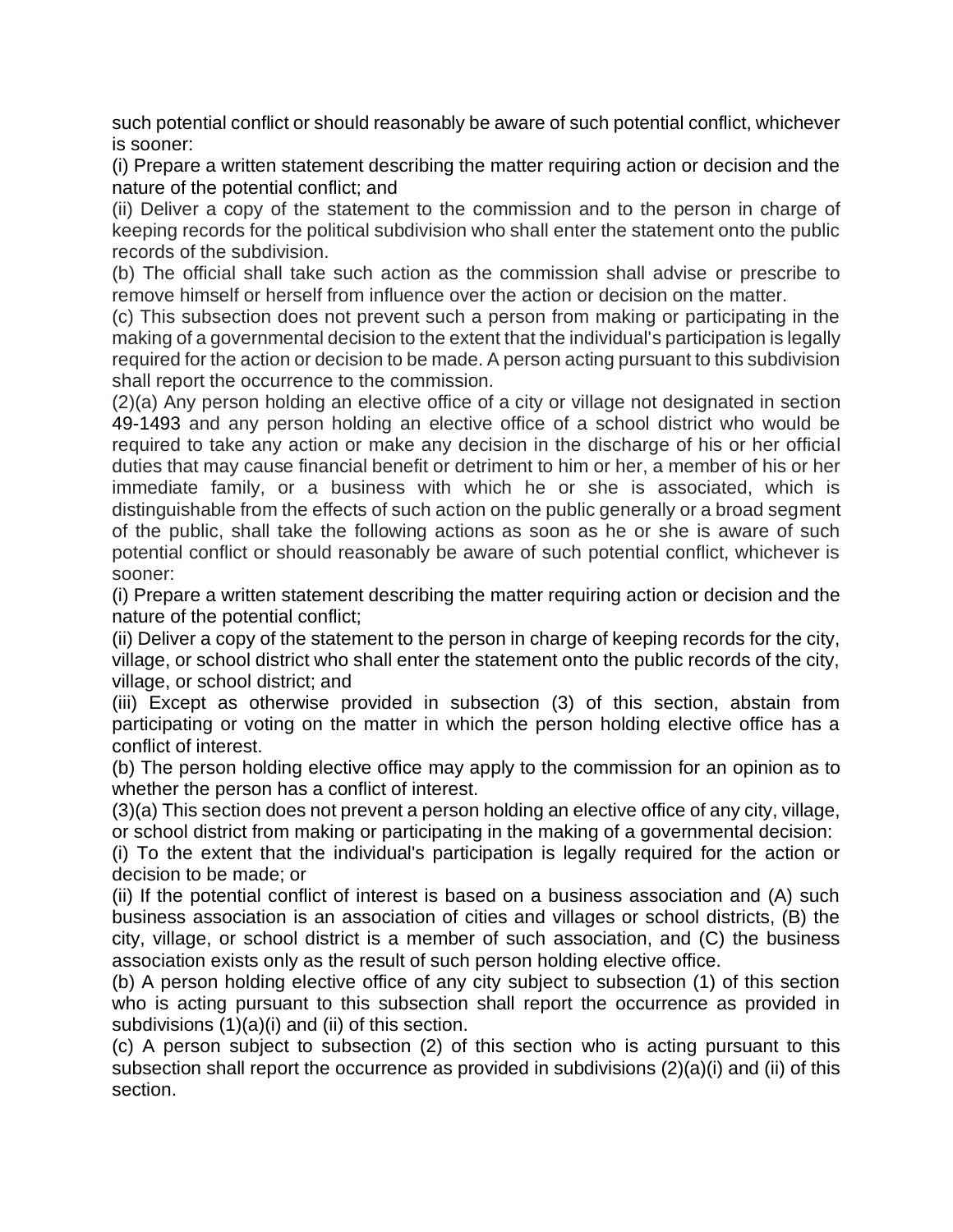such potential conflict or should reasonably be aware of such potential conflict, whichever is sooner:

(i) Prepare a written statement describing the matter requiring action or decision and the nature of the potential conflict; and

(ii) Deliver a copy of the statement to the commission and to the person in charge of keeping records for the political subdivision who shall enter the statement onto the public records of the subdivision.

(b) The official shall take such action as the commission shall advise or prescribe to remove himself or herself from influence over the action or decision on the matter.

(c) This subsection does not prevent such a person from making or participating in the making of a governmental decision to the extent that the individual's participation is legally required for the action or decision to be made. A person acting pursuant to this subdivision shall report the occurrence to the commission.

(2)(a) Any person holding an elective office of a city or village not designated in section 49-1493 and any person holding an elective office of a school district who would be required to take any action or make any decision in the discharge of his or her official duties that may cause financial benefit or detriment to him or her, a member of his or her immediate family, or a business with which he or she is associated, which is distinguishable from the effects of such action on the public generally or a broad segment of the public, shall take the following actions as soon as he or she is aware of such potential conflict or should reasonably be aware of such potential conflict, whichever is sooner:

(i) Prepare a written statement describing the matter requiring action or decision and the nature of the potential conflict;

(ii) Deliver a copy of the statement to the person in charge of keeping records for the city, village, or school district who shall enter the statement onto the public records of the city, village, or school district; and

(iii) Except as otherwise provided in subsection (3) of this section, abstain from participating or voting on the matter in which the person holding elective office has a conflict of interest.

(b) The person holding elective office may apply to the commission for an opinion as to whether the person has a conflict of interest.

(3)(a) This section does not prevent a person holding an elective office of any city, village, or school district from making or participating in the making of a governmental decision:

(i) To the extent that the individual's participation is legally required for the action or decision to be made; or

(ii) If the potential conflict of interest is based on a business association and (A) such business association is an association of cities and villages or school districts, (B) the city, village, or school district is a member of such association, and (C) the business association exists only as the result of such person holding elective office.

(b) A person holding elective office of any city subject to subsection (1) of this section who is acting pursuant to this subsection shall report the occurrence as provided in subdivisions (1)(a)(i) and (ii) of this section.

(c) A person subject to subsection (2) of this section who is acting pursuant to this subsection shall report the occurrence as provided in subdivisions (2)(a)(i) and (ii) of this section.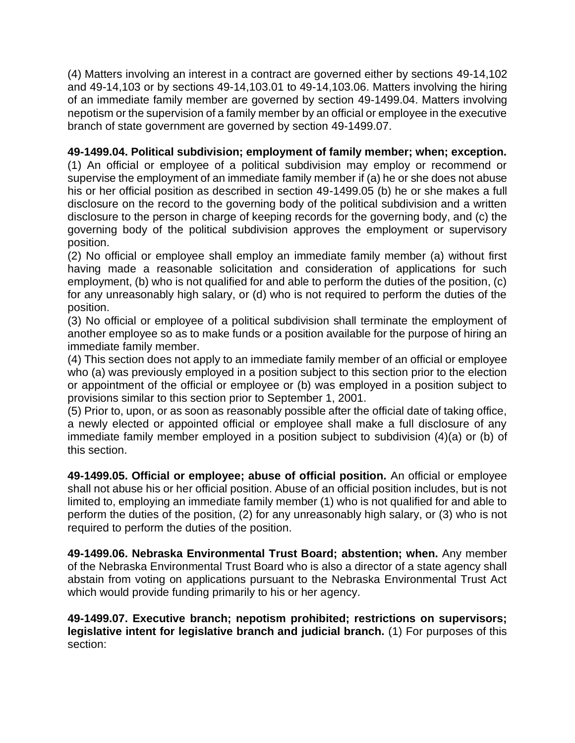(4) Matters involving an interest in a contract are governed either by sections 49-14,102 and 49-14,103 or by sections 49-14,103.01 to 49-14,103.06. Matters involving the hiring of an immediate family member are governed by section 49-1499.04. Matters involving nepotism or the supervision of a family member by an official or employee in the executive branch of state government are governed by section 49-1499.07.

**49-1499.04. Political subdivision; employment of family member; when; exception.** (1) An official or employee of a political subdivision may employ or recommend or supervise the employment of an immediate family member if (a) he or she does not abuse his or her official position as described in section 49-1499.05 (b) he or she makes a full disclosure on the record to the governing body of the political subdivision and a written disclosure to the person in charge of keeping records for the governing body, and (c) the governing body of the political subdivision approves the employment or supervisory position.

(2) No official or employee shall employ an immediate family member (a) without first having made a reasonable solicitation and consideration of applications for such employment, (b) who is not qualified for and able to perform the duties of the position, (c) for any unreasonably high salary, or (d) who is not required to perform the duties of the position.

(3) No official or employee of a political subdivision shall terminate the employment of another employee so as to make funds or a position available for the purpose of hiring an immediate family member.

(4) This section does not apply to an immediate family member of an official or employee who (a) was previously employed in a position subject to this section prior to the election or appointment of the official or employee or (b) was employed in a position subject to provisions similar to this section prior to September 1, 2001.

(5) Prior to, upon, or as soon as reasonably possible after the official date of taking office, a newly elected or appointed official or employee shall make a full disclosure of any immediate family member employed in a position subject to subdivision (4)(a) or (b) of this section.

**49-1499.05. Official or employee; abuse of official position.** An official or employee shall not abuse his or her official position. Abuse of an official position includes, but is not limited to, employing an immediate family member (1) who is not qualified for and able to perform the duties of the position, (2) for any unreasonably high salary, or (3) who is not required to perform the duties of the position.

**49-1499.06. Nebraska Environmental Trust Board; abstention; when.** Any member of the Nebraska Environmental Trust Board who is also a director of a state agency shall abstain from voting on applications pursuant to the Nebraska Environmental Trust Act which would provide funding primarily to his or her agency.

**49-1499.07. Executive branch; nepotism prohibited; restrictions on supervisors; legislative intent for legislative branch and judicial branch.** (1) For purposes of this section: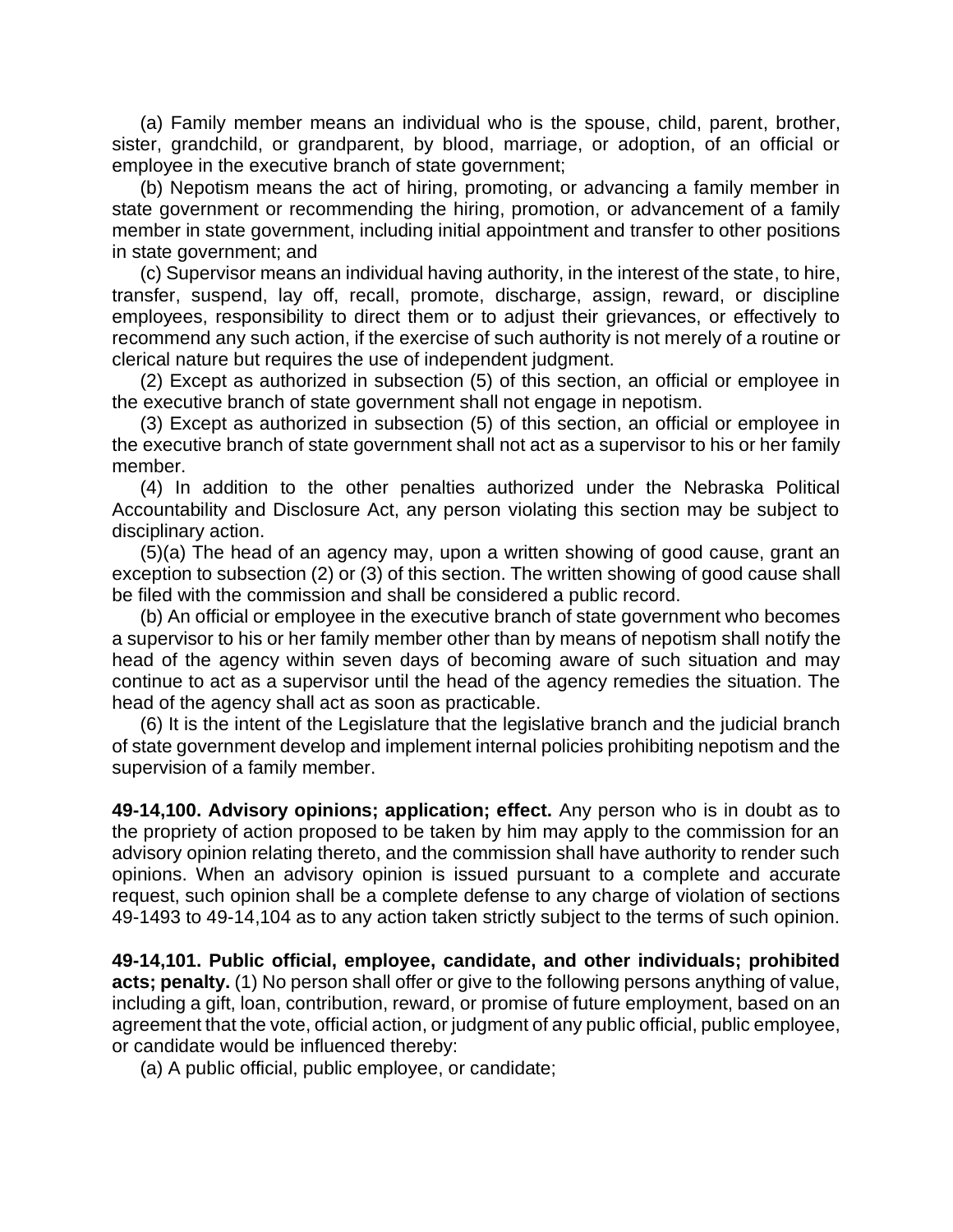(a) Family member means an individual who is the spouse, child, parent, brother, sister, grandchild, or grandparent, by blood, marriage, or adoption, of an official or employee in the executive branch of state government;

(b) Nepotism means the act of hiring, promoting, or advancing a family member in state government or recommending the hiring, promotion, or advancement of a family member in state government, including initial appointment and transfer to other positions in state government; and

(c) Supervisor means an individual having authority, in the interest of the state, to hire, transfer, suspend, lay off, recall, promote, discharge, assign, reward, or discipline employees, responsibility to direct them or to adjust their grievances, or effectively to recommend any such action, if the exercise of such authority is not merely of a routine or clerical nature but requires the use of independent judgment.

(2) Except as authorized in subsection (5) of this section, an official or employee in the executive branch of state government shall not engage in nepotism.

(3) Except as authorized in subsection (5) of this section, an official or employee in the executive branch of state government shall not act as a supervisor to his or her family member.

(4) In addition to the other penalties authorized under the Nebraska Political Accountability and Disclosure Act, any person violating this section may be subject to disciplinary action.

(5)(a) The head of an agency may, upon a written showing of good cause, grant an exception to subsection (2) or (3) of this section. The written showing of good cause shall be filed with the commission and shall be considered a public record.

(b) An official or employee in the executive branch of state government who becomes a supervisor to his or her family member other than by means of nepotism shall notify the head of the agency within seven days of becoming aware of such situation and may continue to act as a supervisor until the head of the agency remedies the situation. The head of the agency shall act as soon as practicable.

(6) It is the intent of the Legislature that the legislative branch and the judicial branch of state government develop and implement internal policies prohibiting nepotism and the supervision of a family member.

**49-14,100. Advisory opinions; application; effect.** Any person who is in doubt as to the propriety of action proposed to be taken by him may apply to the commission for an advisory opinion relating thereto, and the commission shall have authority to render such opinions. When an advisory opinion is issued pursuant to a complete and accurate request, such opinion shall be a complete defense to any charge of violation of sections 49-1493 to 49-14,104 as to any action taken strictly subject to the terms of such opinion.

**49-14,101. Public official, employee, candidate, and other individuals; prohibited acts; penalty.** (1) No person shall offer or give to the following persons anything of value, including a gift, loan, contribution, reward, or promise of future employment, based on an agreement that the vote, official action, or judgment of any public official, public employee, or candidate would be influenced thereby:

(a) A public official, public employee, or candidate;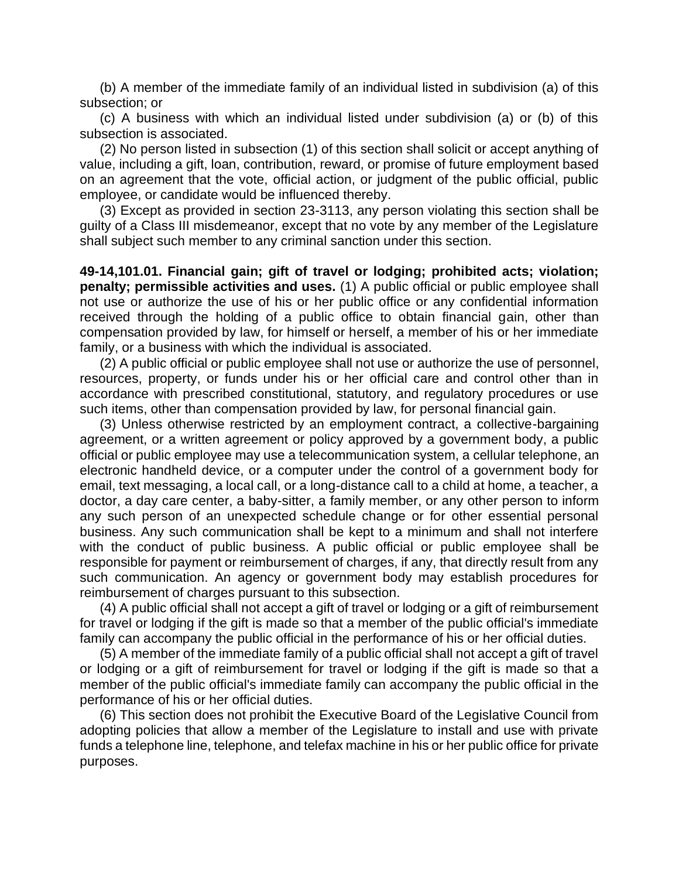(b) A member of the immediate family of an individual listed in subdivision (a) of this subsection; or

(c) A business with which an individual listed under subdivision (a) or (b) of this subsection is associated.

(2) No person listed in subsection (1) of this section shall solicit or accept anything of value, including a gift, loan, contribution, reward, or promise of future employment based on an agreement that the vote, official action, or judgment of the public official, public employee, or candidate would be influenced thereby.

(3) Except as provided in section 23-3113, any person violating this section shall be guilty of a Class III misdemeanor, except that no vote by any member of the Legislature shall subject such member to any criminal sanction under this section.

**49-14,101.01. Financial gain; gift of travel or lodging; prohibited acts; violation; penalty; permissible activities and uses.** (1) A public official or public employee shall not use or authorize the use of his or her public office or any confidential information received through the holding of a public office to obtain financial gain, other than compensation provided by law, for himself or herself, a member of his or her immediate family, or a business with which the individual is associated.

(2) A public official or public employee shall not use or authorize the use of personnel, resources, property, or funds under his or her official care and control other than in accordance with prescribed constitutional, statutory, and regulatory procedures or use such items, other than compensation provided by law, for personal financial gain.

(3) Unless otherwise restricted by an employment contract, a collective-bargaining agreement, or a written agreement or policy approved by a government body, a public official or public employee may use a telecommunication system, a cellular telephone, an electronic handheld device, or a computer under the control of a government body for email, text messaging, a local call, or a long-distance call to a child at home, a teacher, a doctor, a day care center, a baby-sitter, a family member, or any other person to inform any such person of an unexpected schedule change or for other essential personal business. Any such communication shall be kept to a minimum and shall not interfere with the conduct of public business. A public official or public employee shall be responsible for payment or reimbursement of charges, if any, that directly result from any such communication. An agency or government body may establish procedures for reimbursement of charges pursuant to this subsection.

(4) A public official shall not accept a gift of travel or lodging or a gift of reimbursement for travel or lodging if the gift is made so that a member of the public official's immediate family can accompany the public official in the performance of his or her official duties.

(5) A member of the immediate family of a public official shall not accept a gift of travel or lodging or a gift of reimbursement for travel or lodging if the gift is made so that a member of the public official's immediate family can accompany the public official in the performance of his or her official duties.

(6) This section does not prohibit the Executive Board of the Legislative Council from adopting policies that allow a member of the Legislature to install and use with private funds a telephone line, telephone, and telefax machine in his or her public office for private purposes.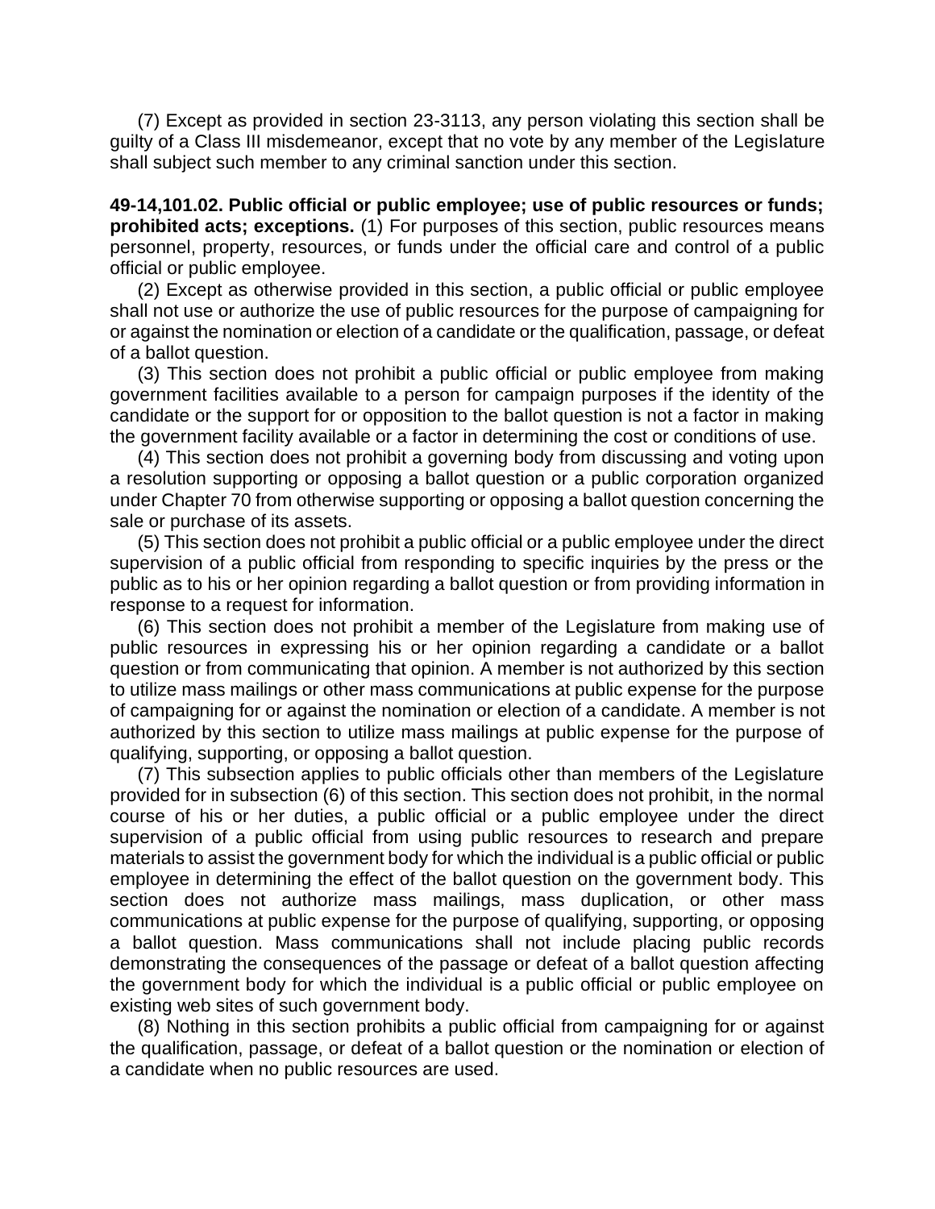(7) Except as provided in section 23-3113, any person violating this section shall be guilty of a Class III misdemeanor, except that no vote by any member of the Legislature shall subject such member to any criminal sanction under this section.

**49-14,101.02. Public official or public employee; use of public resources or funds; prohibited acts; exceptions.** (1) For purposes of this section, public resources means personnel, property, resources, or funds under the official care and control of a public official or public employee.

(2) Except as otherwise provided in this section, a public official or public employee shall not use or authorize the use of public resources for the purpose of campaigning for or against the nomination or election of a candidate or the qualification, passage, or defeat of a ballot question.

(3) This section does not prohibit a public official or public employee from making government facilities available to a person for campaign purposes if the identity of the candidate or the support for or opposition to the ballot question is not a factor in making the government facility available or a factor in determining the cost or conditions of use.

(4) This section does not prohibit a governing body from discussing and voting upon a resolution supporting or opposing a ballot question or a public corporation organized under Chapter 70 from otherwise supporting or opposing a ballot question concerning the sale or purchase of its assets.

(5) This section does not prohibit a public official or a public employee under the direct supervision of a public official from responding to specific inquiries by the press or the public as to his or her opinion regarding a ballot question or from providing information in response to a request for information.

(6) This section does not prohibit a member of the Legislature from making use of public resources in expressing his or her opinion regarding a candidate or a ballot question or from communicating that opinion. A member is not authorized by this section to utilize mass mailings or other mass communications at public expense for the purpose of campaigning for or against the nomination or election of a candidate. A member is not authorized by this section to utilize mass mailings at public expense for the purpose of qualifying, supporting, or opposing a ballot question.

(7) This subsection applies to public officials other than members of the Legislature provided for in subsection (6) of this section. This section does not prohibit, in the normal course of his or her duties, a public official or a public employee under the direct supervision of a public official from using public resources to research and prepare materials to assist the government body for which the individual is a public official or public employee in determining the effect of the ballot question on the government body. This section does not authorize mass mailings, mass duplication, or other mass communications at public expense for the purpose of qualifying, supporting, or opposing a ballot question. Mass communications shall not include placing public records demonstrating the consequences of the passage or defeat of a ballot question affecting the government body for which the individual is a public official or public employee on existing web sites of such government body.

(8) Nothing in this section prohibits a public official from campaigning for or against the qualification, passage, or defeat of a ballot question or the nomination or election of a candidate when no public resources are used.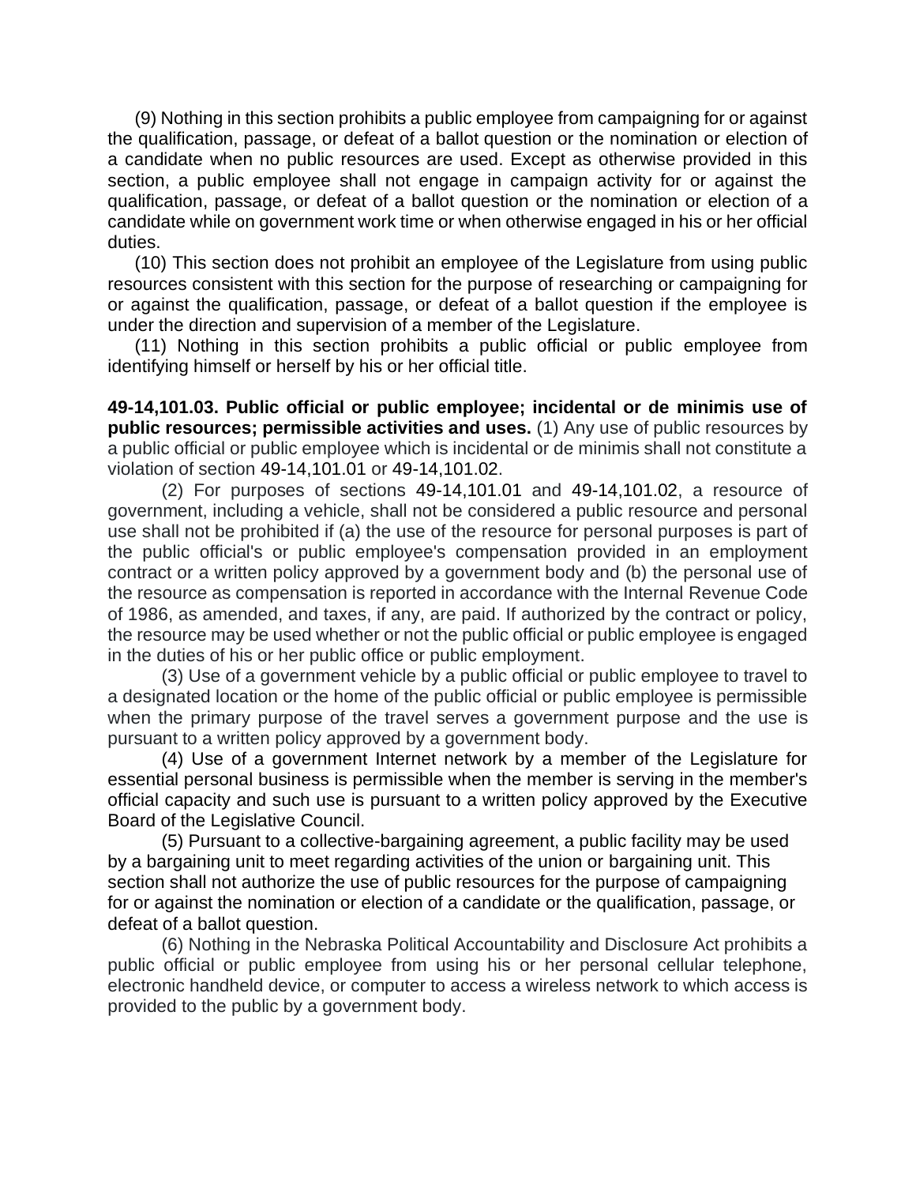(9) Nothing in this section prohibits a public employee from campaigning for or against the qualification, passage, or defeat of a ballot question or the nomination or election of a candidate when no public resources are used. Except as otherwise provided in this section, a public employee shall not engage in campaign activity for or against the qualification, passage, or defeat of a ballot question or the nomination or election of a candidate while on government work time or when otherwise engaged in his or her official duties.

(10) This section does not prohibit an employee of the Legislature from using public resources consistent with this section for the purpose of researching or campaigning for or against the qualification, passage, or defeat of a ballot question if the employee is under the direction and supervision of a member of the Legislature.

(11) Nothing in this section prohibits a public official or public employee from identifying himself or herself by his or her official title.

**49-14,101.03. Public official or public employee; incidental or de minimis use of public resources; permissible activities and uses.** (1) Any use of public resources by a public official or public employee which is incidental or de minimis shall not constitute a violation of section 49-14,101.01 or 49-14,101.02.

(2) For purposes of sections 49-14,101.01 and 49-14,101.02, a resource of government, including a vehicle, shall not be considered a public resource and personal use shall not be prohibited if (a) the use of the resource for personal purposes is part of the public official's or public employee's compensation provided in an employment contract or a written policy approved by a government body and (b) the personal use of the resource as compensation is reported in accordance with the Internal Revenue Code of 1986, as amended, and taxes, if any, are paid. If authorized by the contract or policy, the resource may be used whether or not the public official or public employee is engaged in the duties of his or her public office or public employment.

(3) Use of a government vehicle by a public official or public employee to travel to a designated location or the home of the public official or public employee is permissible when the primary purpose of the travel serves a government purpose and the use is pursuant to a written policy approved by a government body.

(4) Use of a government Internet network by a member of the Legislature for essential personal business is permissible when the member is serving in the member's official capacity and such use is pursuant to a written policy approved by the Executive Board of the Legislative Council.

(5) Pursuant to a collective-bargaining agreement, a public facility may be used by a bargaining unit to meet regarding activities of the union or bargaining unit. This section shall not authorize the use of public resources for the purpose of campaigning for or against the nomination or election of a candidate or the qualification, passage, or defeat of a ballot question.

(6) Nothing in the Nebraska Political Accountability and Disclosure Act prohibits a public official or public employee from using his or her personal cellular telephone, electronic handheld device, or computer to access a wireless network to which access is provided to the public by a government body.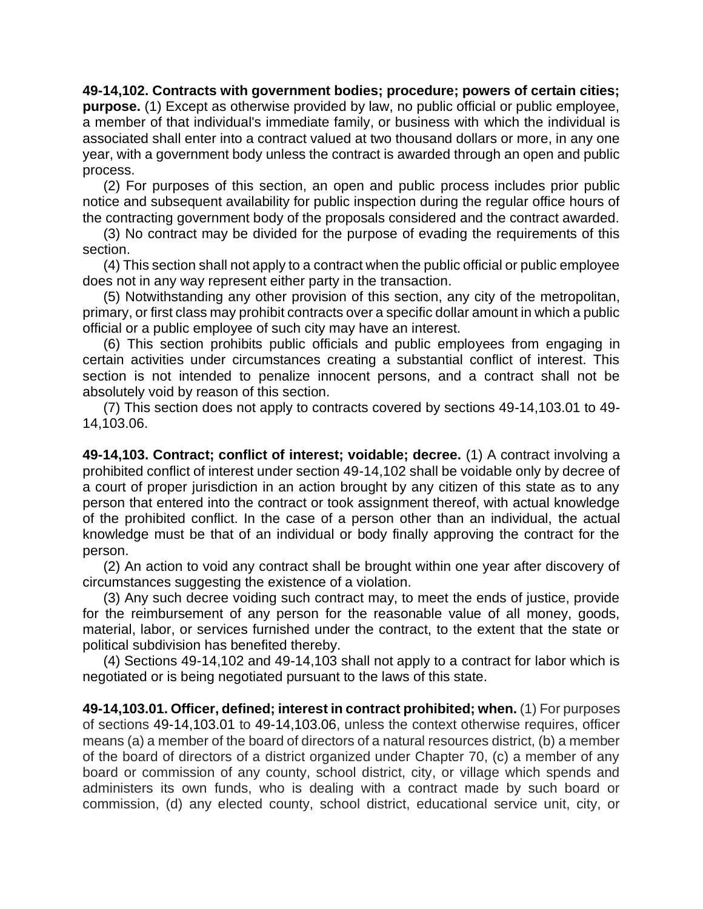**49-14,102. Contracts with government bodies; procedure; powers of certain cities; purpose.** (1) Except as otherwise provided by law, no public official or public employee, a member of that individual's immediate family, or business with which the individual is associated shall enter into a contract valued at two thousand dollars or more, in any one year, with a government body unless the contract is awarded through an open and public process.

(2) For purposes of this section, an open and public process includes prior public notice and subsequent availability for public inspection during the regular office hours of the contracting government body of the proposals considered and the contract awarded.

(3) No contract may be divided for the purpose of evading the requirements of this section.

(4) This section shall not apply to a contract when the public official or public employee does not in any way represent either party in the transaction.

(5) Notwithstanding any other provision of this section, any city of the metropolitan, primary, or first class may prohibit contracts over a specific dollar amount in which a public official or a public employee of such city may have an interest.

(6) This section prohibits public officials and public employees from engaging in certain activities under circumstances creating a substantial conflict of interest. This section is not intended to penalize innocent persons, and a contract shall not be absolutely void by reason of this section.

(7) This section does not apply to contracts covered by sections 49-14,103.01 to 49-14,103.06.

**49-14,103. Contract; conflict of interest; voidable; decree.** (1) A contract involving a prohibited conflict of interest under section 49-14,102 shall be voidable only by decree of a court of proper jurisdiction in an action brought by any citizen of this state as to any person that entered into the contract or took assignment thereof, with actual knowledge of the prohibited conflict. In the case of a person other than an individual, the actual knowledge must be that of an individual or body finally approving the contract for the person.

(2) An action to void any contract shall be brought within one year after discovery of circumstances suggesting the existence of a violation.

(3) Any such decree voiding such contract may, to meet the ends of justice, provide for the reimbursement of any person for the reasonable value of all money, goods, material, labor, or services furnished under the contract, to the extent that the state or political subdivision has benefited thereby.

(4) Sections 49-14,102 and 49-14,103 shall not apply to a contract for labor which is negotiated or is being negotiated pursuant to the laws of this state.

**49-14,103.01. Officer, defined; interest in contract prohibited; when.** (1) For purposes of sections 49-14,103.01 to 49-14,103.06, unless the context otherwise requires, officer means (a) a member of the board of directors of a natural resources district, (b) a member of the board of directors of a district organized under Chapter 70, (c) a member of any board or commission of any county, school district, city, or village which spends and administers its own funds, who is dealing with a contract made by such board or commission, (d) any elected county, school district, educational service unit, city, or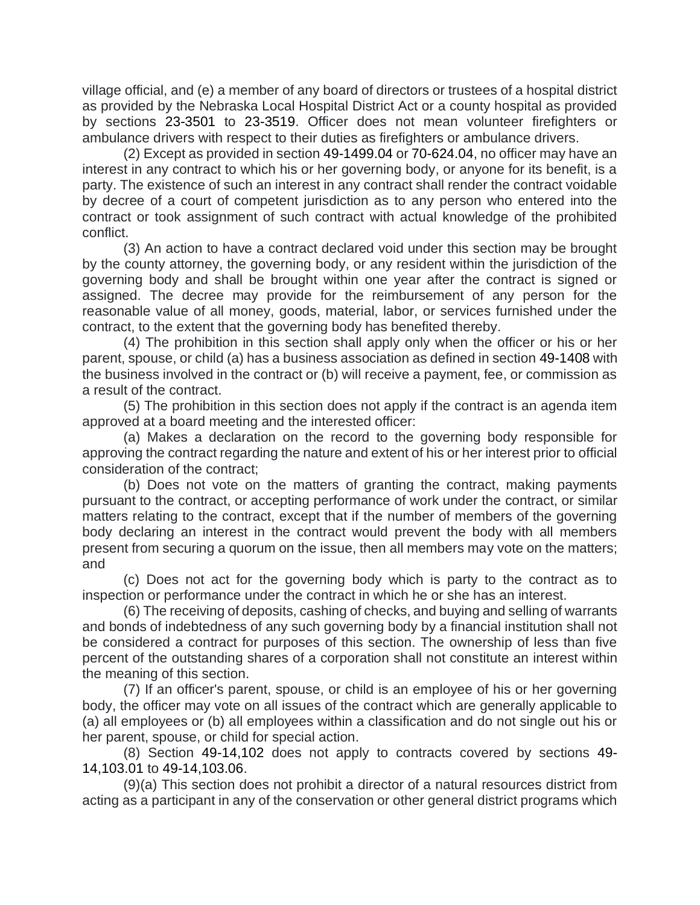village official, and (e) a member of any board of directors or trustees of a hospital district as provided by the Nebraska Local Hospital District Act or a county hospital as provided by sections 23-3501 to 23-3519. Officer does not mean volunteer firefighters or ambulance drivers with respect to their duties as firefighters or ambulance drivers.

(2) Except as provided in section 49-1499.04 or 70-624.04, no officer may have an interest in any contract to which his or her governing body, or anyone for its benefit, is a party. The existence of such an interest in any contract shall render the contract voidable by decree of a court of competent jurisdiction as to any person who entered into the contract or took assignment of such contract with actual knowledge of the prohibited conflict.

(3) An action to have a contract declared void under this section may be brought by the county attorney, the governing body, or any resident within the jurisdiction of the governing body and shall be brought within one year after the contract is signed or assigned. The decree may provide for the reimbursement of any person for the reasonable value of all money, goods, material, labor, or services furnished under the contract, to the extent that the governing body has benefited thereby.

(4) The prohibition in this section shall apply only when the officer or his or her parent, spouse, or child (a) has a business association as defined in section 49-1408 with the business involved in the contract or (b) will receive a payment, fee, or commission as a result of the contract.

(5) The prohibition in this section does not apply if the contract is an agenda item approved at a board meeting and the interested officer:

(a) Makes a declaration on the record to the governing body responsible for approving the contract regarding the nature and extent of his or her interest prior to official consideration of the contract;

(b) Does not vote on the matters of granting the contract, making payments pursuant to the contract, or accepting performance of work under the contract, or similar matters relating to the contract, except that if the number of members of the governing body declaring an interest in the contract would prevent the body with all members present from securing a quorum on the issue, then all members may vote on the matters; and

(c) Does not act for the governing body which is party to the contract as to inspection or performance under the contract in which he or she has an interest.

(6) The receiving of deposits, cashing of checks, and buying and selling of warrants and bonds of indebtedness of any such governing body by a financial institution shall not be considered a contract for purposes of this section. The ownership of less than five percent of the outstanding shares of a corporation shall not constitute an interest within the meaning of this section.

(7) If an officer's parent, spouse, or child is an employee of his or her governing body, the officer may vote on all issues of the contract which are generally applicable to (a) all employees or (b) all employees within a classification and do not single out his or her parent, spouse, or child for special action.

(8) Section 49-14,102 does not apply to contracts covered by sections 49-14,103.01 to 49-14,103.06.

(9)(a) This section does not prohibit a director of a natural resources district from acting as a participant in any of the conservation or other general district programs which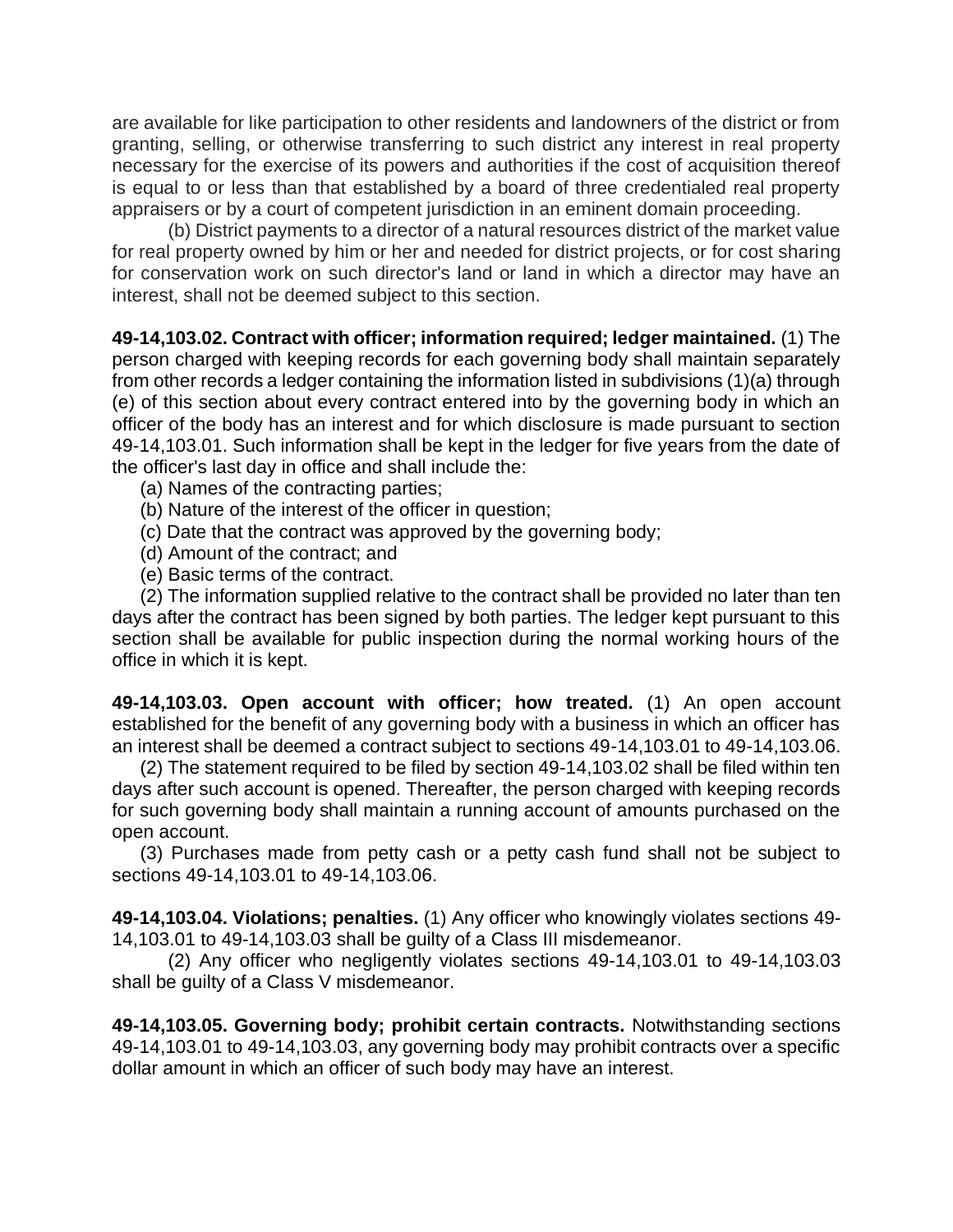are available for like participation to other residents and landowners of the district or from granting, selling, or otherwise transferring to such district any interest in real property necessary for the exercise of its powers and authorities if the cost of acquisition thereof is equal to or less than that established by a board of three credentialed real property appraisers or by a court of competent jurisdiction in an eminent domain proceeding.

(b) District payments to a director of a natural resources district of the market value for real property owned by him or her and needed for district projects, or for cost sharing for conservation work on such director's land or land in which a director may have an interest, shall not be deemed subject to this section.

**49-14,103.02. Contract with officer; information required; ledger maintained.** (1) The person charged with keeping records for each governing body shall maintain separately from other records a ledger containing the information listed in subdivisions (1)(a) through (e) of this section about every contract entered into by the governing body in which an officer of the body has an interest and for which disclosure is made pursuant to section 49-14,103.01. Such information shall be kept in the ledger for five years from the date of the officer's last day in office and shall include the:

(a) Names of the contracting parties;

(b) Nature of the interest of the officer in question;

(c) Date that the contract was approved by the governing body;

(d) Amount of the contract; and

(e) Basic terms of the contract.

(2) The information supplied relative to the contract shall be provided no later than ten days after the contract has been signed by both parties. The ledger kept pursuant to this section shall be available for public inspection during the normal working hours of the office in which it is kept.

**49-14,103.03. Open account with officer; how treated.** (1) An open account established for the benefit of any governing body with a business in which an officer has an interest shall be deemed a contract subject to sections 49-14,103.01 to 49-14,103.06.

(2) The statement required to be filed by section 49-14,103.02 shall be filed within ten days after such account is opened. Thereafter, the person charged with keeping records for such governing body shall maintain a running account of amounts purchased on the open account.

(3) Purchases made from petty cash or a petty cash fund shall not be subject to sections 49-14,103.01 to 49-14,103.06.

**49-14,103.04. Violations; penalties.** (1) Any officer who knowingly violates sections 49-14,103.01 to 49-14,103.03 shall be guilty of a Class III misdemeanor.

(2) Any officer who negligently violates sections 49-14,103.01 to 49-14,103.03 shall be guilty of a Class V misdemeanor.

**49-14,103.05. Governing body; prohibit certain contracts.** Notwithstanding sections 49-14,103.01 to 49-14,103.03, any governing body may prohibit contracts over a specific dollar amount in which an officer of such body may have an interest.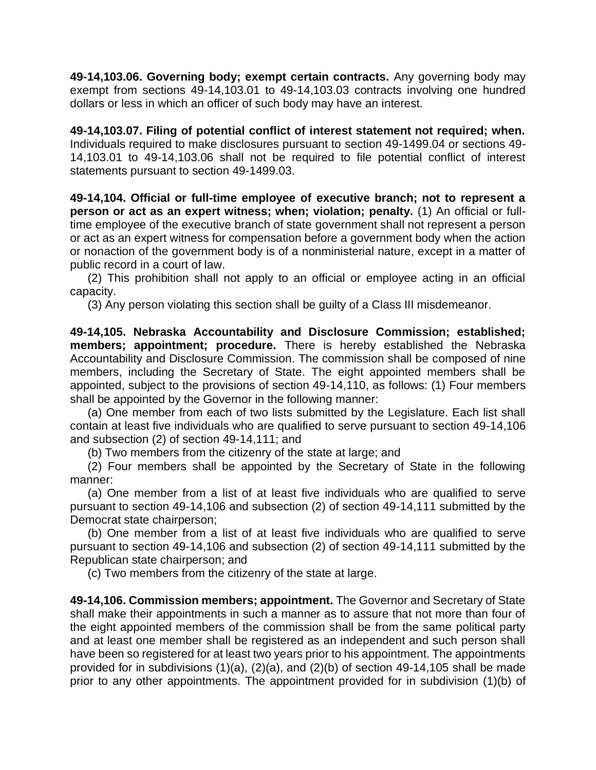**49-14,103.06. Governing body; exempt certain contracts.** Any governing body may exempt from sections 49-14,103.01 to 49-14,103.03 contracts involving one hundred dollars or less in which an officer of such body may have an interest.

**49-14,103.07. Filing of potential conflict of interest statement not required; when.** Individuals required to make disclosures pursuant to section 49-1499.04 or sections 49-14,103.01 to 49-14,103.06 shall not be required to file potential conflict of interest statements pursuant to section 49-1499.03.

**49-14,104. Official or full-time employee of executive branch; not to represent a person or act as an expert witness; when; violation; penalty.** (1) An official or full-time employee of the executive branch of state government shall not represent a person or act as an expert witness for compensation before a government body when the action or nonaction of the government body is of a nonministerial nature, except in a matter of public record in a court of law.

(2) This prohibition shall not apply to an official or employee acting in an official capacity.

(3) Any person violating this section shall be guilty of a Class III misdemeanor.

**49-14,105. Nebraska Accountability and Disclosure Commission; established; members; appointment; procedure.** There is hereby established the Nebraska Accountability and Disclosure Commission. The commission shall be composed of nine members, including the Secretary of State. The eight appointed members shall be appointed, subject to the provisions of section 49-14,110, as follows: (1) Four members shall be appointed by the Governor in the following manner:

(a) One member from each of two lists submitted by the Legislature. Each list shall contain at least five individuals who are qualified to serve pursuant to section 49-14,106 and subsection (2) of section 49-14,111; and

(b) Two members from the citizenry of the state at large; and

(2) Four members shall be appointed by the Secretary of State in the following manner:

(a) One member from a list of at least five individuals who are qualified to serve pursuant to section 49-14,106 and subsection (2) of section 49-14,111 submitted by the Democrat state chairperson;

(b) One member from a list of at least five individuals who are qualified to serve pursuant to section 49-14,106 and subsection (2) of section 49-14,111 submitted by the Republican state chairperson; and

(c) Two members from the citizenry of the state at large.

**49-14,106. Commission members; appointment.** The Governor and Secretary of State shall make their appointments in such a manner as to assure that not more than four of the eight appointed members of the commission shall be from the same political party and at least one member shall be registered as an independent and such person shall have been so registered for at least two years prior to his appointment. The appointments provided for in subdivisions (1)(a), (2)(a), and (2)(b) of section 49-14,105 shall be made prior to any other appointments. The appointment provided for in subdivision (1)(b) of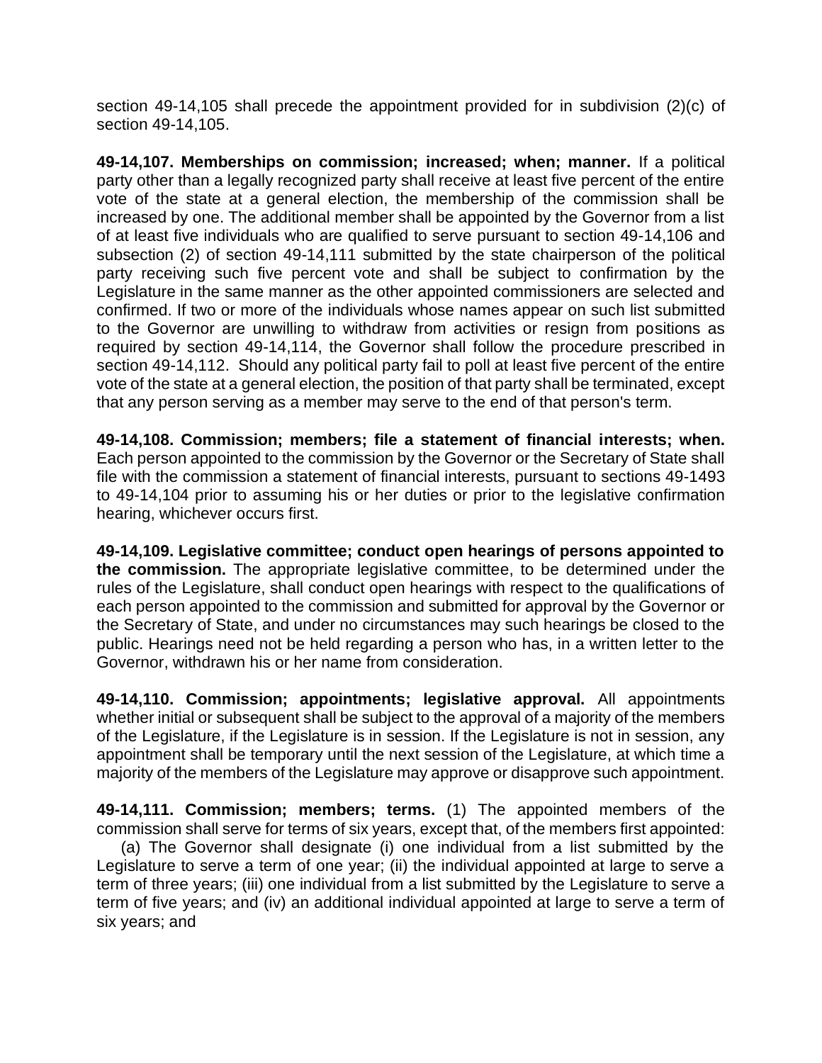section 49-14,105 shall precede the appointment provided for in subdivision (2)(c) of section 49-14,105.

**49-14,107. Memberships on commission; increased; when; manner.** If a political party other than a legally recognized party shall receive at least five percent of the entire vote of the state at a general election, the membership of the commission shall be increased by one. The additional member shall be appointed by the Governor from a list of at least five individuals who are qualified to serve pursuant to section 49-14,106 and subsection (2) of section 49-14,111 submitted by the state chairperson of the political party receiving such five percent vote and shall be subject to confirmation by the Legislature in the same manner as the other appointed commissioners are selected and confirmed. If two or more of the individuals whose names appear on such list submitted to the Governor are unwilling to withdraw from activities or resign from positions as required by section 49-14,114, the Governor shall follow the procedure prescribed in section 49-14,112. Should any political party fail to poll at least five percent of the entire vote of the state at a general election, the position of that party shall be terminated, except that any person serving as a member may serve to the end of that person's term.

**49-14,108. Commission; members; file a statement of financial interests; when.** Each person appointed to the commission by the Governor or the Secretary of State shall file with the commission a statement of financial interests, pursuant to sections 49-1493 to 49-14,104 prior to assuming his or her duties or prior to the legislative confirmation hearing, whichever occurs first.

**49-14,109. Legislative committee; conduct open hearings of persons appointed to the commission.** The appropriate legislative committee, to be determined under the rules of the Legislature, shall conduct open hearings with respect to the qualifications of each person appointed to the commission and submitted for approval by the Governor or the Secretary of State, and under no circumstances may such hearings be closed to the public. Hearings need not be held regarding a person who has, in a written letter to the Governor, withdrawn his or her name from consideration.

**49-14,110. Commission; appointments; legislative approval.** All appointments whether initial or subsequent shall be subject to the approval of a majority of the members of the Legislature, if the Legislature is in session. If the Legislature is not in session, any appointment shall be temporary until the next session of the Legislature, at which time a majority of the members of the Legislature may approve or disapprove such appointment.

**49-14,111. Commission; members; terms.** (1) The appointed members of the commission shall serve for terms of six years, except that, of the members first appointed:

(a) The Governor shall designate (i) one individual from a list submitted by the Legislature to serve a term of one year; (ii) the individual appointed at large to serve a term of three years; (iii) one individual from a list submitted by the Legislature to serve a term of five years; and (iv) an additional individual appointed at large to serve a term of six years; and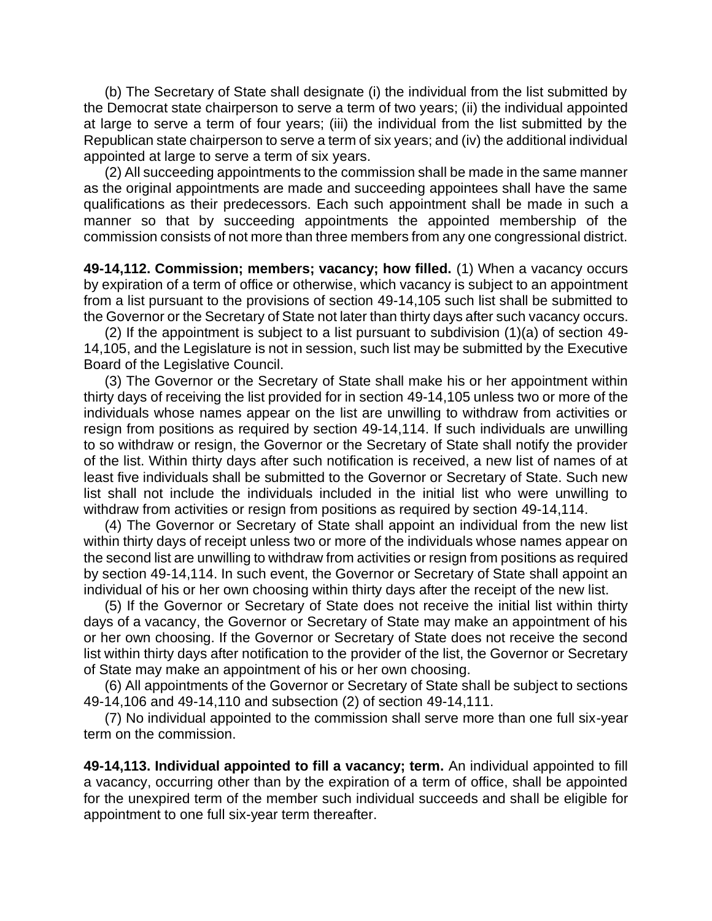(b) The Secretary of State shall designate (i) the individual from the list submitted by the Democrat state chairperson to serve a term of two years; (ii) the individual appointed at large to serve a term of four years; (iii) the individual from the list submitted by the Republican state chairperson to serve a term of six years; and (iv) the additional individual appointed at large to serve a term of six years.

(2) All succeeding appointments to the commission shall be made in the same manner as the original appointments are made and succeeding appointees shall have the same qualifications as their predecessors. Each such appointment shall be made in such a manner so that by succeeding appointments the appointed membership of the commission consists of not more than three members from any one congressional district.

**49-14,112. Commission; members; vacancy; how filled.** (1) When a vacancy occurs by expiration of a term of office or otherwise, which vacancy is subject to an appointment from a list pursuant to the provisions of section 49-14,105 such list shall be submitted to the Governor or the Secretary of State not later than thirty days after such vacancy occurs.

(2) If the appointment is subject to a list pursuant to subdivision (1)(a) of section 49-14,105, and the Legislature is not in session, such list may be submitted by the Executive Board of the Legislative Council.

(3) The Governor or the Secretary of State shall make his or her appointment within thirty days of receiving the list provided for in section 49-14,105 unless two or more of the individuals whose names appear on the list are unwilling to withdraw from activities or resign from positions as required by section 49-14,114. If such individuals are unwilling to so withdraw or resign, the Governor or the Secretary of State shall notify the provider of the list. Within thirty days after such notification is received, a new list of names of at least five individuals shall be submitted to the Governor or Secretary of State. Such new list shall not include the individuals included in the initial list who were unwilling to withdraw from activities or resign from positions as required by section 49-14,114.

(4) The Governor or Secretary of State shall appoint an individual from the new list within thirty days of receipt unless two or more of the individuals whose names appear on the second list are unwilling to withdraw from activities or resign from positions as required by section 49-14,114. In such event, the Governor or Secretary of State shall appoint an individual of his or her own choosing within thirty days after the receipt of the new list.

(5) If the Governor or Secretary of State does not receive the initial list within thirty days of a vacancy, the Governor or Secretary of State may make an appointment of his or her own choosing. If the Governor or Secretary of State does not receive the second list within thirty days after notification to the provider of the list, the Governor or Secretary of State may make an appointment of his or her own choosing.

(6) All appointments of the Governor or Secretary of State shall be subject to sections 49-14,106 and 49-14,110 and subsection (2) of section 49-14,111.

(7) No individual appointed to the commission shall serve more than one full six-year term on the commission.

**49-14,113. Individual appointed to fill a vacancy; term.** An individual appointed to fill a vacancy, occurring other than by the expiration of a term of office, shall be appointed for the unexpired term of the member such individual succeeds and shall be eligible for appointment to one full six-year term thereafter.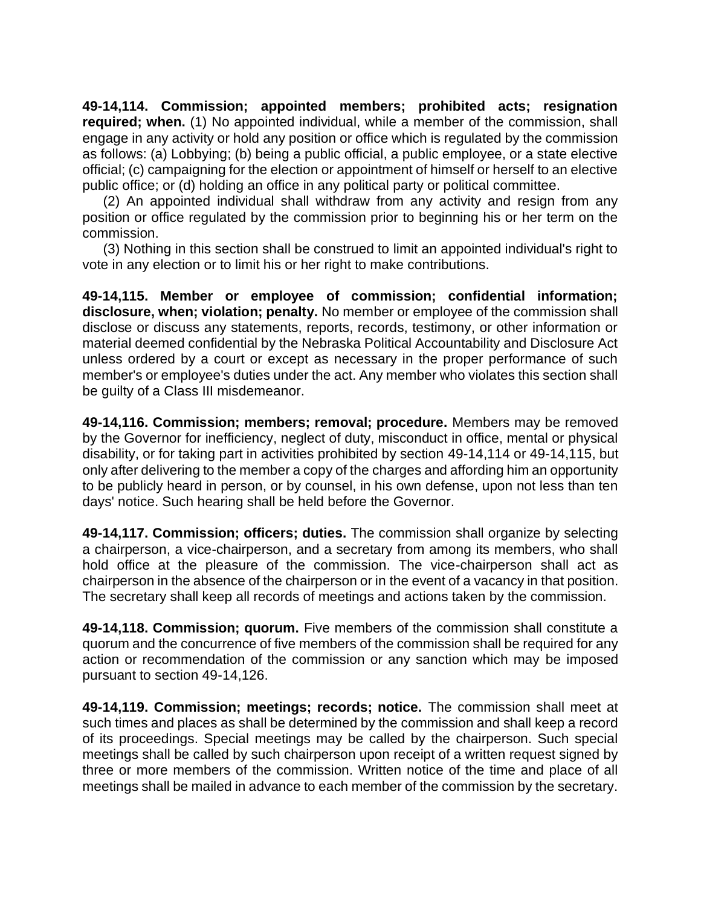**49-14,114. Commission; appointed members; prohibited acts; resignation required; when.** (1) No appointed individual, while a member of the commission, shall engage in any activity or hold any position or office which is regulated by the commission as follows: (a) Lobbying; (b) being a public official, a public employee, or a state elective official; (c) campaigning for the election or appointment of himself or herself to an elective public office; or (d) holding an office in any political party or political committee.

(2) An appointed individual shall withdraw from any activity and resign from any position or office regulated by the commission prior to beginning his or her term on the commission.

(3) Nothing in this section shall be construed to limit an appointed individual's right to vote in any election or to limit his or her right to make contributions.

**49-14,115. Member or employee of commission; confidential information; disclosure, when; violation; penalty.** No member or employee of the commission shall disclose or discuss any statements, reports, records, testimony, or other information or material deemed confidential by the Nebraska Political Accountability and Disclosure Act unless ordered by a court or except as necessary in the proper performance of such member's or employee's duties under the act. Any member who violates this section shall be guilty of a Class III misdemeanor.

**49-14,116. Commission; members; removal; procedure.** Members may be removed by the Governor for inefficiency, neglect of duty, misconduct in office, mental or physical disability, or for taking part in activities prohibited by section 49-14,114 or 49-14,115, but only after delivering to the member a copy of the charges and affording him an opportunity to be publicly heard in person, or by counsel, in his own defense, upon not less than ten days' notice. Such hearing shall be held before the Governor.

**49-14,117. Commission; officers; duties.** The commission shall organize by selecting a chairperson, a vice-chairperson, and a secretary from among its members, who shall hold office at the pleasure of the commission. The vice-chairperson shall act as chairperson in the absence of the chairperson or in the event of a vacancy in that position. The secretary shall keep all records of meetings and actions taken by the commission.

**49-14,118. Commission; quorum.** Five members of the commission shall constitute a quorum and the concurrence of five members of the commission shall be required for any action or recommendation of the commission or any sanction which may be imposed pursuant to section 49-14,126.

**49-14,119. Commission; meetings; records; notice.** The commission shall meet at such times and places as shall be determined by the commission and shall keep a record of its proceedings. Special meetings may be called by the chairperson. Such special meetings shall be called by such chairperson upon receipt of a written request signed by three or more members of the commission. Written notice of the time and place of all meetings shall be mailed in advance to each member of the commission by the secretary.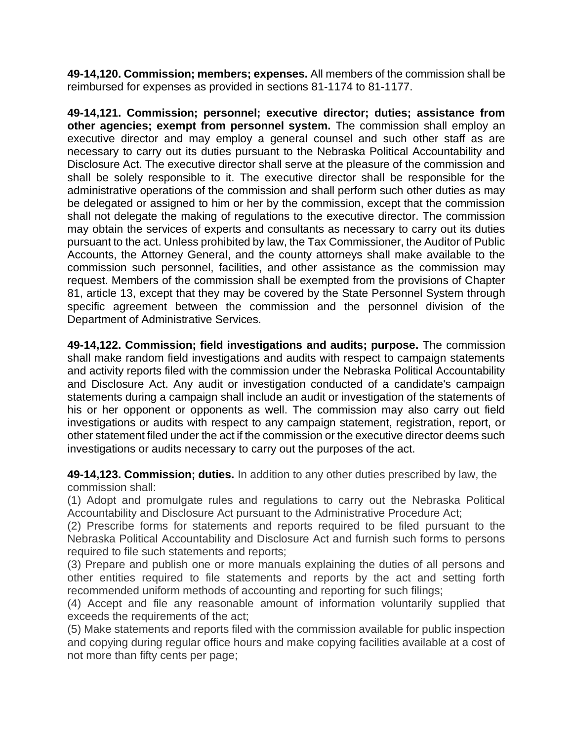**49-14,120. Commission; members; expenses.** All members of the commission shall be reimbursed for expenses as provided in sections 81-1174 to 81-1177.

**49-14,121. Commission; personnel; executive director; duties; assistance from other agencies; exempt from personnel system.** The commission shall employ an executive director and may employ a general counsel and such other staff as are necessary to carry out its duties pursuant to the Nebraska Political Accountability and Disclosure Act. The executive director shall serve at the pleasure of the commission and shall be solely responsible to it. The executive director shall be responsible for the administrative operations of the commission and shall perform such other duties as may be delegated or assigned to him or her by the commission, except that the commission shall not delegate the making of regulations to the executive director. The commission may obtain the services of experts and consultants as necessary to carry out its duties pursuant to the act. Unless prohibited by law, the Tax Commissioner, the Auditor of Public Accounts, the Attorney General, and the county attorneys shall make available to the commission such personnel, facilities, and other assistance as the commission may request. Members of the commission shall be exempted from the provisions of Chapter 81, article 13, except that they may be covered by the State Personnel System through specific agreement between the commission and the personnel division of the Department of Administrative Services.

**49-14,122. Commission; field investigations and audits; purpose.** The commission shall make random field investigations and audits with respect to campaign statements and activity reports filed with the commission under the Nebraska Political Accountability and Disclosure Act. Any audit or investigation conducted of a candidate's campaign statements during a campaign shall include an audit or investigation of the statements of his or her opponent or opponents as well. The commission may also carry out field investigations or audits with respect to any campaign statement, registration, report, or other statement filed under the act if the commission or the executive director deems such investigations or audits necessary to carry out the purposes of the act.

**49-14,123. Commission; duties.** In addition to any other duties prescribed by law, the commission shall:

(1) Adopt and promulgate rules and regulations to carry out the Nebraska Political Accountability and Disclosure Act pursuant to the Administrative Procedure Act;

(2) Prescribe forms for statements and reports required to be filed pursuant to the Nebraska Political Accountability and Disclosure Act and furnish such forms to persons required to file such statements and reports;

(3) Prepare and publish one or more manuals explaining the duties of all persons and other entities required to file statements and reports by the act and setting forth recommended uniform methods of accounting and reporting for such filings;

(4) Accept and file any reasonable amount of information voluntarily supplied that exceeds the requirements of the act;

(5) Make statements and reports filed with the commission available for public inspection and copying during regular office hours and make copying facilities available at a cost of not more than fifty cents per page;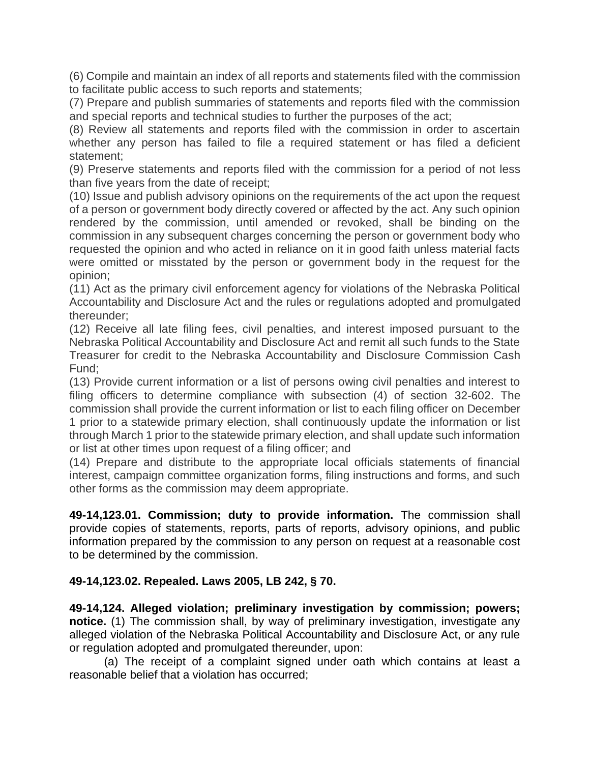(6) Compile and maintain an index of all reports and statements filed with the commission to facilitate public access to such reports and statements;

(7) Prepare and publish summaries of statements and reports filed with the commission and special reports and technical studies to further the purposes of the act;

(8) Review all statements and reports filed with the commission in order to ascertain whether any person has failed to file a required statement or has filed a deficient statement;

(9) Preserve statements and reports filed with the commission for a period of not less than five years from the date of receipt;

(10) Issue and publish advisory opinions on the requirements of the act upon the request of a person or government body directly covered or affected by the act. Any such opinion rendered by the commission, until amended or revoked, shall be binding on the commission in any subsequent charges concerning the person or government body who requested the opinion and who acted in reliance on it in good faith unless material facts were omitted or misstated by the person or government body in the request for the opinion;

(11) Act as the primary civil enforcement agency for violations of the Nebraska Political Accountability and Disclosure Act and the rules or regulations adopted and promulgated thereunder;

(12) Receive all late filing fees, civil penalties, and interest imposed pursuant to the Nebraska Political Accountability and Disclosure Act and remit all such funds to the State Treasurer for credit to the Nebraska Accountability and Disclosure Commission Cash Fund;

(13) Provide current information or a list of persons owing civil penalties and interest to filing officers to determine compliance with subsection (4) of section 32-602. The commission shall provide the current information or list to each filing officer on December 1 prior to a statewide primary election, shall continuously update the information or list through March 1 prior to the statewide primary election, and shall update such information or list at other times upon request of a filing officer; and

(14) Prepare and distribute to the appropriate local officials statements of financial interest, campaign committee organization forms, filing instructions and forms, and such other forms as the commission may deem appropriate.

**49-14,123.01. Commission; duty to provide information.** The commission shall provide copies of statements, reports, parts of reports, advisory opinions, and public information prepared by the commission to any person on request at a reasonable cost to be determined by the commission.

**49-14,123.02. Repealed. Laws 2005, LB 242, § 70.**

**49-14,124. Alleged violation; preliminary investigation by commission; powers; notice.** (1) The commission shall, by way of preliminary investigation, investigate any alleged violation of the Nebraska Political Accountability and Disclosure Act, or any rule or regulation adopted and promulgated thereunder, upon:

(a) The receipt of a complaint signed under oath which contains at least a reasonable belief that a violation has occurred;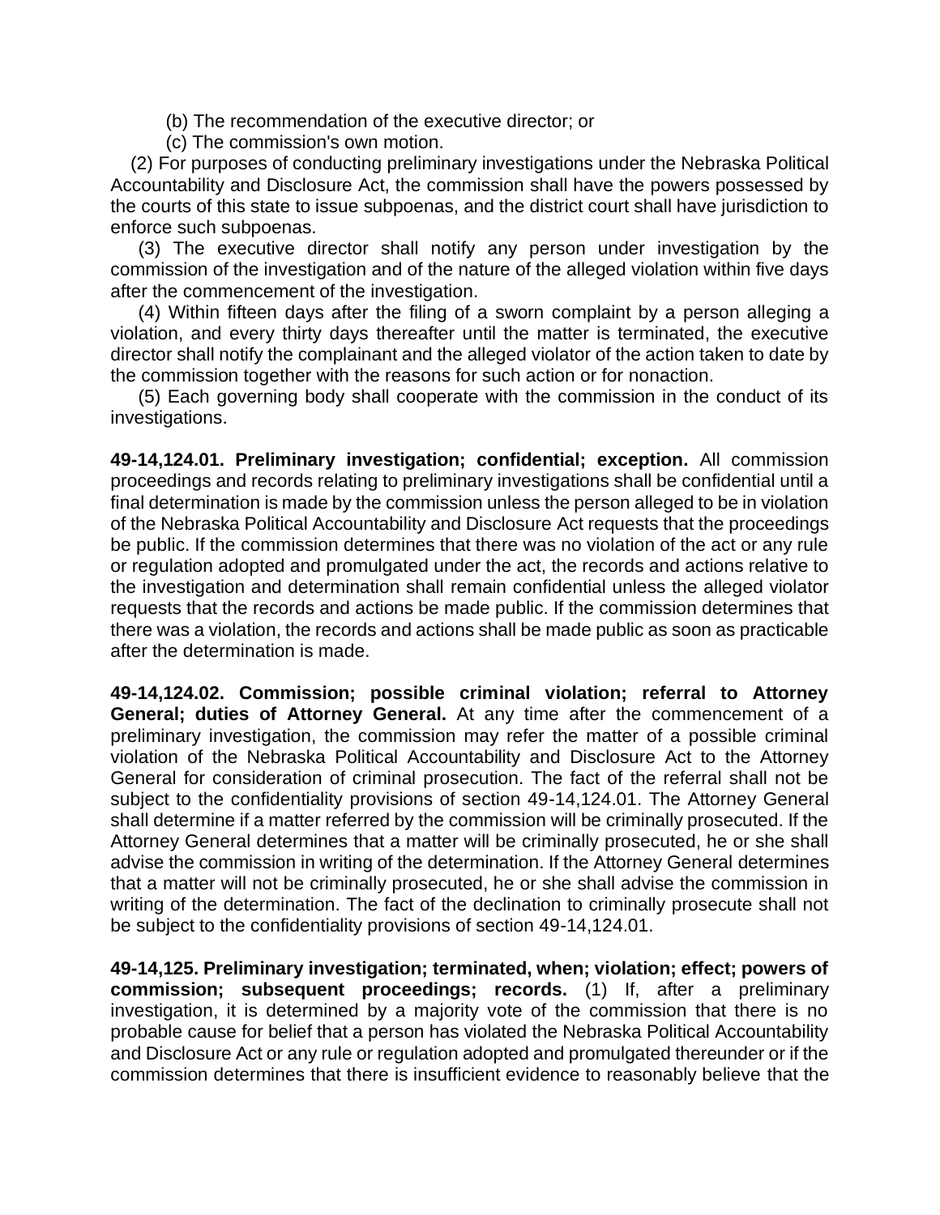(b) The recommendation of the executive director; or

(c) The commission's own motion.

(2) For purposes of conducting preliminary investigations under the Nebraska Political Accountability and Disclosure Act, the commission shall have the powers possessed by the courts of this state to issue subpoenas, and the district court shall have jurisdiction to enforce such subpoenas.

(3) The executive director shall notify any person under investigation by the commission of the investigation and of the nature of the alleged violation within five days after the commencement of the investigation.

(4) Within fifteen days after the filing of a sworn complaint by a person alleging a violation, and every thirty days thereafter until the matter is terminated, the executive director shall notify the complainant and the alleged violator of the action taken to date by the commission together with the reasons for such action or for nonaction.

(5) Each governing body shall cooperate with the commission in the conduct of its investigations.

**49-14,124.01. Preliminary investigation; confidential; exception.** All commission proceedings and records relating to preliminary investigations shall be confidential until a final determination is made by the commission unless the person alleged to be in violation of the Nebraska Political Accountability and Disclosure Act requests that the proceedings be public. If the commission determines that there was no violation of the act or any rule or regulation adopted and promulgated under the act, the records and actions relative to the investigation and determination shall remain confidential unless the alleged violator requests that the records and actions be made public. If the commission determines that there was a violation, the records and actions shall be made public as soon as practicable after the determination is made.

**49-14,124.02. Commission; possible criminal violation; referral to Attorney General; duties of Attorney General.** At any time after the commencement of a preliminary investigation, the commission may refer the matter of a possible criminal violation of the Nebraska Political Accountability and Disclosure Act to the Attorney General for consideration of criminal prosecution. The fact of the referral shall not be subject to the confidentiality provisions of section 49-14,124.01. The Attorney General shall determine if a matter referred by the commission will be criminally prosecuted. If the Attorney General determines that a matter will be criminally prosecuted, he or she shall advise the commission in writing of the determination. If the Attorney General determines that a matter will not be criminally prosecuted, he or she shall advise the commission in writing of the determination. The fact of the declination to criminally prosecute shall not be subject to the confidentiality provisions of section 49-14,124.01.

**49-14,125. Preliminary investigation; terminated, when; violation; effect; powers of commission; subsequent proceedings; records.** (1) If, after a preliminary investigation, it is determined by a majority vote of the commission that there is no probable cause for belief that a person has violated the Nebraska Political Accountability and Disclosure Act or any rule or regulation adopted and promulgated thereunder or if the commission determines that there is insufficient evidence to reasonably believe that the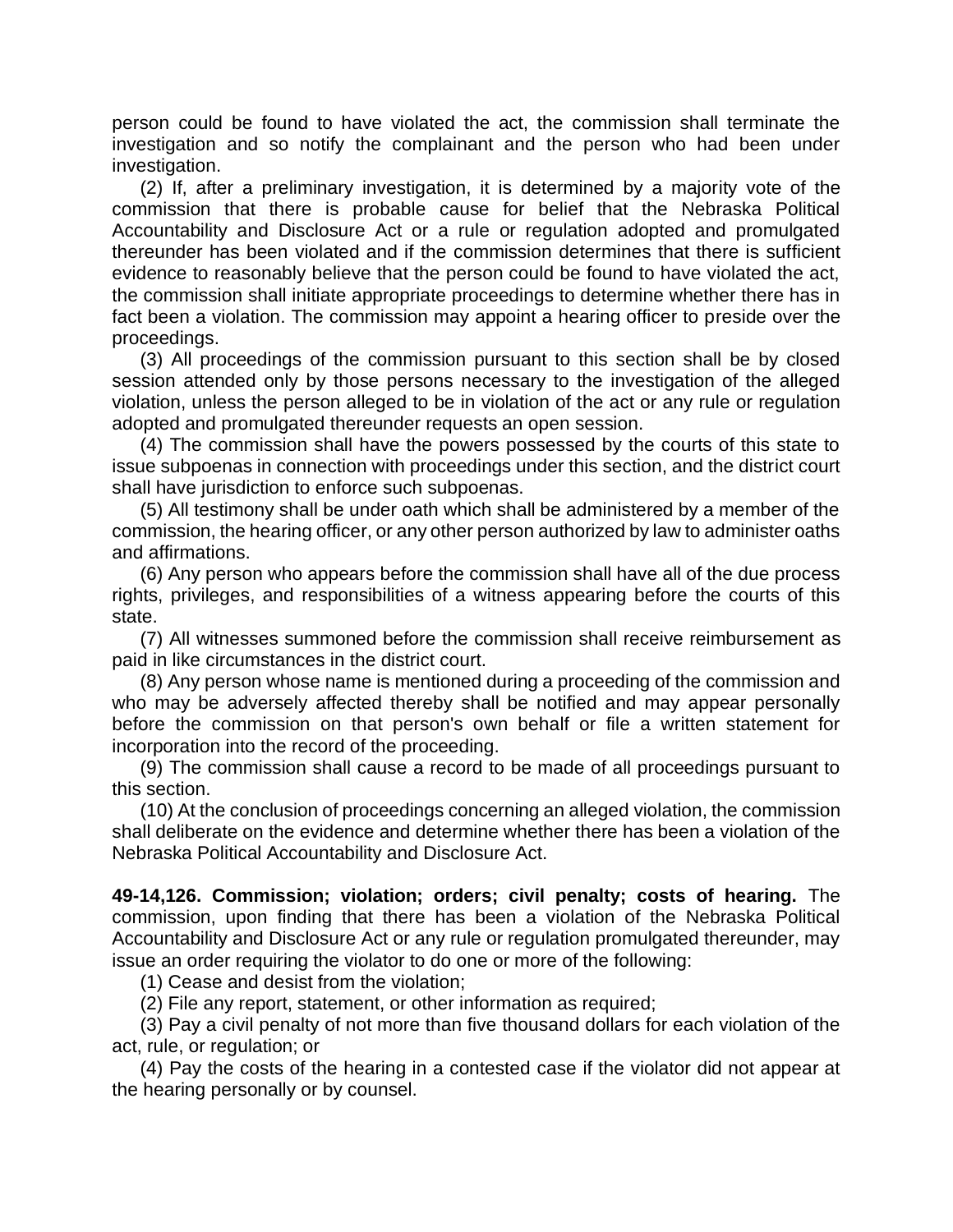person could be found to have violated the act, the commission shall terminate the investigation and so notify the complainant and the person who had been under investigation.

(2) If, after a preliminary investigation, it is determined by a majority vote of the commission that there is probable cause for belief that the Nebraska Political Accountability and Disclosure Act or a rule or regulation adopted and promulgated thereunder has been violated and if the commission determines that there is sufficient evidence to reasonably believe that the person could be found to have violated the act, the commission shall initiate appropriate proceedings to determine whether there has in fact been a violation. The commission may appoint a hearing officer to preside over the proceedings.

(3) All proceedings of the commission pursuant to this section shall be by closed session attended only by those persons necessary to the investigation of the alleged violation, unless the person alleged to be in violation of the act or any rule or regulation adopted and promulgated thereunder requests an open session.

(4) The commission shall have the powers possessed by the courts of this state to issue subpoenas in connection with proceedings under this section, and the district court shall have jurisdiction to enforce such subpoenas.

(5) All testimony shall be under oath which shall be administered by a member of the commission, the hearing officer, or any other person authorized by law to administer oaths and affirmations.

(6) Any person who appears before the commission shall have all of the due process rights, privileges, and responsibilities of a witness appearing before the courts of this state.

(7) All witnesses summoned before the commission shall receive reimbursement as paid in like circumstances in the district court.

(8) Any person whose name is mentioned during a proceeding of the commission and who may be adversely affected thereby shall be notified and may appear personally before the commission on that person's own behalf or file a written statement for incorporation into the record of the proceeding.

(9) The commission shall cause a record to be made of all proceedings pursuant to this section.

(10) At the conclusion of proceedings concerning an alleged violation, the commission shall deliberate on the evidence and determine whether there has been a violation of the Nebraska Political Accountability and Disclosure Act.

**49-14,126. Commission; violation; orders; civil penalty; costs of hearing.** The commission, upon finding that there has been a violation of the Nebraska Political Accountability and Disclosure Act or any rule or regulation promulgated thereunder, may issue an order requiring the violator to do one or more of the following:

(1) Cease and desist from the violation;

(2) File any report, statement, or other information as required;

(3) Pay a civil penalty of not more than five thousand dollars for each violation of the act, rule, or regulation; or

(4) Pay the costs of the hearing in a contested case if the violator did not appear at the hearing personally or by counsel.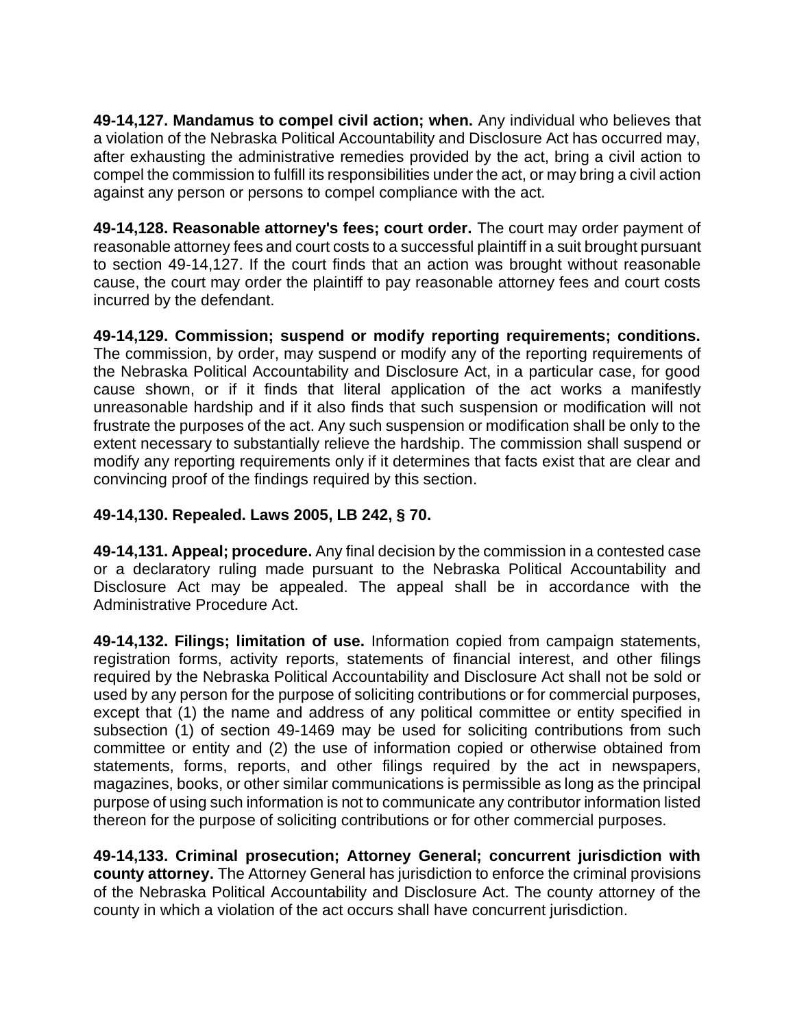**49-14,127. Mandamus to compel civil action; when.** Any individual who believes that a violation of the Nebraska Political Accountability and Disclosure Act has occurred may, after exhausting the administrative remedies provided by the act, bring a civil action to compel the commission to fulfill its responsibilities under the act, or may bring a civil action against any person or persons to compel compliance with the act.

**49-14,128. Reasonable attorney's fees; court order.** The court may order payment of reasonable attorney fees and court costs to a successful plaintiff in a suit brought pursuant to section 49-14,127. If the court finds that an action was brought without reasonable cause, the court may order the plaintiff to pay reasonable attorney fees and court costs incurred by the defendant.

**49-14,129. Commission; suspend or modify reporting requirements; conditions.** The commission, by order, may suspend or modify any of the reporting requirements of the Nebraska Political Accountability and Disclosure Act, in a particular case, for good cause shown, or if it finds that literal application of the act works a manifestly unreasonable hardship and if it also finds that such suspension or modification will not frustrate the purposes of the act. Any such suspension or modification shall be only to the extent necessary to substantially relieve the hardship. The commission shall suspend or modify any reporting requirements only if it determines that facts exist that are clear and convincing proof of the findings required by this section.

**49-14,130. Repealed. Laws 2005, LB 242, § 70.**

**49-14,131. Appeal; procedure.** Any final decision by the commission in a contested case or a declaratory ruling made pursuant to the Nebraska Political Accountability and Disclosure Act may be appealed. The appeal shall be in accordance with the Administrative Procedure Act.

**49-14,132. Filings; limitation of use.** Information copied from campaign statements, registration forms, activity reports, statements of financial interest, and other filings required by the Nebraska Political Accountability and Disclosure Act shall not be sold or used by any person for the purpose of soliciting contributions or for commercial purposes, except that (1) the name and address of any political committee or entity specified in subsection (1) of section 49-1469 may be used for soliciting contributions from such committee or entity and (2) the use of information copied or otherwise obtained from statements, forms, reports, and other filings required by the act in newspapers, magazines, books, or other similar communications is permissible as long as the principal purpose of using such information is not to communicate any contributor information listed thereon for the purpose of soliciting contributions or for other commercial purposes.

**49-14,133. Criminal prosecution; Attorney General; concurrent jurisdiction with county attorney.** The Attorney General has jurisdiction to enforce the criminal provisions of the Nebraska Political Accountability and Disclosure Act. The county attorney of the county in which a violation of the act occurs shall have concurrent jurisdiction.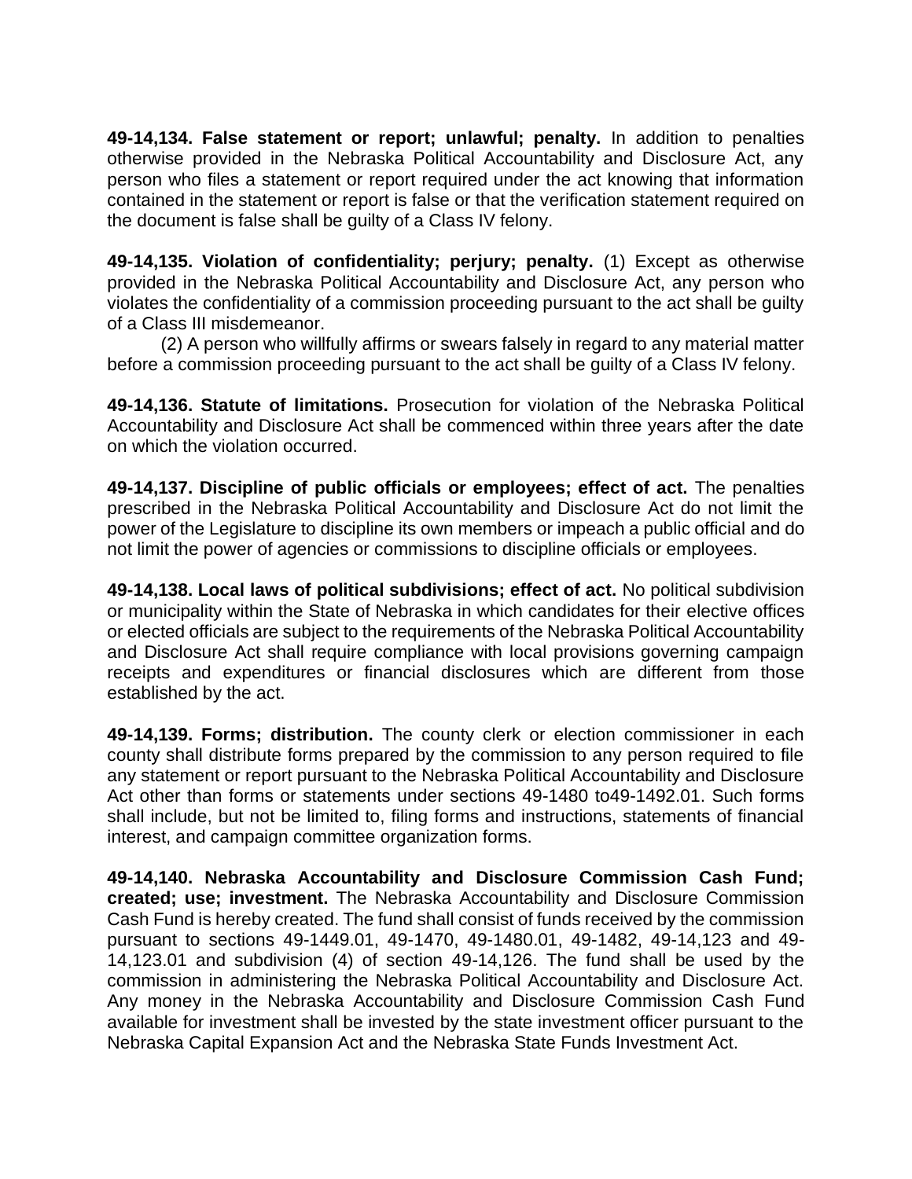**49-14,134. False statement or report; unlawful; penalty.** In addition to penalties otherwise provided in the Nebraska Political Accountability and Disclosure Act, any person who files a statement or report required under the act knowing that information contained in the statement or report is false or that the verification statement required on the document is false shall be guilty of a Class IV felony.

**49-14,135. Violation of confidentiality; perjury; penalty.** (1) Except as otherwise provided in the Nebraska Political Accountability and Disclosure Act, any person who violates the confidentiality of a commission proceeding pursuant to the act shall be guilty of a Class III misdemeanor.

(2) A person who willfully affirms or swears falsely in regard to any material matter before a commission proceeding pursuant to the act shall be guilty of a Class IV felony.

**49-14,136. Statute of limitations.** Prosecution for violation of the Nebraska Political Accountability and Disclosure Act shall be commenced within three years after the date on which the violation occurred.

**49-14,137. Discipline of public officials or employees; effect of act.** The penalties prescribed in the Nebraska Political Accountability and Disclosure Act do not limit the power of the Legislature to discipline its own members or impeach a public official and do not limit the power of agencies or commissions to discipline officials or employees.

**49-14,138. Local laws of political subdivisions; effect of act.** No political subdivision or municipality within the State of Nebraska in which candidates for their elective offices or elected officials are subject to the requirements of the Nebraska Political Accountability and Disclosure Act shall require compliance with local provisions governing campaign receipts and expenditures or financial disclosures which are different from those established by the act.

**49-14,139. Forms; distribution.** The county clerk or election commissioner in each county shall distribute forms prepared by the commission to any person required to file any statement or report pursuant to the Nebraska Political Accountability and Disclosure Act other than forms or statements under sections 49-1480 to49-1492.01. Such forms shall include, but not be limited to, filing forms and instructions, statements of financial interest, and campaign committee organization forms.

**49-14,140. Nebraska Accountability and Disclosure Commission Cash Fund; created; use; investment.** The Nebraska Accountability and Disclosure Commission Cash Fund is hereby created. The fund shall consist of funds received by the commission pursuant to sections 49-1449.01, 49-1470, 49-1480.01, 49-1482, 49-14,123 and 49-14,123.01 and subdivision (4) of section 49-14,126. The fund shall be used by the commission in administering the Nebraska Political Accountability and Disclosure Act. Any money in the Nebraska Accountability and Disclosure Commission Cash Fund available for investment shall be invested by the state investment officer pursuant to the Nebraska Capital Expansion Act and the Nebraska State Funds Investment Act.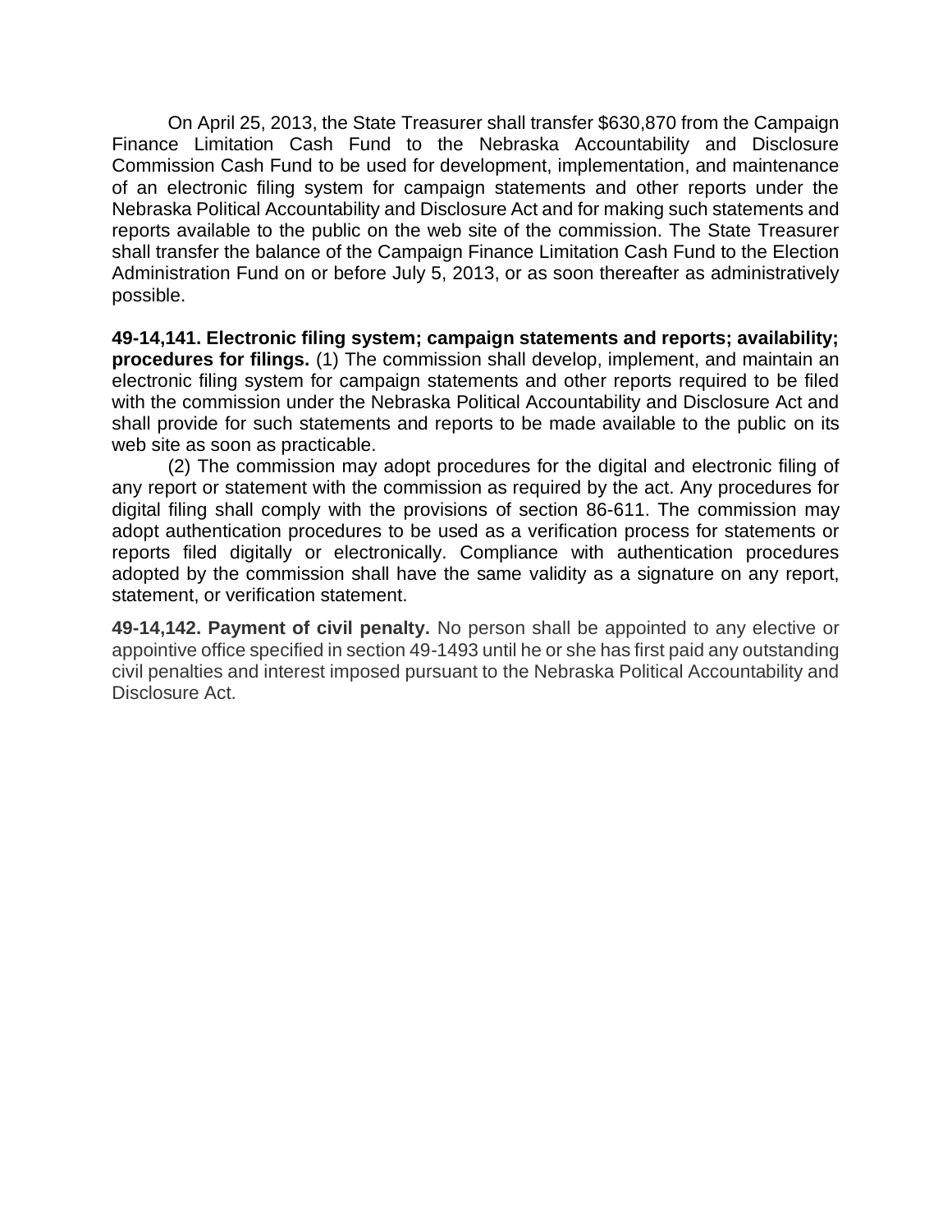On April 25, 2013, the State Treasurer shall transfer $630,870 from the Campaign Finance Limitation Cash Fund to the Nebraska Accountability and Disclosure Commission Cash Fund to be used for development, implementation, and maintenance of an electronic filing system for campaign statements and other reports under the Nebraska Political Accountability and Disclosure Act and for making such statements and reports available to the public on the web site of the commission. The State Treasurer shall transfer the balance of the Campaign Finance Limitation Cash Fund to the Election Administration Fund on or before July 5, 2013, or as soon thereafter as administratively possible.

**49-14,141. Electronic filing system; campaign statements and reports; availability; procedures for filings.** (1) The commission shall develop, implement, and maintain an electronic filing system for campaign statements and other reports required to be filed with the commission under the Nebraska Political Accountability and Disclosure Act and shall provide for such statements and reports to be made available to the public on its web site as soon as practicable.

(2) The commission may adopt procedures for the digital and electronic filing of any report or statement with the commission as required by the act. Any procedures for digital filing shall comply with the provisions of section 86-611. The commission may adopt authentication procedures to be used as a verification process for statements or reports filed digitally or electronically. Compliance with authentication procedures adopted by the commission shall have the same validity as a signature on any report, statement, or verification statement.

**49-14,142. Payment of civil penalty.** No person shall be appointed to any elective or appointive office specified in section 49-1493 until he or she has first paid any outstanding civil penalties and interest imposed pursuant to the Nebraska Political Accountability and Disclosure Act.